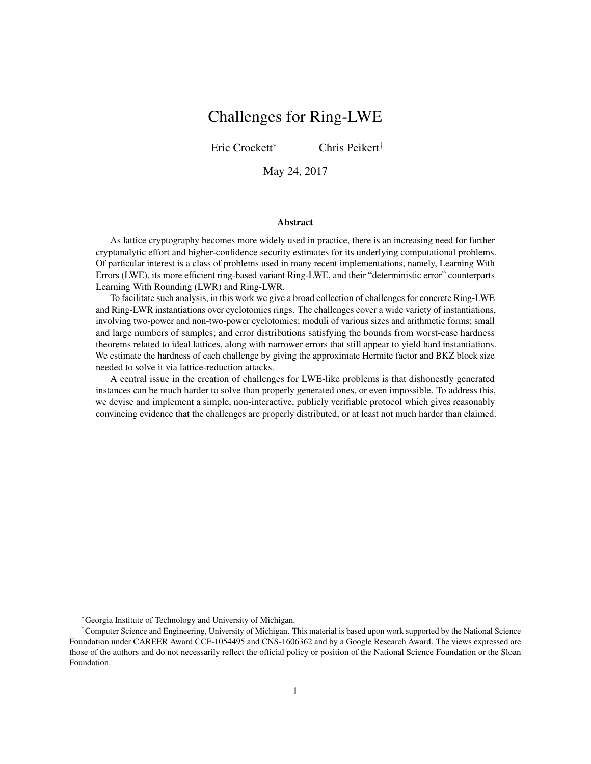# Challenges for Ring-LWE

Eric Crockett[*] Chris Peikert[†]

May 24, 2017

## Abstract

As lattice cryptography becomes more widely used in practice, there is an increasing need for further cryptanalytic effort and higher-confidence security estimates for its underlying computational problems. Of particular interest is a class of problems used in many recent implementations, namely, Learning With Errors (LWE), its more efficient ring-based variant Ring-LWE, and their "deterministic error" counterparts Learning With Rounding (LWR) and Ring-LWR.

To facilitate such analysis, in this work we give a broad collection of challenges for concrete Ring-LWE and Ring-LWR instantiations over cyclotomics rings. The challenges cover a wide variety of instantiations, involving two-power and non-two-power cyclotomics; moduli of various sizes and arithmetic forms; small and large numbers of samples; and error distributions satisfying the bounds from worst-case hardness theorems related to ideal lattices, along with narrower errors that still appear to yield hard instantiations. We estimate the hardness of each challenge by giving the approximate Hermite factor and BKZ block size needed to solve it via lattice-reduction attacks.

A central issue in the creation of challenges for LWE-like problems is that dishonestly generated instances can be much harder to solve than properly generated ones, or even impossible. To address this, we devise and implement a simple, non-interactive, publicly verifiable protocol which gives reasonably convincing evidence that the challenges are properly distributed, or at least not much harder than claimed.

---

[*] Georgia Institute of Technology and University of Michigan.

[†] Computer Science and Engineering, University of Michigan. This material is based upon work supported by the National Science Foundation under CAREER Award CCF-1054495 and CNS-1606362 and by a Google Research Award. The views expressed are those of the authors and do not necessarily reflect the official policy or position of the National Science Foundation or the Sloan Foundation.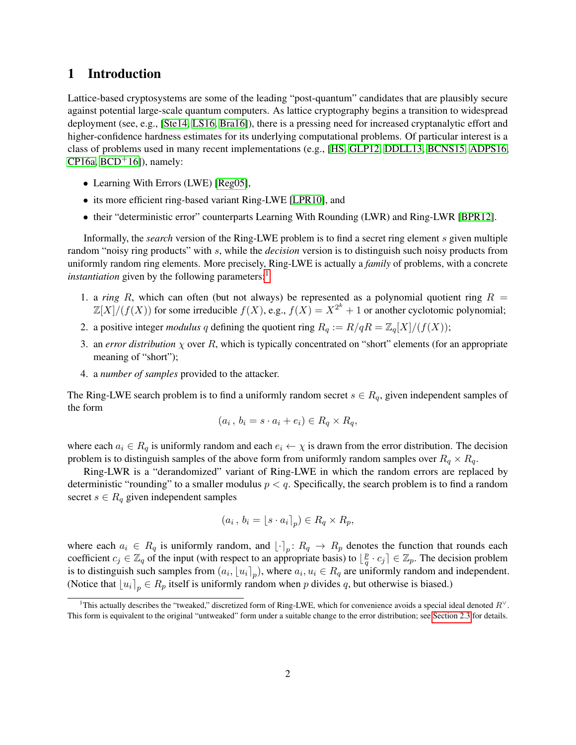# 1 Introduction

Lattice-based cryptosystems are some of the leading "post-quantum" candidates that are plausibly secure against potential large-scale quantum computers. As lattice cryptography begins a transition to widespread deployment (see, e.g., [Ste14, LS16, Bra16]), there is a pressing need for increased cryptanalytic effort and higher-confidence hardness estimates for its underlying computational problems. Of particular interest is a class of problems used in many recent implementations (e.g., [HS, GLP12, DDLL13, BCNS15, ADPS16, CP16a, BCD+16]), namely:

- Learning With Errors (LWE) [Reg05],
- its more efficient ring-based variant Ring-LWE [LPR10], and
- their "deterministic error" counterparts Learning With Rounding (LWR) and Ring-LWR [BPR12].

Informally, the *search* version of the Ring-LWE problem is to find a secret ring element $s$ given multiple random "noisy ring products" with $s$, while the *decision* version is to distinguish such noisy products from uniformly random ring elements. More precisely, Ring-LWE is actually a *family* of problems, with a concrete *instantiation* given by the following parameters:[1]

1. a *ring* $R$, which can often (but not always) be represented as a polynomial quotient ring $R = \mathbb{Z}[X]/(f(X))$ for some irreducible $f(X)$, e.g., $f(X) = X^{2^k} + 1$ or another cyclotomic polynomial;
2. a positive integer *modulus* $q$ defining the quotient ring $R_q := R/qR = \mathbb{Z}_q[X]/(f(X))$;
3. an *error distribution* $\chi$ over $R$, which is typically concentrated on "short" elements (for an appropriate meaning of "short");
4. a *number of samples* provided to the attacker.

The Ring-LWE search problem is to find a uniformly random secret $s \in R_q$, given independent samples of the form

$$(a_i\,,\, b_i = s \cdot a_i + e_i) \in R_q \times R_q,$$

where each $a_i \in R_q$ is uniformly random and each $e_i \leftarrow \chi$ is drawn from the error distribution. The decision problem is to distinguish samples of the above form from uniformly random samples over $R_q \times R_q$.

Ring-LWR is a "derandomized" variant of Ring-LWE in which the random errors are replaced by deterministic "rounding" to a smaller modulus $p < q$. Specifically, the search problem is to find a random secret $s \in R_q$ given independent samples

$$(a_i\,,\, b_i = \lfloor s \cdot a_i \rceil_p) \in R_q \times R_p,$$

where each $a_i \in R_q$ is uniformly random, and $\lfloor \cdot \rceil_p \colon R_q \to R_p$ denotes the function that rounds each coefficient $c_j \in \mathbb{Z}_q$ of the input (with respect to an appropriate basis) to $\lfloor \frac{p}{q} \cdot c_j \rceil \in \mathbb{Z}_p$. The decision problem is to distinguish such samples from $(a_i, \lfloor u_i \rceil_p)$, where $a_i, u_i \in R_q$ are uniformly random and independent. (Notice that $\lfloor u_i \rceil_p \in R_p$ itself is uniformly random when $p$ divides $q$, but otherwise is biased.)

[1] This actually describes the "tweaked," discretized form of Ring-LWE, which for convenience avoids a special ideal denoted $R^\vee$. This form is equivalent to the original "untweaked" form under a suitable change to the error distribution; see Section 2.3 for details.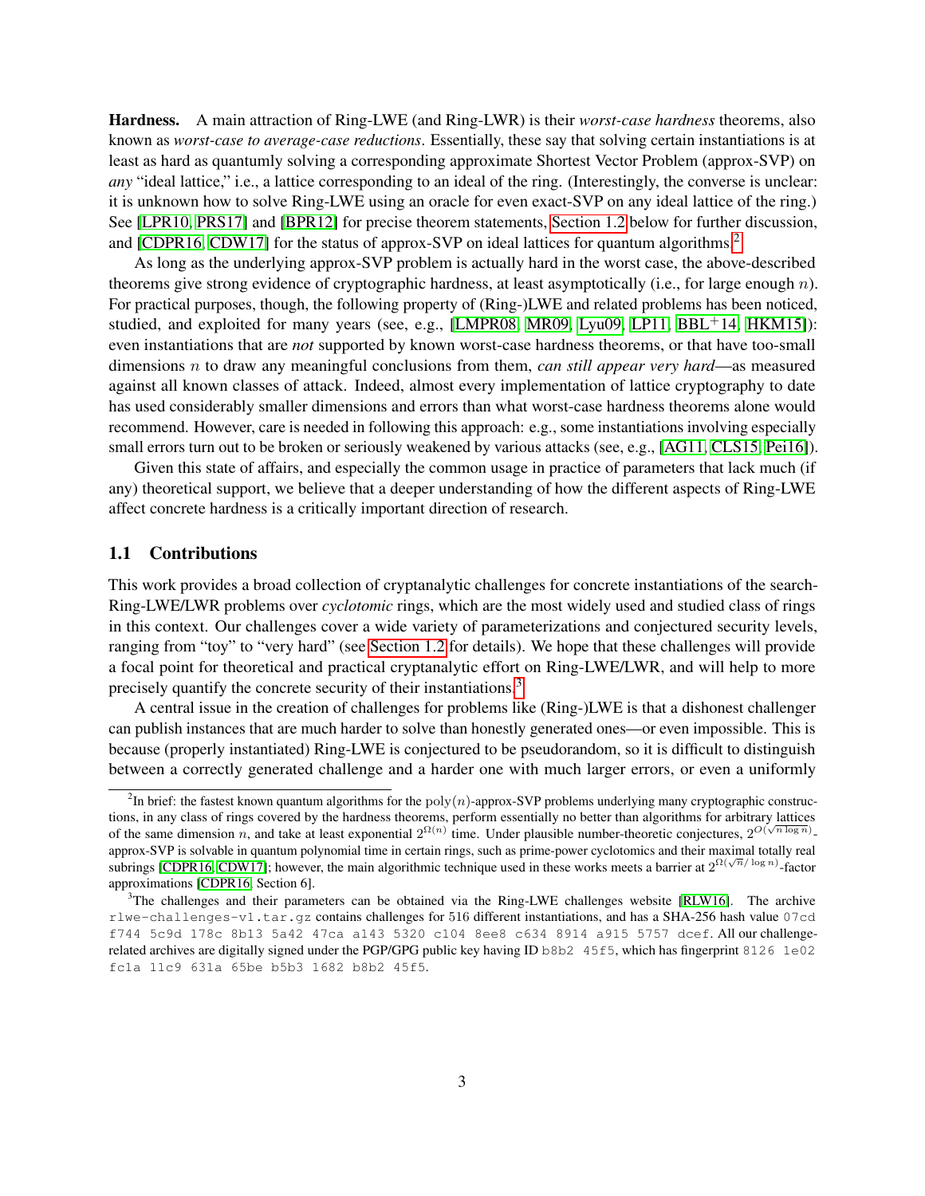**Hardness.** A main attraction of Ring-LWE (and Ring-LWR) is their *worst-case hardness* theorems, also known as *worst-case to average-case reductions*. Essentially, these say that solving certain instantiations is at least as hard as quantumly solving a corresponding approximate Shortest Vector Problem (approx-SVP) on *any* "ideal lattice," i.e., a lattice corresponding to an ideal of the ring. (Interestingly, the converse is unclear: it is unknown how to solve Ring-LWE using an oracle for even exact-SVP on any ideal lattice of the ring.) See [LPR10, PRS17] and [BPR12] for precise theorem statements, Section 1.2 below for further discussion, and [CDPR16, CDW17] for the status of approx-SVP on ideal lattices for quantum algorithms.[2]

As long as the underlying approx-SVP problem is actually hard in the worst case, the above-described theorems give strong evidence of cryptographic hardness, at least asymptotically (i.e., for large enough $n$). For practical purposes, though, the following property of (Ring-)LWE and related problems has been noticed, studied, and exploited for many years (see, e.g., [LMPR08, MR09, Lyu09, LP11, BBL+14, HKM15]): even instantiations that are *not* supported by known worst-case hardness theorems, or that have too-small dimensions $n$ to draw any meaningful conclusions from them, *can still appear very hard*—as measured against all known classes of attack. Indeed, almost every implementation of lattice cryptography to date has used considerably smaller dimensions and errors than what worst-case hardness theorems alone would recommend. However, care is needed in following this approach: e.g., some instantiations involving especially small errors turn out to be broken or seriously weakened by various attacks (see, e.g., [AG11, CLS15, Pei16]).

Given this state of affairs, and especially the common usage in practice of parameters that lack much (if any) theoretical support, we believe that a deeper understanding of how the different aspects of Ring-LWE affect concrete hardness is a critically important direction of research.

## 1.1 Contributions

This work provides a broad collection of cryptanalytic challenges for concrete instantiations of the search-Ring-LWE/LWR problems over *cyclotomic* rings, which are the most widely used and studied class of rings in this context. Our challenges cover a wide variety of parameterizations and conjectured security levels, ranging from "toy" to "very hard" (see Section 1.2 for details). We hope that these challenges will provide a focal point for theoretical and practical cryptanalytic effort on Ring-LWE/LWR, and will help to more precisely quantify the concrete security of their instantiations.[3]

A central issue in the creation of challenges for problems like (Ring-)LWE is that a dishonest challenger can publish instances that are much harder to solve than honestly generated ones—or even impossible. This is because (properly instantiated) Ring-LWE is conjectured to be pseudorandom, so it is difficult to distinguish between a correctly generated challenge and a harder one with much larger errors, or even a uniformly

---

[2] In brief: the fastest known quantum algorithms for the $\mathrm{poly}(n)$-approx-SVP problems underlying many cryptographic constructions, in any class of rings covered by the hardness theorems, perform essentially no better than algorithms for arbitrary lattices of the same dimension $n$, and take at least exponential $2^{\Omega(n)}$ time. Under plausible number-theoretic conjectures, $2^{O(\sqrt{n \log n})}$-approx-SVP is solvable in quantum polynomial time in certain rings, such as prime-power cyclotomics and their maximal totally real subrings [CDPR16, CDW17]; however, the main algorithmic technique used in these works meets a barrier at $2^{\Omega(\sqrt{n}/\log n)}$-factor approximations [CDPR16, Section 6].

[3] The challenges and their parameters can be obtained via the Ring-LWE challenges website [RLW16]. The archive `rlwe-challenges-v1.tar.gz` contains challenges for 516 different instantiations, and has a SHA-256 hash value `07cd f744 5c9d 178c 8b13 5a42 47ca a143 5320 c104 8ee8 c634 8914 a915 5757 dcef`. All our challenge-related archives are digitally signed under the PGP/GPG public key having ID `b8b2 45f5`, which has fingerprint `8126 1e02 fc1a 11c9 631a 65be b5b3 1682 b8b2 45f5`.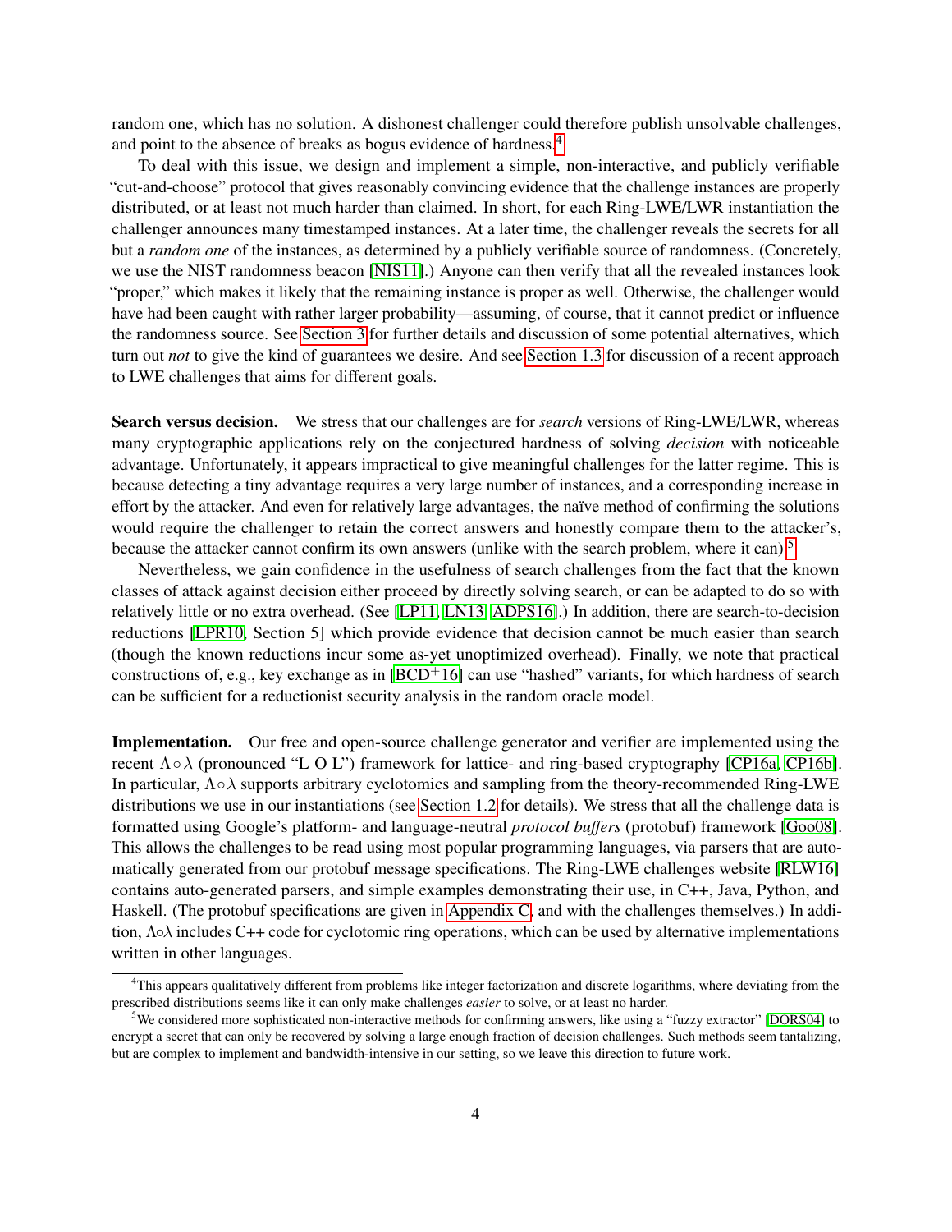random one, which has no solution. A dishonest challenger could therefore publish unsolvable challenges, and point to the absence of breaks as bogus evidence of hardness.[4]

To deal with this issue, we design and implement a simple, non-interactive, and publicly verifiable "cut-and-choose" protocol that gives reasonably convincing evidence that the challenge instances are properly distributed, or at least not much harder than claimed. In short, for each Ring-LWE/LWR instantiation the challenger announces many timestamped instances. At a later time, the challenger reveals the secrets for all but a *random one* of the instances, as determined by a publicly verifiable source of randomness. (Concretely, we use the NIST randomness beacon [NIS11].) Anyone can then verify that all the revealed instances look "proper," which makes it likely that the remaining instance is proper as well. Otherwise, the challenger would have had been caught with rather larger probability—assuming, of course, that it cannot predict or influence the randomness source. See Section 3 for further details and discussion of some potential alternatives, which turn out *not* to give the kind of guarantees we desire. And see Section 1.3 for discussion of a recent approach to LWE challenges that aims for different goals.

**Search versus decision.** We stress that our challenges are for *search* versions of Ring-LWE/LWR, whereas many cryptographic applications rely on the conjectured hardness of solving *decision* with noticeable advantage. Unfortunately, it appears impractical to give meaningful challenges for the latter regime. This is because detecting a tiny advantage requires a very large number of instances, and a corresponding increase in effort by the attacker. And even for relatively large advantages, the naïve method of confirming the solutions would require the challenger to retain the correct answers and honestly compare them to the attacker's, because the attacker cannot confirm its own answers (unlike with the search problem, where it can).[5]

Nevertheless, we gain confidence in the usefulness of search challenges from the fact that the known classes of attack against decision either proceed by directly solving search, or can be adapted to do so with relatively little or no extra overhead. (See [LP11, LN13, ADPS16].) In addition, there are search-to-decision reductions [LPR10, Section 5] which provide evidence that decision cannot be much easier than search (though the known reductions incur some as-yet unoptimized overhead). Finally, we note that practical constructions of, e.g., key exchange as in [BCD+16] can use "hashed" variants, for which hardness of search can be sufficient for a reductionist security analysis in the random oracle model.

**Implementation.** Our free and open-source challenge generator and verifier are implemented using the recent $\Lambda \circ \lambda$ (pronounced "L O L") framework for lattice- and ring-based cryptography [CP16a, CP16b]. In particular, $\Lambda \circ \lambda$ supports arbitrary cyclotomics and sampling from the theory-recommended Ring-LWE distributions we use in our instantiations (see Section 1.2 for details). We stress that all the challenge data is formatted using Google's platform- and language-neutral *protocol buffers* (protobuf) framework [Goo08]. This allows the challenges to be read using most popular programming languages, via parsers that are automatically generated from our protobuf message specifications. The Ring-LWE challenges website [RLW16] contains auto-generated parsers, and simple examples demonstrating their use, in C++, Java, Python, and Haskell. (The protobuf specifications are given in Appendix C, and with the challenges themselves.) In addition, $\Lambda \circ \lambda$ includes C++ code for cyclotomic ring operations, which can be used by alternative implementations written in other languages.

---

[4] This appears qualitatively different from problems like integer factorization and discrete logarithms, where deviating from the prescribed distributions seems like it can only make challenges *easier* to solve, or at least no harder.

[5] We considered more sophisticated non-interactive methods for confirming answers, like using a "fuzzy extractor" [DORS04] to encrypt a secret that can only be recovered by solving a large enough fraction of decision challenges. Such methods seem tantalizing, but are complex to implement and bandwidth-intensive in our setting, so we leave this direction to future work.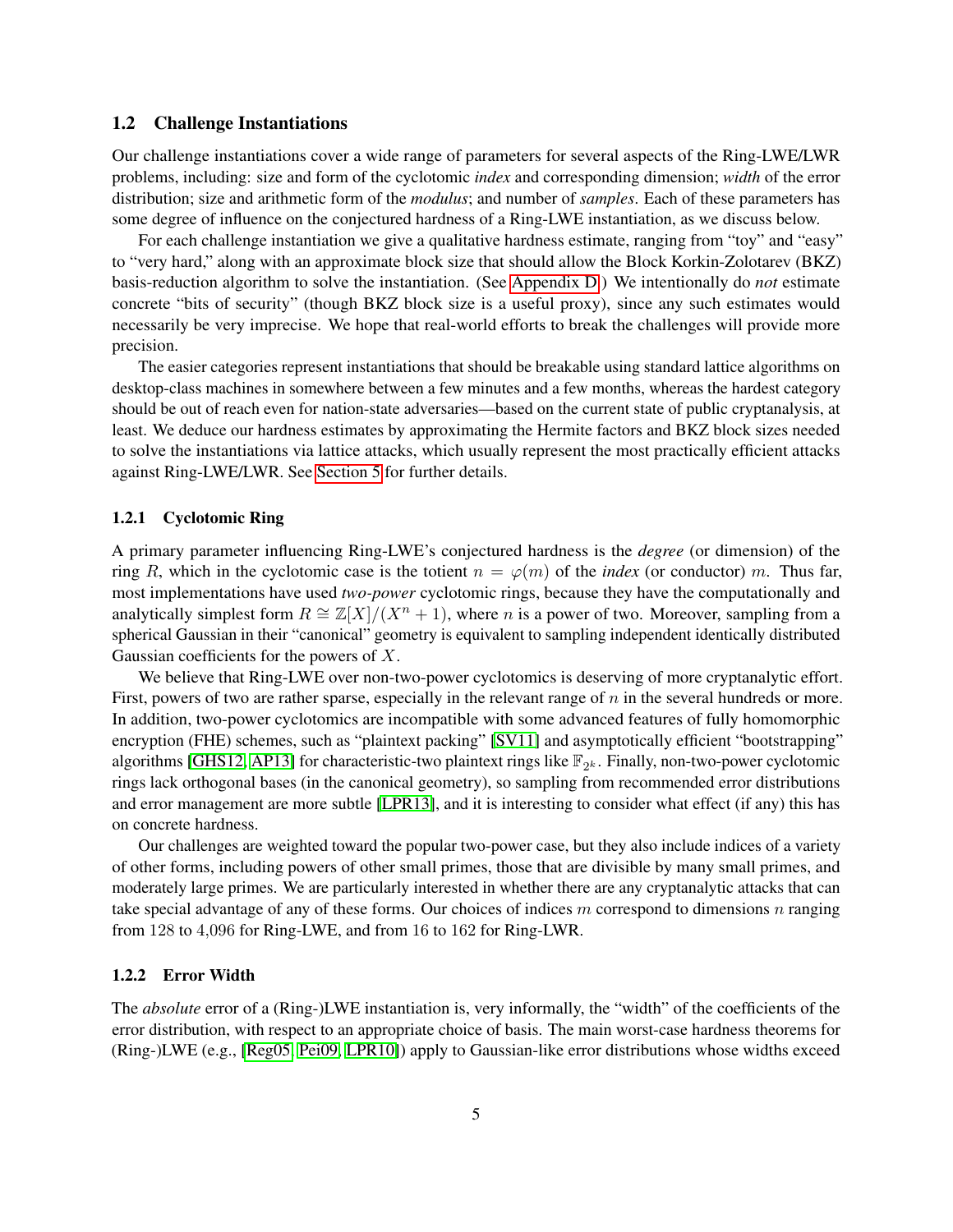### 1.2 Challenge Instantiations

Our challenge instantiations cover a wide range of parameters for several aspects of the Ring-LWE/LWR problems, including: size and form of the cyclotomic *index* and corresponding dimension; *width* of the error distribution; size and arithmetic form of the *modulus*; and number of *samples*. Each of these parameters has some degree of influence on the conjectured hardness of a Ring-LWE instantiation, as we discuss below.

For each challenge instantiation we give a qualitative hardness estimate, ranging from "toy" and "easy" to "very hard," along with an approximate block size that should allow the Block Korkin-Zolotarev (BKZ) basis-reduction algorithm to solve the instantiation. (See Appendix D.) We intentionally do *not* estimate concrete "bits of security" (though BKZ block size is a useful proxy), since any such estimates would necessarily be very imprecise. We hope that real-world efforts to break the challenges will provide more precision.

The easier categories represent instantiations that should be breakable using standard lattice algorithms on desktop-class machines in somewhere between a few minutes and a few months, whereas the hardest category should be out of reach even for nation-state adversaries—based on the current state of public cryptanalysis, at least. We deduce our hardness estimates by approximating the Hermite factors and BKZ block sizes needed to solve the instantiations via lattice attacks, which usually represent the most practically efficient attacks against Ring-LWE/LWR. See Section 5 for further details.

#### 1.2.1 Cyclotomic Ring

A primary parameter influencing Ring-LWE's conjectured hardness is the *degree* (or dimension) of the ring $R$, which in the cyclotomic case is the totient $n = \varphi(m)$ of the *index* (or conductor) $m$. Thus far, most implementations have used *two-power* cyclotomic rings, because they have the computationally and analytically simplest form $R \cong \mathbb{Z}[X]/(X^n + 1)$, where $n$ is a power of two. Moreover, sampling from a spherical Gaussian in their "canonical" geometry is equivalent to sampling independent identically distributed Gaussian coefficients for the powers of $X$.

We believe that Ring-LWE over non-two-power cyclotomics is deserving of more cryptanalytic effort. First, powers of two are rather sparse, especially in the relevant range of $n$ in the several hundreds or more. In addition, two-power cyclotomics are incompatible with some advanced features of fully homomorphic encryption (FHE) schemes, such as "plaintext packing" [SV11] and asymptotically efficient "bootstrapping" algorithms [GHS12, AP13] for characteristic-two plaintext rings like $\mathbb{F}_{2^k}$. Finally, non-two-power cyclotomic rings lack orthogonal bases (in the canonical geometry), so sampling from recommended error distributions and error management are more subtle [LPR13], and it is interesting to consider what effect (if any) this has on concrete hardness.

Our challenges are weighted toward the popular two-power case, but they also include indices of a variety of other forms, including powers of other small primes, those that are divisible by many small primes, and moderately large primes. We are particularly interested in whether there are any cryptanalytic attacks that can take special advantage of any of these forms. Our choices of indices $m$ correspond to dimensions $n$ ranging from 128 to 4,096 for Ring-LWE, and from 16 to 162 for Ring-LWR.

#### 1.2.2 Error Width

The *absolute* error of a (Ring-)LWE instantiation is, very informally, the "width" of the coefficients of the error distribution, with respect to an appropriate choice of basis. The main worst-case hardness theorems for (Ring-)LWE (e.g., [Reg05, Pei09, LPR10]) apply to Gaussian-like error distributions whose widths exceed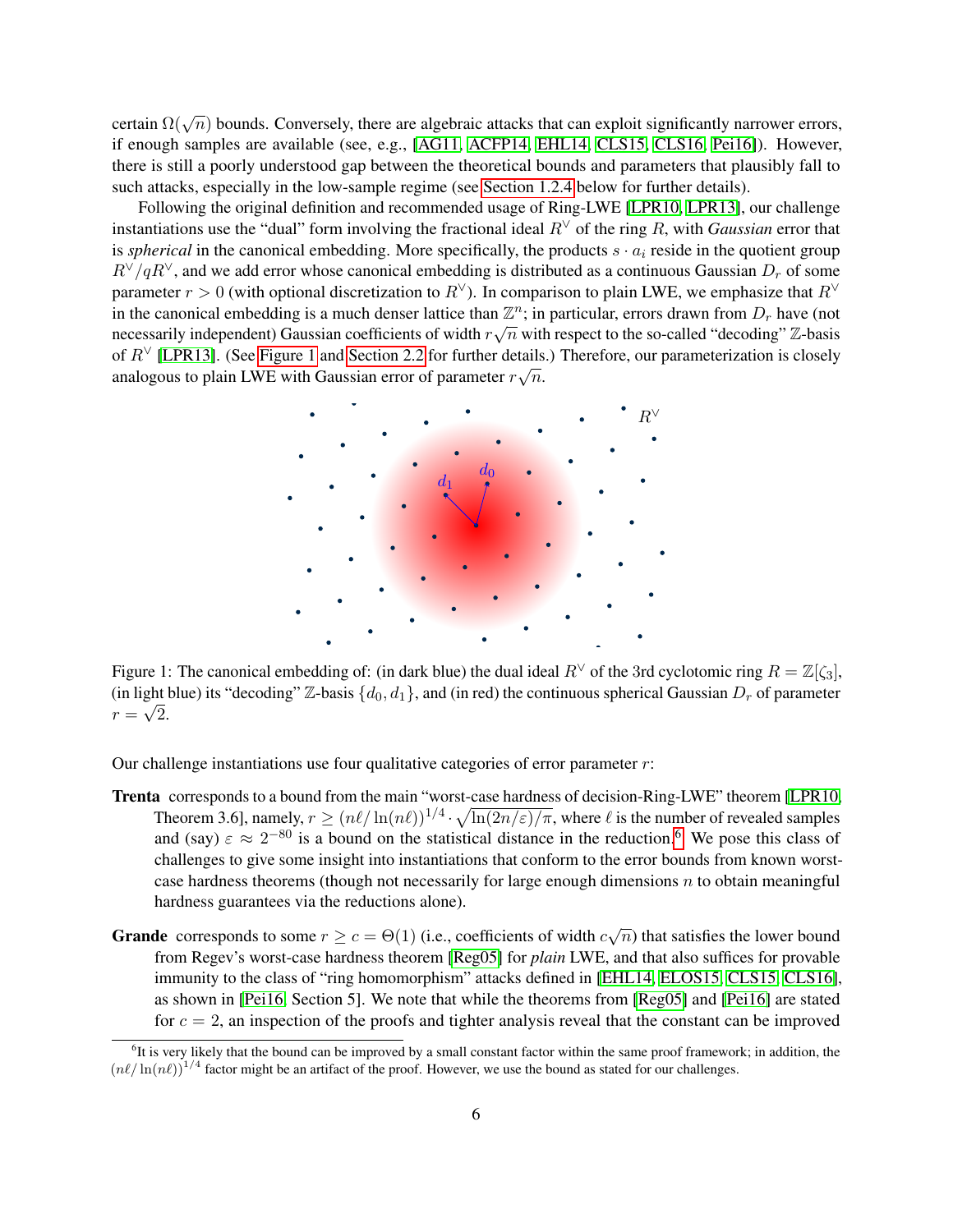certain $\Omega(\sqrt{n})$ bounds. Conversely, there are algebraic attacks that can exploit significantly narrower errors, if enough samples are available (see, e.g., [AG11, ACFP14, EHL14, CLS15, CLS16, Pei16]). However, there is still a poorly understood gap between the theoretical bounds and parameters that plausibly fall to such attacks, especially in the low-sample regime (see Section 1.2.4 below for further details).

Following the original definition and recommended usage of Ring-LWE [LPR10, LPR13], our challenge instantiations use the "dual" form involving the fractional ideal $R^\vee$ of the ring $R$, with *Gaussian* error that is *spherical* in the canonical embedding. More specifically, the products $s \cdot a_i$ reside in the quotient group $R^\vee/qR^\vee$, and we add error whose canonical embedding is distributed as a continuous Gaussian $D_r$ of some parameter $r > 0$ (with optional discretization to $R^\vee$). In comparison to plain LWE, we emphasize that $R^\vee$ in the canonical embedding is a much denser lattice than $\mathbb{Z}^n$; in particular, errors drawn from $D_r$ have (not necessarily independent) Gaussian coefficients of width $r\sqrt{n}$ with respect to the so-called "decoding" $\mathbb{Z}$-basis of $R^\vee$ [LPR13]. (See Figure 1 and Section 2.2 for further details.) Therefore, our parameterization is closely analogous to plain LWE with Gaussian error of parameter $r\sqrt{n}$.

Figure 1: The canonical embedding of: (in dark blue) the dual ideal $R^\vee$ of the 3rd cyclotomic ring $R = \mathbb{Z}[\zeta_3]$, (in light blue) its "decoding" $\mathbb{Z}$-basis $\{d_0, d_1\}$, and (in red) the continuous spherical Gaussian $D_r$ of parameter $r = \sqrt{2}$.

Our challenge instantiations use four qualitative categories of error parameter $r$:

**Trenta** corresponds to a bound from the main "worst-case hardness of decision-Ring-LWE" theorem [LPR10, Theorem 3.6], namely, $r \geq (n\ell/\ln(n\ell))^{1/4} \cdot \sqrt{\ln(2n/\varepsilon)/\pi}$, where $\ell$ is the number of revealed samples and (say) $\varepsilon \approx 2^{-80}$ is a bound on the statistical distance in the reduction.[6] We pose this class of challenges to give some insight into instantiations that conform to the error bounds from known worst-case hardness theorems (though not necessarily for large enough dimensions $n$ to obtain meaningful hardness guarantees via the reductions alone).

**Grande** corresponds to some $r \geq c = \Theta(1)$ (i.e., coefficients of width $c\sqrt{n}$) that satisfies the lower bound from Regev's worst-case hardness theorem [Reg05] for *plain* LWE, and that also suffices for provable immunity to the class of "ring homomorphism" attacks defined in [EHL14, ELOS15, CLS15, CLS16], as shown in [Pei16, Section 5]. We note that while the theorems from [Reg05] and [Pei16] are stated for $c = 2$, an inspection of the proofs and tighter analysis reveal that the constant can be improved

[6] It is very likely that the bound can be improved by a small constant factor within the same proof framework; in addition, the $(n\ell/\ln(n\ell))^{1/4}$ factor might be an artifact of the proof. However, we use the bound as stated for our challenges.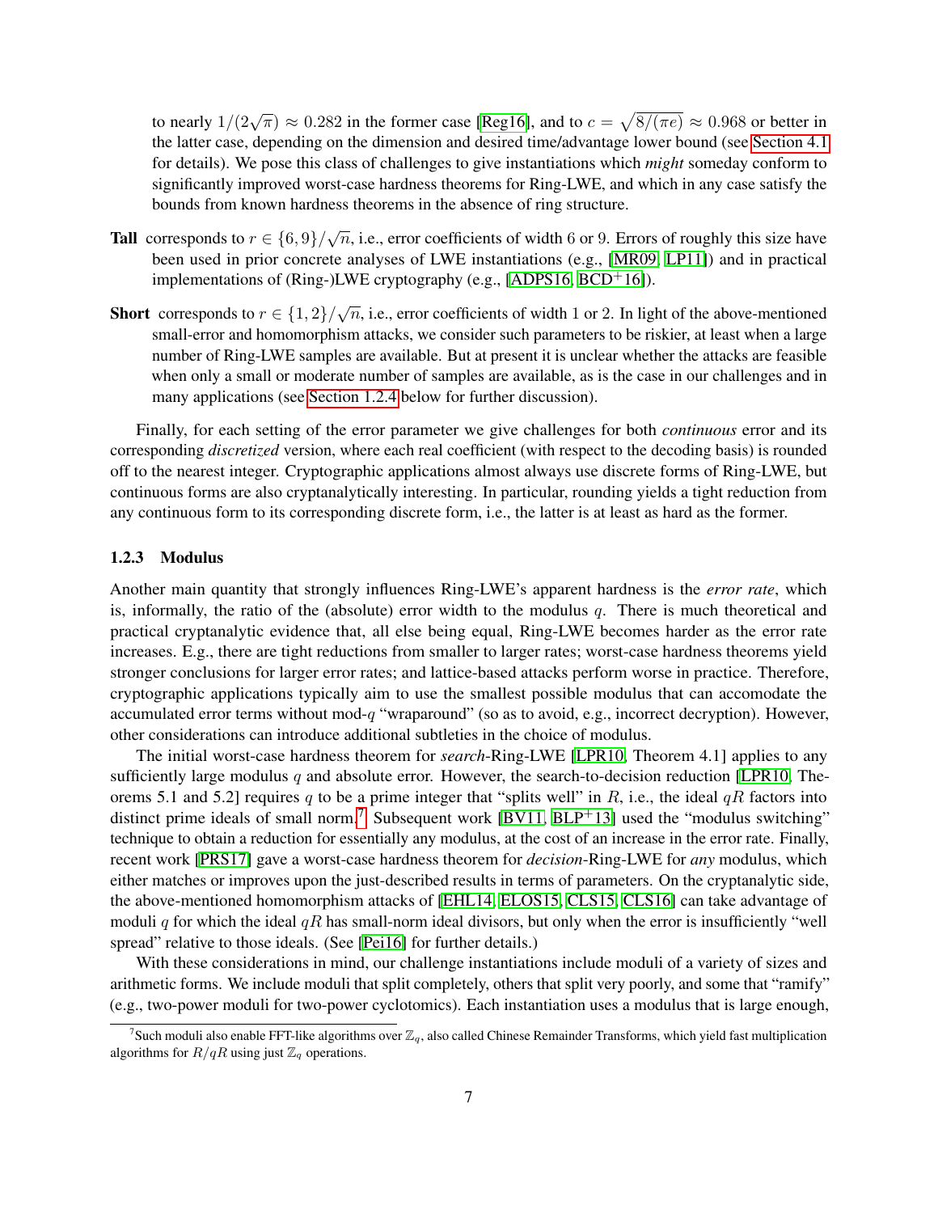to nearly $1/(2\sqrt{\pi}) \approx 0.282$ in the former case [Reg16], and to $c = \sqrt{8/(\pi e)} \approx 0.968$ or better in the latter case, depending on the dimension and desired time/advantage lower bound (see Section 4.1 for details). We pose this class of challenges to give instantiations which *might* someday conform to significantly improved worst-case hardness theorems for Ring-LWE, and which in any case satisfy the bounds from known hardness theorems in the absence of ring structure.

**Tall** corresponds to $r \in \{6, 9\}/\sqrt{n}$, i.e., error coefficients of width 6 or 9. Errors of roughly this size have been used in prior concrete analyses of LWE instantiations (e.g., [MR09, LP11]) and in practical implementations of (Ring-)LWE cryptography (e.g., [ADPS16, BCD+16]).

**Short** corresponds to $r \in \{1, 2\}/\sqrt{n}$, i.e., error coefficients of width 1 or 2. In light of the above-mentioned small-error and homomorphism attacks, we consider such parameters to be riskier, at least when a large number of Ring-LWE samples are available. But at present it is unclear whether the attacks are feasible when only a small or moderate number of samples are available, as is the case in our challenges and in many applications (see Section 1.2.4 below for further discussion).

Finally, for each setting of the error parameter we give challenges for both *continuous* error and its corresponding *discretized* version, where each real coefficient (with respect to the decoding basis) is rounded off to the nearest integer. Cryptographic applications almost always use discrete forms of Ring-LWE, but continuous forms are also cryptanalytically interesting. In particular, rounding yields a tight reduction from any continuous form to its corresponding discrete form, i.e., the latter is at least as hard as the former.

### 1.2.3 Modulus

Another main quantity that strongly influences Ring-LWE's apparent hardness is the *error rate*, which is, informally, the ratio of the (absolute) error width to the modulus $q$. There is much theoretical and practical cryptanalytic evidence that, all else being equal, Ring-LWE becomes harder as the error rate increases. E.g., there are tight reductions from smaller to larger rates; worst-case hardness theorems yield stronger conclusions for larger error rates; and lattice-based attacks perform worse in practice. Therefore, cryptographic applications typically aim to use the smallest possible modulus that can accomodate the accumulated error terms without mod-$q$ "wraparound" (so as to avoid, e.g., incorrect decryption). However, other considerations can introduce additional subtleties in the choice of modulus.

The initial worst-case hardness theorem for *search*-Ring-LWE [LPR10, Theorem 4.1] applies to any sufficiently large modulus $q$ and absolute error. However, the search-to-decision reduction [LPR10, Theorems 5.1 and 5.2] requires $q$ to be a prime integer that "splits well" in $R$, i.e., the ideal $qR$ factors into distinct prime ideals of small norm.[7] Subsequent work [BV11, BLP+13] used the "modulus switching" technique to obtain a reduction for essentially any modulus, at the cost of an increase in the error rate. Finally, recent work [PRS17] gave a worst-case hardness theorem for *decision*-Ring-LWE for *any* modulus, which either matches or improves upon the just-described results in terms of parameters. On the cryptanalytic side, the above-mentioned homomorphism attacks of [EHL14, ELOS15, CLS15, CLS16] can take advantage of moduli $q$ for which the ideal $qR$ has small-norm ideal divisors, but only when the error is insufficiently "well spread" relative to those ideals. (See [Pei16] for further details.)

With these considerations in mind, our challenge instantiations include moduli of a variety of sizes and arithmetic forms. We include moduli that split completely, others that split very poorly, and some that "ramify" (e.g., two-power moduli for two-power cyclotomics). Each instantiation uses a modulus that is large enough,

[7] Such moduli also enable FFT-like algorithms over $\mathbb{Z}_q$, also called Chinese Remainder Transforms, which yield fast multiplication algorithms for $R/qR$ using just $\mathbb{Z}_q$ operations.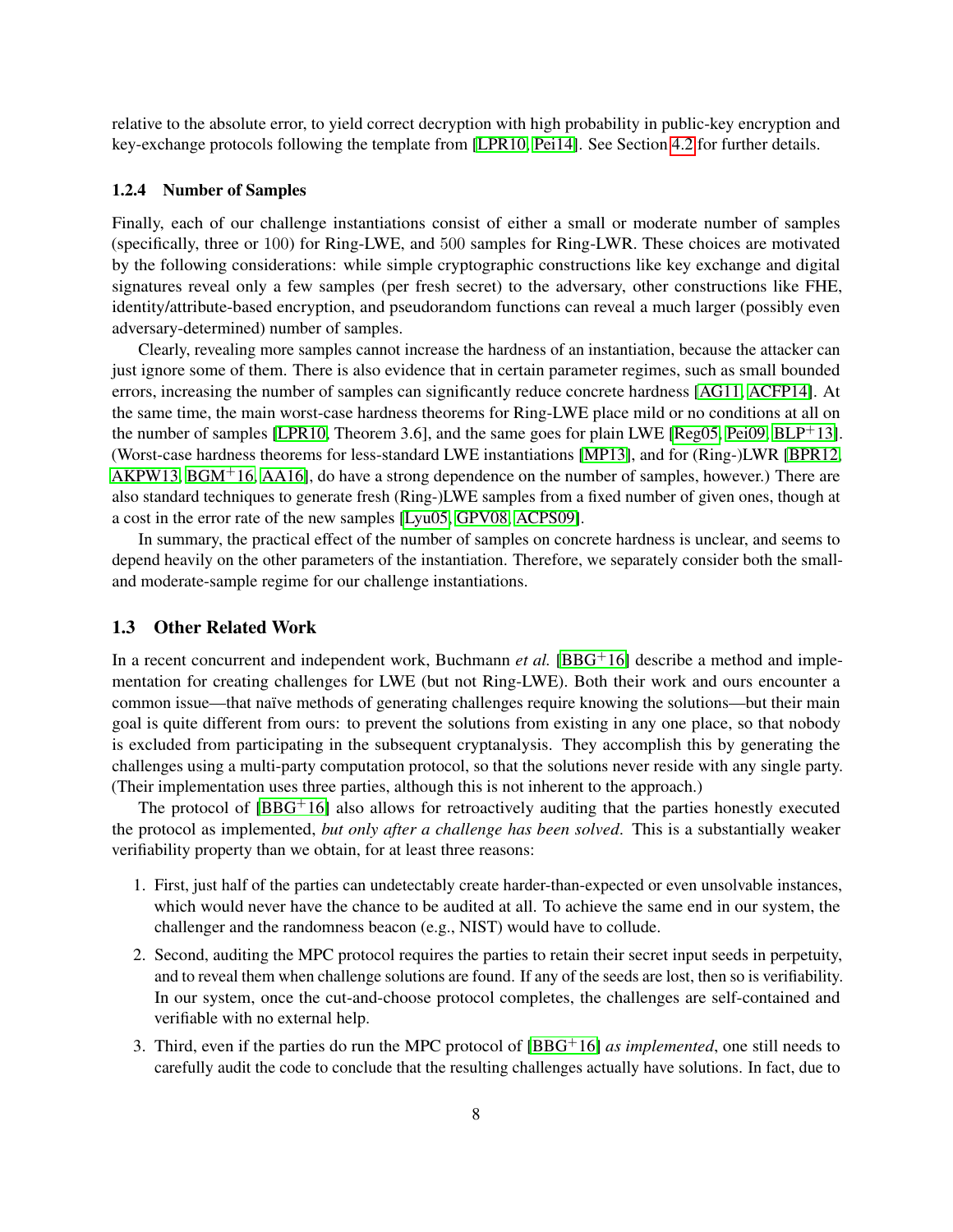relative to the absolute error, to yield correct decryption with high probability in public-key encryption and key-exchange protocols following the template from [LPR10, Pei14]. See Section 4.2 for further details.

### 1.2.4 Number of Samples

Finally, each of our challenge instantiations consist of either a small or moderate number of samples (specifically, three or 100) for Ring-LWE, and 500 samples for Ring-LWR. These choices are motivated by the following considerations: while simple cryptographic constructions like key exchange and digital signatures reveal only a few samples (per fresh secret) to the adversary, other constructions like FHE, identity/attribute-based encryption, and pseudorandom functions can reveal a much larger (possibly even adversary-determined) number of samples.

Clearly, revealing more samples cannot increase the hardness of an instantiation, because the attacker can just ignore some of them. There is also evidence that in certain parameter regimes, such as small bounded errors, increasing the number of samples can significantly reduce concrete hardness [AG11, ACFP14]. At the same time, the main worst-case hardness theorems for Ring-LWE place mild or no conditions at all on the number of samples [LPR10, Theorem 3.6], and the same goes for plain LWE [Reg05, Pei09, BLP+13]. (Worst-case hardness theorems for less-standard LWE instantiations [MP13], and for (Ring-)LWR [BPR12, AKPW13, BGM+16, AA16], do have a strong dependence on the number of samples, however.) There are also standard techniques to generate fresh (Ring-)LWE samples from a fixed number of given ones, though at a cost in the error rate of the new samples [Lyu05, GPV08, ACPS09].

In summary, the practical effect of the number of samples on concrete hardness is unclear, and seems to depend heavily on the other parameters of the instantiation. Therefore, we separately consider both the small- and moderate-sample regime for our challenge instantiations.

## 1.3 Other Related Work

In a recent concurrent and independent work, Buchmann *et al.* [BBG+16] describe a method and implementation for creating challenges for LWE (but not Ring-LWE). Both their work and ours encounter a common issue—that naïve methods of generating challenges require knowing the solutions—but their main goal is quite different from ours: to prevent the solutions from existing in any one place, so that nobody is excluded from participating in the subsequent cryptanalysis. They accomplish this by generating the challenges using a multi-party computation protocol, so that the solutions never reside with any single party. (Their implementation uses three parties, although this is not inherent to the approach.)

The protocol of [BBG+16] also allows for retroactively auditing that the parties honestly executed the protocol as implemented, *but only after a challenge has been solved*. This is a substantially weaker verifiability property than we obtain, for at least three reasons:

1. First, just half of the parties can undetectably create harder-than-expected or even unsolvable instances, which would never have the chance to be audited at all. To achieve the same end in our system, the challenger and the randomness beacon (e.g., NIST) would have to collude.
2. Second, auditing the MPC protocol requires the parties to retain their secret input seeds in perpetuity, and to reveal them when challenge solutions are found. If any of the seeds are lost, then so is verifiability. In our system, once the cut-and-choose protocol completes, the challenges are self-contained and verifiable with no external help.
3. Third, even if the parties do run the MPC protocol of [BBG+16] *as implemented*, one still needs to carefully audit the code to conclude that the resulting challenges actually have solutions. In fact, due to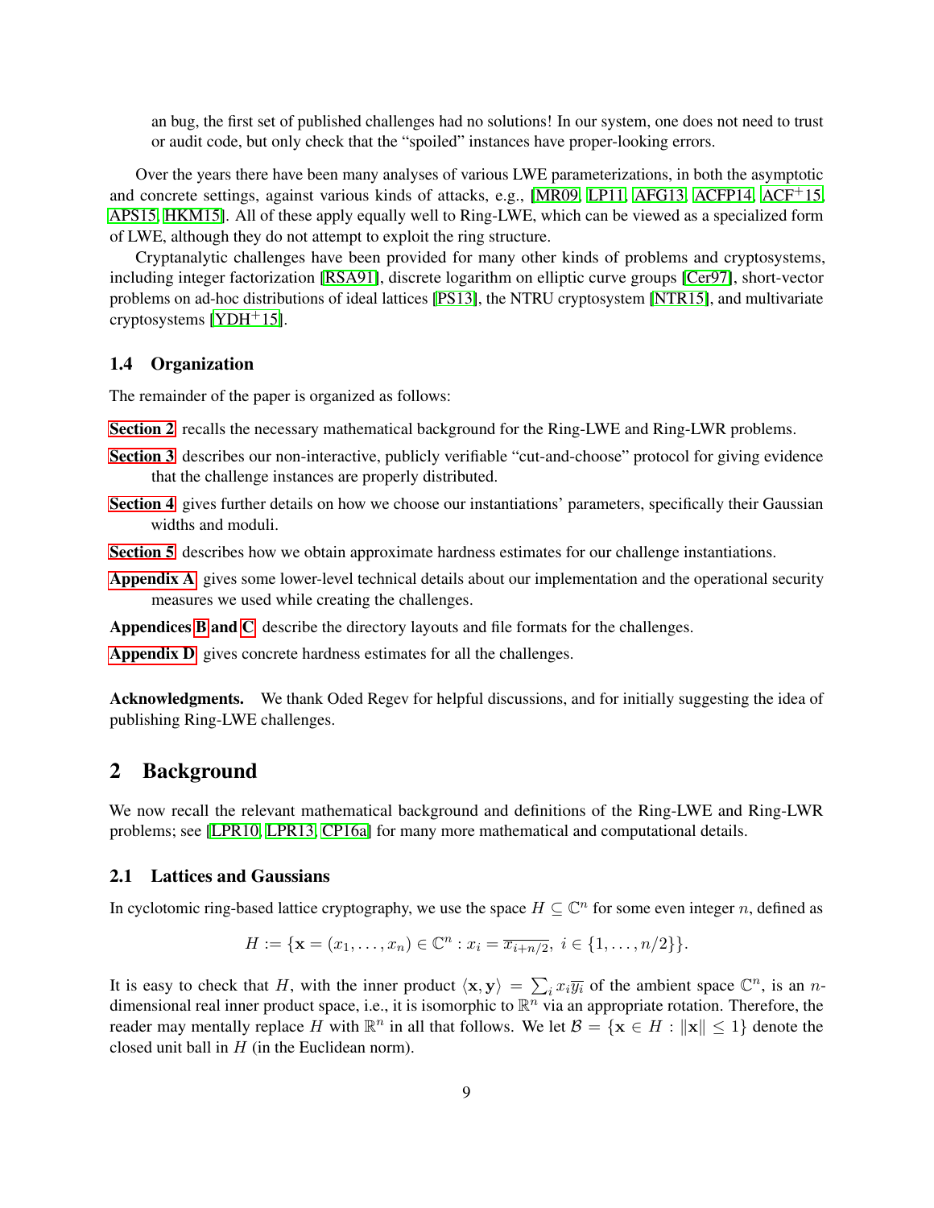an bug, the first set of published challenges had no solutions! In our system, one does not need to trust or audit code, but only check that the "spoiled" instances have proper-looking errors.

Over the years there have been many analyses of various LWE parameterizations, in both the asymptotic and concrete settings, against various kinds of attacks, e.g., [MR09, LP11, AFG13, ACFP14, ACF+15, APS15, HKM15]. All of these apply equally well to Ring-LWE, which can be viewed as a specialized form of LWE, although they do not attempt to exploit the ring structure.

Cryptanalytic challenges have been provided for many other kinds of problems and cryptosystems, including integer factorization [RSA91], discrete logarithm on elliptic curve groups [Cer97], short-vector problems on ad-hoc distributions of ideal lattices [PS13], the NTRU cryptosystem [NTR15], and multivariate cryptosystems [YDH+15].

### 1.4 Organization

The remainder of the paper is organized as follows:

**Section 2** recalls the necessary mathematical background for the Ring-LWE and Ring-LWR problems.

**Section 3** describes our non-interactive, publicly verifiable "cut-and-choose" protocol for giving evidence that the challenge instances are properly distributed.

**Section 4** gives further details on how we choose our instantiations' parameters, specifically their Gaussian widths and moduli.

**Section 5** describes how we obtain approximate hardness estimates for our challenge instantiations.

**Appendix A** gives some lower-level technical details about our implementation and the operational security measures we used while creating the challenges.

**Appendices B and C** describe the directory layouts and file formats for the challenges.

**Appendix D** gives concrete hardness estimates for all the challenges.

**Acknowledgments.** We thank Oded Regev for helpful discussions, and for initially suggesting the idea of publishing Ring-LWE challenges.

## 2 Background

We now recall the relevant mathematical background and definitions of the Ring-LWE and Ring-LWR problems; see [LPR10, LPR13, CP16a] for many more mathematical and computational details.

### 2.1 Lattices and Gaussians

In cyclotomic ring-based lattice cryptography, we use the space $H \subseteq \mathbb{C}^n$ for some even integer $n$, defined as

$$H := \{\mathbf{x} = (x_1, \ldots, x_n) \in \mathbb{C}^n : x_i = \overline{x_{i+n/2}},\ i \in \{1, \ldots, n/2\}\}.$$

It is easy to check that $H$, with the inner product $\langle \mathbf{x}, \mathbf{y} \rangle = \sum_i x_i \overline{y_i}$ of the ambient space $\mathbb{C}^n$, is an $n$-dimensional real inner product space, i.e., it is isomorphic to $\mathbb{R}^n$ via an appropriate rotation. Therefore, the reader may mentally replace $H$ with $\mathbb{R}^n$ in all that follows. We let $\mathcal{B} = \{\mathbf{x} \in H : \|\mathbf{x}\| \leq 1\}$ denote the closed unit ball in $H$ (in the Euclidean norm).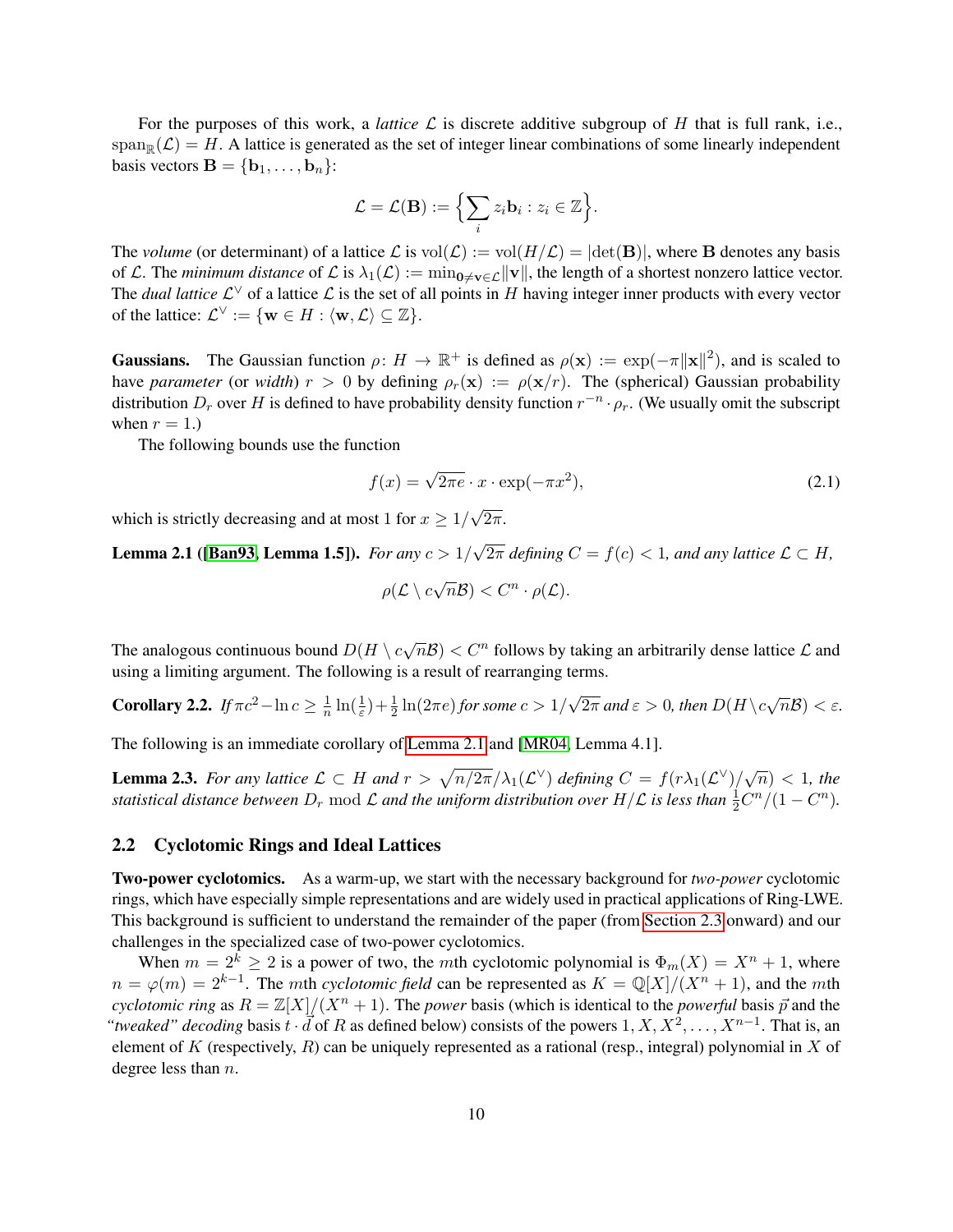For the purposes of this work, a *lattice* $\mathcal{L}$ is discrete additive subgroup of $H$ that is full rank, i.e., $\text{span}_{\mathbb{R}}(\mathcal{L}) = H$. A lattice is generated as the set of integer linear combinations of some linearly independent basis vectors $\mathbf{B} = \{\mathbf{b}_1, \ldots, \mathbf{b}_n\}$:

$$\mathcal{L} = \mathcal{L}(\mathbf{B}) := \Big\{ \sum_i z_i \mathbf{b}_i : z_i \in \mathbb{Z} \Big\}.$$

The *volume* (or determinant) of a lattice $\mathcal{L}$ is $\text{vol}(\mathcal{L}) := \text{vol}(H/\mathcal{L}) = |\det(\mathbf{B})|$, where $\mathbf{B}$ denotes any basis of $\mathcal{L}$. The *minimum distance* of $\mathcal{L}$ is $\lambda_1(\mathcal{L}) := \min_{\mathbf{0} \neq \mathbf{v} \in \mathcal{L}} \|\mathbf{v}\|$, the length of a shortest nonzero lattice vector. The *dual lattice* $\mathcal{L}^\vee$ of a lattice $\mathcal{L}$ is the set of all points in $H$ having integer inner products with every vector of the lattice: $\mathcal{L}^\vee := \{\mathbf{w} \in H : \langle \mathbf{w}, \mathcal{L} \rangle \subseteq \mathbb{Z}\}$.

**Gaussians.** The Gaussian function $\rho \colon H \to \mathbb{R}^+$ is defined as $\rho(\mathbf{x}) := \exp(-\pi \|\mathbf{x}\|^2)$, and is scaled to have *parameter* (or *width*) $r > 0$ by defining $\rho_r(\mathbf{x}) := \rho(\mathbf{x}/r)$. The (spherical) Gaussian probability distribution $D_r$ over $H$ is defined to have probability density function $r^{-n} \cdot \rho_r$. (We usually omit the subscript when $r = 1$.)

The following bounds use the function

$$f(x) = \sqrt{2\pi e} \cdot x \cdot \exp(-\pi x^2), \tag{2.1}$$

which is strictly decreasing and at most 1 for $x \geq 1/\sqrt{2\pi}$.

**Lemma 2.1 ([Ban93, Lemma 1.5]).** *For any $c > 1/\sqrt{2\pi}$ defining $C = f(c) < 1$, and any lattice $\mathcal{L} \subset H$,*

$$\rho(\mathcal{L} \setminus c\sqrt{n}\mathcal{B}) < C^n \cdot \rho(\mathcal{L}).$$

The analogous continuous bound $D(H \setminus c\sqrt{n}\mathcal{B}) < C^n$ follows by taking an arbitrarily dense lattice $\mathcal{L}$ and using a limiting argument. The following is a result of rearranging terms.

**Corollary 2.2.** *If $\pi c^2 - \ln c \geq \frac{1}{n}\ln(\frac{1}{\varepsilon}) + \frac{1}{2}\ln(2\pi e)$ for some $c > 1/\sqrt{2\pi}$ and $\varepsilon > 0$, then $D(H \setminus c\sqrt{n}\mathcal{B}) < \varepsilon$.*

The following is an immediate corollary of Lemma 2.1 and [MR04, Lemma 4.1].

**Lemma 2.3.** *For any lattice $\mathcal{L} \subset H$ and $r > \sqrt{n/2\pi}/\lambda_1(\mathcal{L}^\vee)$ defining $C = f(r\lambda_1(\mathcal{L}^\vee)/\sqrt{n}) < 1$, the statistical distance between $D_r \bmod \mathcal{L}$ and the uniform distribution over $H/\mathcal{L}$ is less than $\frac{1}{2}C^n/(1 - C^n)$.*

## 2.2 Cyclotomic Rings and Ideal Lattices

**Two-power cyclotomics.** As a warm-up, we start with the necessary background for *two-power* cyclotomic rings, which have especially simple representations and are widely used in practical applications of Ring-LWE. This background is sufficient to understand the remainder of the paper (from Section 2.3 onward) and our challenges in the specialized case of two-power cyclotomics.

When $m = 2^k \geq 2$ is a power of two, the $m$th cyclotomic polynomial is $\Phi_m(X) = X^n + 1$, where $n = \varphi(m) = 2^{k-1}$. The $m$th *cyclotomic field* can be represented as $K = \mathbb{Q}[X]/(X^n + 1)$, and the $m$th *cyclotomic ring* as $R = \mathbb{Z}[X]/(X^n + 1)$. The *power* basis (which is identical to the *powerful* basis $\vec{p}$ and the *"tweaked" decoding* basis $t \cdot \vec{d}$ of $R$ as defined below) consists of the powers $1, X, X^2, \ldots, X^{n-1}$. That is, an element of $K$ (respectively, $R$) can be uniquely represented as a rational (resp., integral) polynomial in $X$ of degree less than $n$.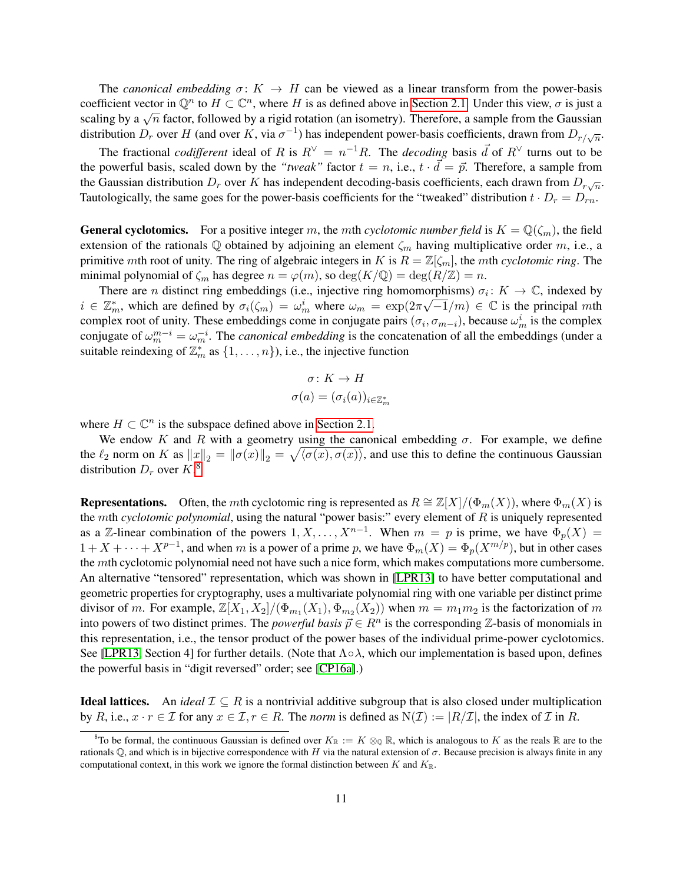The *canonical embedding* $\sigma \colon K \to H$ can be viewed as a linear transform from the power-basis coefficient vector in $\mathbb{Q}^n$ to $H \subset \mathbb{C}^n$, where $H$ is as defined above in Section 2.1. Under this view, $\sigma$ is just a scaling by a $\sqrt{n}$ factor, followed by a rigid rotation (an isometry). Therefore, a sample from the Gaussian distribution $D_r$ over $H$ (and over $K$, via $\sigma^{-1}$) has independent power-basis coefficients, drawn from $D_{r/\sqrt{n}}$.

The fractional *codifferent* ideal of $R$ is $R^\vee = n^{-1}R$. The *decoding* basis $\vec{d}$ of $R^\vee$ turns out to be the powerful basis, scaled down by the *"tweak"* factor $t = n$, i.e., $t \cdot \vec{d} = \vec{p}$. Therefore, a sample from the Gaussian distribution $D_r$ over $K$ has independent decoding-basis coefficients, each drawn from $D_{r\sqrt{n}}$. Tautologically, the same goes for the power-basis coefficients for the "tweaked" distribution $t \cdot D_r = D_{rn}$.

**General cyclotomics.** For a positive integer $m$, the $m$th *cyclotomic number field* is $K = \mathbb{Q}(\zeta_m)$, the field extension of the rationals $\mathbb{Q}$ obtained by adjoining an element $\zeta_m$ having multiplicative order $m$, i.e., a primitive $m$th root of unity. The ring of algebraic integers in $K$ is $R = \mathbb{Z}[\zeta_m]$, the $m$th *cyclotomic ring*. The minimal polynomial of $\zeta_m$ has degree $n = \varphi(m)$, so $\deg(K/\mathbb{Q}) = \deg(R/\mathbb{Z}) = n$.

There are $n$ distinct ring embeddings (i.e., injective ring homomorphisms) $\sigma_i \colon K \to \mathbb{C}$, indexed by $i \in \mathbb{Z}_m^*$, which are defined by $\sigma_i(\zeta_m) = \omega_m^i$ where $\omega_m = \exp(2\pi\sqrt{-1}/m) \in \mathbb{C}$ is the principal $m$th complex root of unity. These embeddings come in conjugate pairs $(\sigma_i, \sigma_{m-i})$, because $\omega_m^i$ is the complex conjugate of $\omega_m^{m-i} = \omega_m^{-i}$. The *canonical embedding* is the concatenation of all the embeddings (under a suitable reindexing of $\mathbb{Z}_m^*$ as $\{1, \ldots, n\}$), i.e., the injective function

$$
\sigma \colon K \to H
$$
$$
\sigma(a) = (\sigma_i(a))_{i \in \mathbb{Z}_m^*}
$$

where $H \subset \mathbb{C}^n$ is the subspace defined above in Section 2.1.

We endow $K$ and $R$ with a geometry using the canonical embedding $\sigma$. For example, we define the $\ell_2$ norm on $K$ as $\|x\|_2 = \|\sigma(x)\|_2 = \sqrt{\langle \sigma(x), \sigma(x) \rangle}$, and use this to define the continuous Gaussian distribution $D_r$ over $K$.[8]

**Representations.** Often, the $m$th cyclotomic ring is represented as $R \cong \mathbb{Z}[X]/(\Phi_m(X))$, where $\Phi_m(X)$ is the $m$th *cyclotomic polynomial*, using the natural "power basis:" every element of $R$ is uniquely represented as a $\mathbb{Z}$-linear combination of the powers $1, X, \ldots, X^{n-1}$. When $m = p$ is prime, we have $\Phi_p(X) = 1 + X + \cdots + X^{p-1}$, and when $m$ is a power of a prime $p$, we have $\Phi_m(X) = \Phi_p(X^{m/p})$, but in other cases the $m$th cyclotomic polynomial need not have such a nice form, which makes computations more cumbersome. An alternative "tensored" representation, which was shown in [LPR13] to have better computational and geometric properties for cryptography, uses a multivariate polynomial ring with one variable per distinct prime divisor of $m$. For example, $\mathbb{Z}[X_1, X_2]/(\Phi_{m_1}(X_1), \Phi_{m_2}(X_2))$ when $m = m_1 m_2$ is the factorization of $m$ into powers of two distinct primes. The *powerful basis* $\vec{p} \in R^n$ is the corresponding $\mathbb{Z}$-basis of monomials in this representation, i.e., the tensor product of the power bases of the individual prime-power cyclotomics. See [LPR13, Section 4] for further details. (Note that $\Lambda \circ \lambda$, which our implementation is based upon, defines the powerful basis in "digit reversed" order; see [CP16a].)

**Ideal lattices.** An *ideal* $\mathcal{I} \subseteq R$ is a nontrivial additive subgroup that is also closed under multiplication by $R$, i.e., $x \cdot r \in \mathcal{I}$ for any $x \in \mathcal{I}, r \in R$. The *norm* is defined as $\mathrm{N}(\mathcal{I}) := |R/\mathcal{I}|$, the index of $\mathcal{I}$ in $R$.

[8] To be formal, the continuous Gaussian is defined over $K_\mathbb{R} := K \otimes_\mathbb{Q} \mathbb{R}$, which is analogous to $K$ as the reals $\mathbb{R}$ are to the rationals $\mathbb{Q}$, and which is in bijective correspondence with $H$ via the natural extension of $\sigma$. Because precision is always finite in any computational context, in this work we ignore the formal distinction between $K$ and $K_\mathbb{R}$.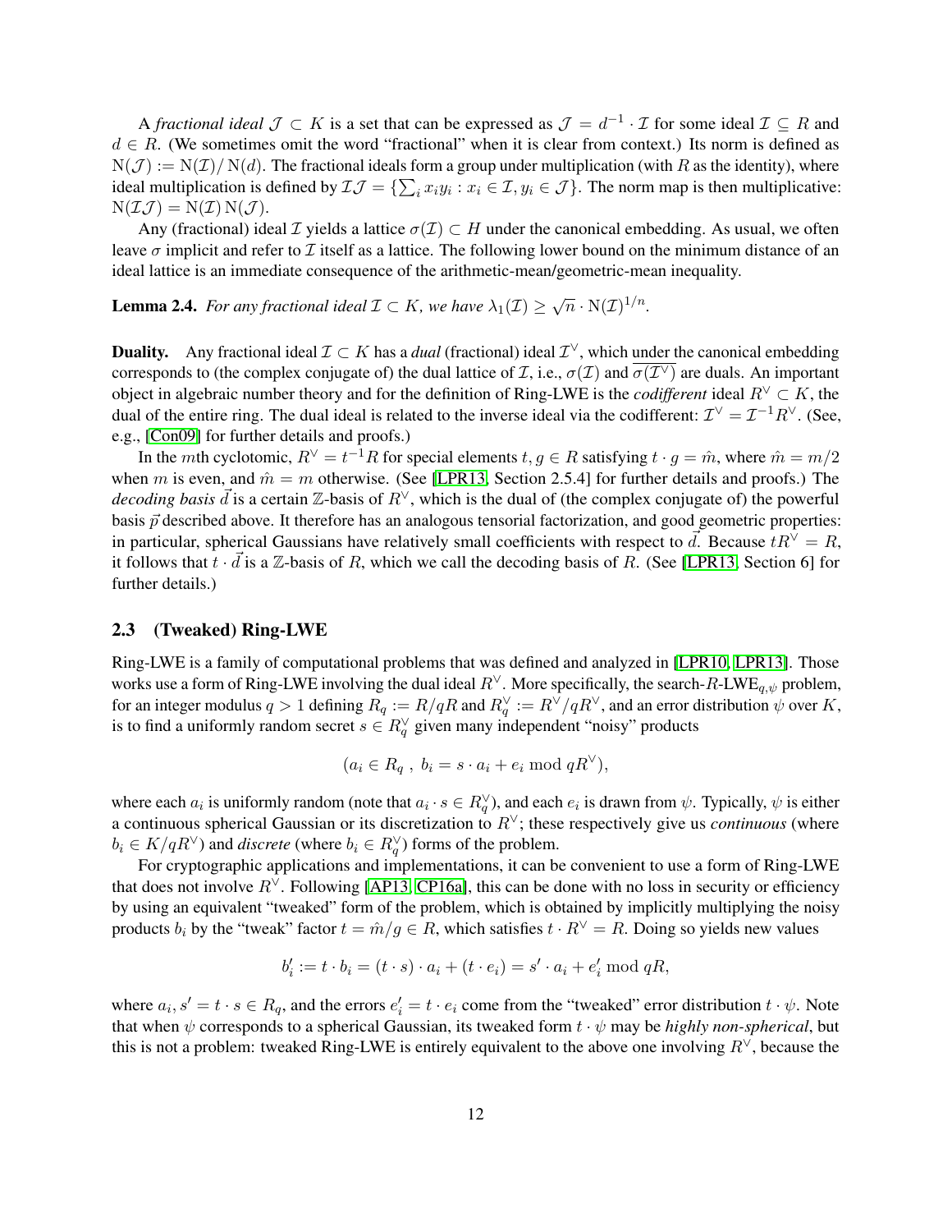A *fractional ideal* $\mathcal{J} \subset K$ is a set that can be expressed as $\mathcal{J} = d^{-1} \cdot \mathcal{I}$ for some ideal $\mathcal{I} \subseteq R$ and $d \in R$. (We sometimes omit the word "fractional" when it is clear from context.) Its norm is defined as $\mathrm{N}(\mathcal{J}) := \mathrm{N}(\mathcal{I}) / \mathrm{N}(d)$. The fractional ideals form a group under multiplication (with $R$ as the identity), where ideal multiplication is defined by $\mathcal{I}\mathcal{J} = \{\sum_i x_i y_i : x_i \in \mathcal{I}, y_i \in \mathcal{J}\}$. The norm map is then multiplicative: $\mathrm{N}(\mathcal{I}\mathcal{J}) = \mathrm{N}(\mathcal{I}) \, \mathrm{N}(\mathcal{J})$.

Any (fractional) ideal $\mathcal{I}$ yields a lattice $\sigma(\mathcal{I}) \subset H$ under the canonical embedding. As usual, we often leave $\sigma$ implicit and refer to $\mathcal{I}$ itself as a lattice. The following lower bound on the minimum distance of an ideal lattice is an immediate consequence of the arithmetic-mean/geometric-mean inequality.

**Lemma 2.4.** *For any fractional ideal $\mathcal{I} \subset K$, we have $\lambda_1(\mathcal{I}) \geq \sqrt{n} \cdot \mathrm{N}(\mathcal{I})^{1/n}$.*

**Duality.** Any fractional ideal $\mathcal{I} \subset K$ has a *dual* (fractional) ideal $\mathcal{I}^\vee$, which under the canonical embedding corresponds to (the complex conjugate of) the dual lattice of $\mathcal{I}$, i.e., $\sigma(\mathcal{I})$ and $\overline{\sigma(\mathcal{I}^\vee)}$ are duals. An important object in algebraic number theory and for the definition of Ring-LWE is the *codifferent* ideal $R^\vee \subset K$, the dual of the entire ring. The dual ideal is related to the inverse ideal via the codifferent: $\mathcal{I}^\vee = \mathcal{I}^{-1} R^\vee$. (See, e.g., [Con09] for further details and proofs.)

In the $m$th cyclotomic, $R^\vee = t^{-1} R$ for special elements $t, g \in R$ satisfying $t \cdot g = \hat{m}$, where $\hat{m} = m/2$ when $m$ is even, and $\hat{m} = m$ otherwise. (See [LPR13, Section 2.5.4] for further details and proofs.) The *decoding basis* $\vec{d}$ is a certain $\mathbb{Z}$-basis of $R^\vee$, which is the dual of (the complex conjugate of) the powerful basis $\vec{p}$ described above. It therefore has an analogous tensorial factorization, and good geometric properties: in particular, spherical Gaussians have relatively small coefficients with respect to $\vec{d}$. Because $tR^\vee = R$, it follows that $t \cdot \vec{d}$ is a $\mathbb{Z}$-basis of $R$, which we call the decoding basis of $R$. (See [LPR13, Section 6] for further details.)

## 2.3 (Tweaked) Ring-LWE

Ring-LWE is a family of computational problems that was defined and analyzed in [LPR10, LPR13]. Those works use a form of Ring-LWE involving the dual ideal $R^\vee$. More specifically, the search-$R$-$\mathrm{LWE}_{q,\psi}$ problem, for an integer modulus $q > 1$ defining $R_q := R/qR$ and $R_q^\vee := R^\vee / qR^\vee$, and an error distribution $\psi$ over $K$, is to find a uniformly random secret $s \in R_q^\vee$ given many independent "noisy" products

$$(a_i \in R_q \, , \; b_i = s \cdot a_i + e_i \bmod qR^\vee),$$

where each $a_i$ is uniformly random (note that $a_i \cdot s \in R_q^\vee$), and each $e_i$ is drawn from $\psi$. Typically, $\psi$ is either a continuous spherical Gaussian or its discretization to $R^\vee$; these respectively give us *continuous* (where $b_i \in K/qR^\vee$) and *discrete* (where $b_i \in R_q^\vee$) forms of the problem.

For cryptographic applications and implementations, it can be convenient to use a form of Ring-LWE that does not involve $R^\vee$. Following [AP13, CP16a], this can be done with no loss in security or efficiency by using an equivalent "tweaked" form of the problem, which is obtained by implicitly multiplying the noisy products $b_i$ by the "tweak" factor $t = \hat{m}/g \in R$, which satisfies $t \cdot R^\vee = R$. Doing so yields new values

$$b_i' := t \cdot b_i = (t \cdot s) \cdot a_i + (t \cdot e_i) = s' \cdot a_i + e_i' \bmod qR,$$

where $a_i, s' = t \cdot s \in R_q$, and the errors $e_i' = t \cdot e_i$ come from the "tweaked" error distribution $t \cdot \psi$. Note that when $\psi$ corresponds to a spherical Gaussian, its tweaked form $t \cdot \psi$ may be *highly non-spherical*, but this is not a problem: tweaked Ring-LWE is entirely equivalent to the above one involving $R^\vee$, because the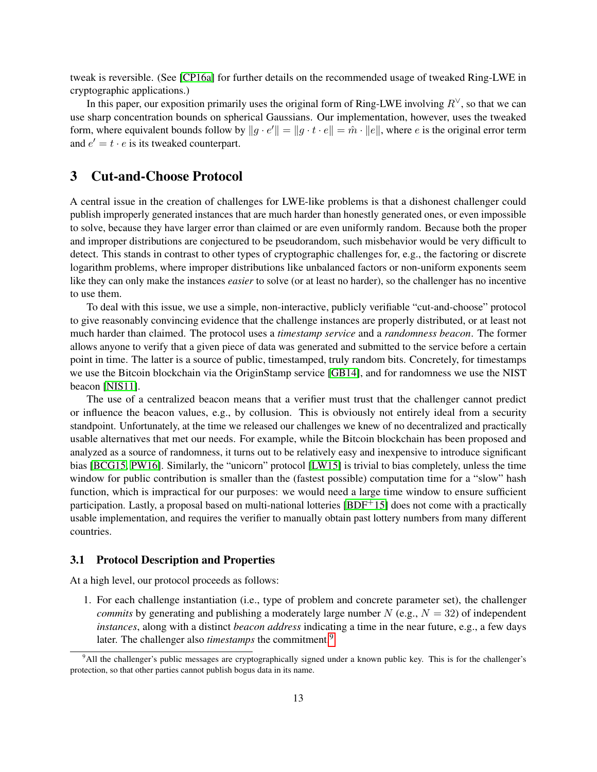tweak is reversible. (See [CP16a] for further details on the recommended usage of tweaked Ring-LWE in cryptographic applications.)

In this paper, our exposition primarily uses the original form of Ring-LWE involving $R^\vee$, so that we can use sharp concentration bounds on spherical Gaussians. Our implementation, however, uses the tweaked form, where equivalent bounds follow by $\|g \cdot e'\| = \|g \cdot t \cdot e\| = \hat{m} \cdot \|e\|$, where $e$ is the original error term and $e' = t \cdot e$ is its tweaked counterpart.

# 3 Cut-and-Choose Protocol

A central issue in the creation of challenges for LWE-like problems is that a dishonest challenger could publish improperly generated instances that are much harder than honestly generated ones, or even impossible to solve, because they have larger error than claimed or are even uniformly random. Because both the proper and improper distributions are conjectured to be pseudorandom, such misbehavior would be very difficult to detect. This stands in contrast to other types of cryptographic challenges for, e.g., the factoring or discrete logarithm problems, where improper distributions like unbalanced factors or non-uniform exponents seem like they can only make the instances *easier* to solve (or at least no harder), so the challenger has no incentive to use them.

To deal with this issue, we use a simple, non-interactive, publicly verifiable "cut-and-choose" protocol to give reasonably convincing evidence that the challenge instances are properly distributed, or at least not much harder than claimed. The protocol uses a *timestamp service* and a *randomness beacon*. The former allows anyone to verify that a given piece of data was generated and submitted to the service before a certain point in time. The latter is a source of public, timestamped, truly random bits. Concretely, for timestamps we use the Bitcoin blockchain via the OriginStamp service [GB14], and for randomness we use the NIST beacon [NIS11].

The use of a centralized beacon means that a verifier must trust that the challenger cannot predict or influence the beacon values, e.g., by collusion. This is obviously not entirely ideal from a security standpoint. Unfortunately, at the time we released our challenges we knew of no decentralized and practically usable alternatives that met our needs. For example, while the Bitcoin blockchain has been proposed and analyzed as a source of randomness, it turns out to be relatively easy and inexpensive to introduce significant bias [BCG15, PW16]. Similarly, the "unicorn" protocol [LW15] is trivial to bias completely, unless the time window for public contribution is smaller than the (fastest possible) computation time for a "slow" hash function, which is impractical for our purposes: we would need a large time window to ensure sufficient participation. Lastly, a proposal based on multi-national lotteries [BDF+15] does not come with a practically usable implementation, and requires the verifier to manually obtain past lottery numbers from many different countries.

## 3.1 Protocol Description and Properties

At a high level, our protocol proceeds as follows:

1. For each challenge instantiation (i.e., type of problem and concrete parameter set), the challenger *commits* by generating and publishing a moderately large number $N$ (e.g., $N = 32$) of independent *instances*, along with a distinct *beacon address* indicating a time in the near future, e.g., a few days later. The challenger also *timestamps* the commitment.[9]

[9] All the challenger's public messages are cryptographically signed under a known public key. This is for the challenger's protection, so that other parties cannot publish bogus data in its name.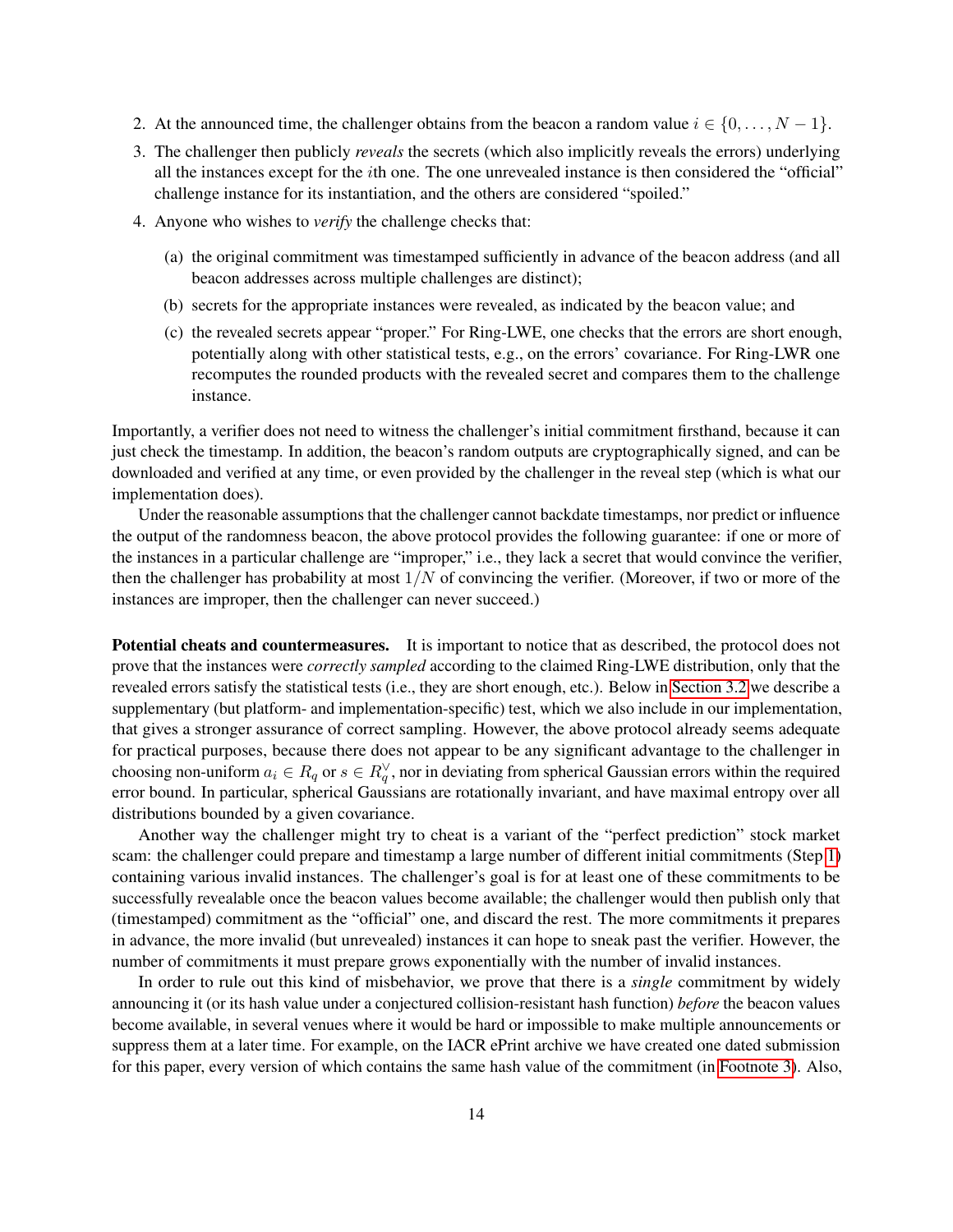2. At the announced time, the challenger obtains from the beacon a random value $i \in \{0, \ldots, N-1\}$.
3. The challenger then publicly *reveals* the secrets (which also implicitly reveals the errors) underlying all the instances except for the $i$th one. The one unrevealed instance is then considered the "official" challenge instance for its instantiation, and the others are considered "spoiled."
4. Anyone who wishes to *verify* the challenge checks that:
   (a) the original commitment was timestamped sufficiently in advance of the beacon address (and all beacon addresses across multiple challenges are distinct);
   (b) secrets for the appropriate instances were revealed, as indicated by the beacon value; and
   (c) the revealed secrets appear "proper." For Ring-LWE, one checks that the errors are short enough, potentially along with other statistical tests, e.g., on the errors' covariance. For Ring-LWR one recomputes the rounded products with the revealed secret and compares them to the challenge instance.

Importantly, a verifier does not need to witness the challenger's initial commitment firsthand, because it can just check the timestamp. In addition, the beacon's random outputs are cryptographically signed, and can be downloaded and verified at any time, or even provided by the challenger in the reveal step (which is what our implementation does).

Under the reasonable assumptions that the challenger cannot backdate timestamps, nor predict or influence the output of the randomness beacon, the above protocol provides the following guarantee: if one or more of the instances in a particular challenge are "improper," i.e., they lack a secret that would convince the verifier, then the challenger has probability at most $1/N$ of convincing the verifier. (Moreover, if two or more of the instances are improper, then the challenger can never succeed.)

**Potential cheats and countermeasures.** It is important to notice that as described, the protocol does not prove that the instances were *correctly sampled* according to the claimed Ring-LWE distribution, only that the revealed errors satisfy the statistical tests (i.e., they are short enough, etc.). Below in Section 3.2 we describe a supplementary (but platform- and implementation-specific) test, which we also include in our implementation, that gives a stronger assurance of correct sampling. However, the above protocol already seems adequate for practical purposes, because there does not appear to be any significant advantage to the challenger in choosing non-uniform $a_i \in R_q$ or $s \in R_q^\vee$, nor in deviating from spherical Gaussian errors within the required error bound. In particular, spherical Gaussians are rotationally invariant, and have maximal entropy over all distributions bounded by a given covariance.

Another way the challenger might try to cheat is a variant of the "perfect prediction" stock market scam: the challenger could prepare and timestamp a large number of different initial commitments (Step 1) containing various invalid instances. The challenger's goal is for at least one of these commitments to be successfully revealable once the beacon values become available; the challenger would then publish only that (timestamped) commitment as the "official" one, and discard the rest. The more commitments it prepares in advance, the more invalid (but unrevealed) instances it can hope to sneak past the verifier. However, the number of commitments it must prepare grows exponentially with the number of invalid instances.

In order to rule out this kind of misbehavior, we prove that there is a *single* commitment by widely announcing it (or its hash value under a conjectured collision-resistant hash function) *before* the beacon values become available, in several venues where it would be hard or impossible to make multiple announcements or suppress them at a later time. For example, on the IACR ePrint archive we have created one dated submission for this paper, every version of which contains the same hash value of the commitment (in Footnote 3). Also,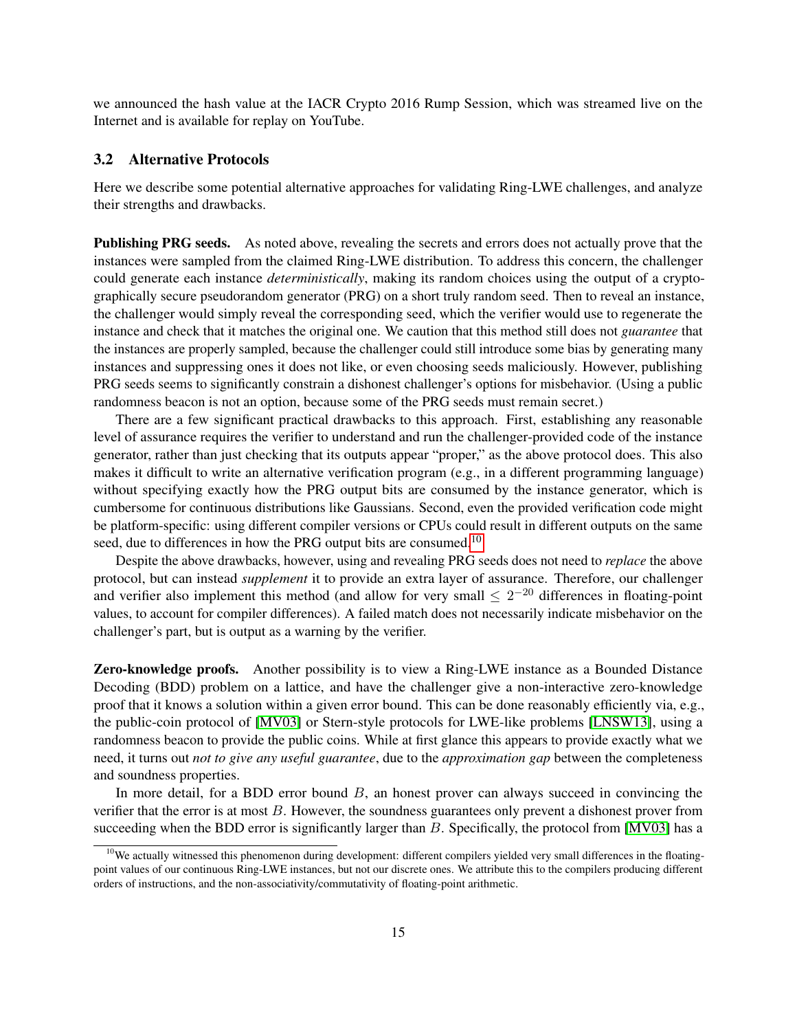we announced the hash value at the IACR Crypto 2016 Rump Session, which was streamed live on the Internet and is available for replay on YouTube.

### 3.2 Alternative Protocols

Here we describe some potential alternative approaches for validating Ring-LWE challenges, and analyze their strengths and drawbacks.

**Publishing PRG seeds.** As noted above, revealing the secrets and errors does not actually prove that the instances were sampled from the claimed Ring-LWE distribution. To address this concern, the challenger could generate each instance *deterministically*, making its random choices using the output of a cryptographically secure pseudorandom generator (PRG) on a short truly random seed. Then to reveal an instance, the challenger would simply reveal the corresponding seed, which the verifier would use to regenerate the instance and check that it matches the original one. We caution that this method still does not *guarantee* that the instances are properly sampled, because the challenger could still introduce some bias by generating many instances and suppressing ones it does not like, or even choosing seeds maliciously. However, publishing PRG seeds seems to significantly constrain a dishonest challenger's options for misbehavior. (Using a public randomness beacon is not an option, because some of the PRG seeds must remain secret.)

There are a few significant practical drawbacks to this approach. First, establishing any reasonable level of assurance requires the verifier to understand and run the challenger-provided code of the instance generator, rather than just checking that its outputs appear "proper," as the above protocol does. This also makes it difficult to write an alternative verification program (e.g., in a different programming language) without specifying exactly how the PRG output bits are consumed by the instance generator, which is cumbersome for continuous distributions like Gaussians. Second, even the provided verification code might be platform-specific: using different compiler versions or CPUs could result in different outputs on the same seed, due to differences in how the PRG output bits are consumed.[10]

Despite the above drawbacks, however, using and revealing PRG seeds does not need to *replace* the above protocol, but can instead *supplement* it to provide an extra layer of assurance. Therefore, our challenger and verifier also implement this method (and allow for very small $\leq 2^{-20}$ differences in floating-point values, to account for compiler differences). A failed match does not necessarily indicate misbehavior on the challenger's part, but is output as a warning by the verifier.

**Zero-knowledge proofs.** Another possibility is to view a Ring-LWE instance as a Bounded Distance Decoding (BDD) problem on a lattice, and have the challenger give a non-interactive zero-knowledge proof that it knows a solution within a given error bound. This can be done reasonably efficiently via, e.g., the public-coin protocol of [MV03] or Stern-style protocols for LWE-like problems [LNSW13], using a randomness beacon to provide the public coins. While at first glance this appears to provide exactly what we need, it turns out *not to give any useful guarantee*, due to the *approximation gap* between the completeness and soundness properties.

In more detail, for a BDD error bound $B$, an honest prover can always succeed in convincing the verifier that the error is at most $B$. However, the soundness guarantees only prevent a dishonest prover from succeeding when the BDD error is significantly larger than $B$. Specifically, the protocol from [MV03] has a

[10] We actually witnessed this phenomenon during development: different compilers yielded very small differences in the floating-point values of our continuous Ring-LWE instances, but not our discrete ones. We attribute this to the compilers producing different orders of instructions, and the non-associativity/commutativity of floating-point arithmetic.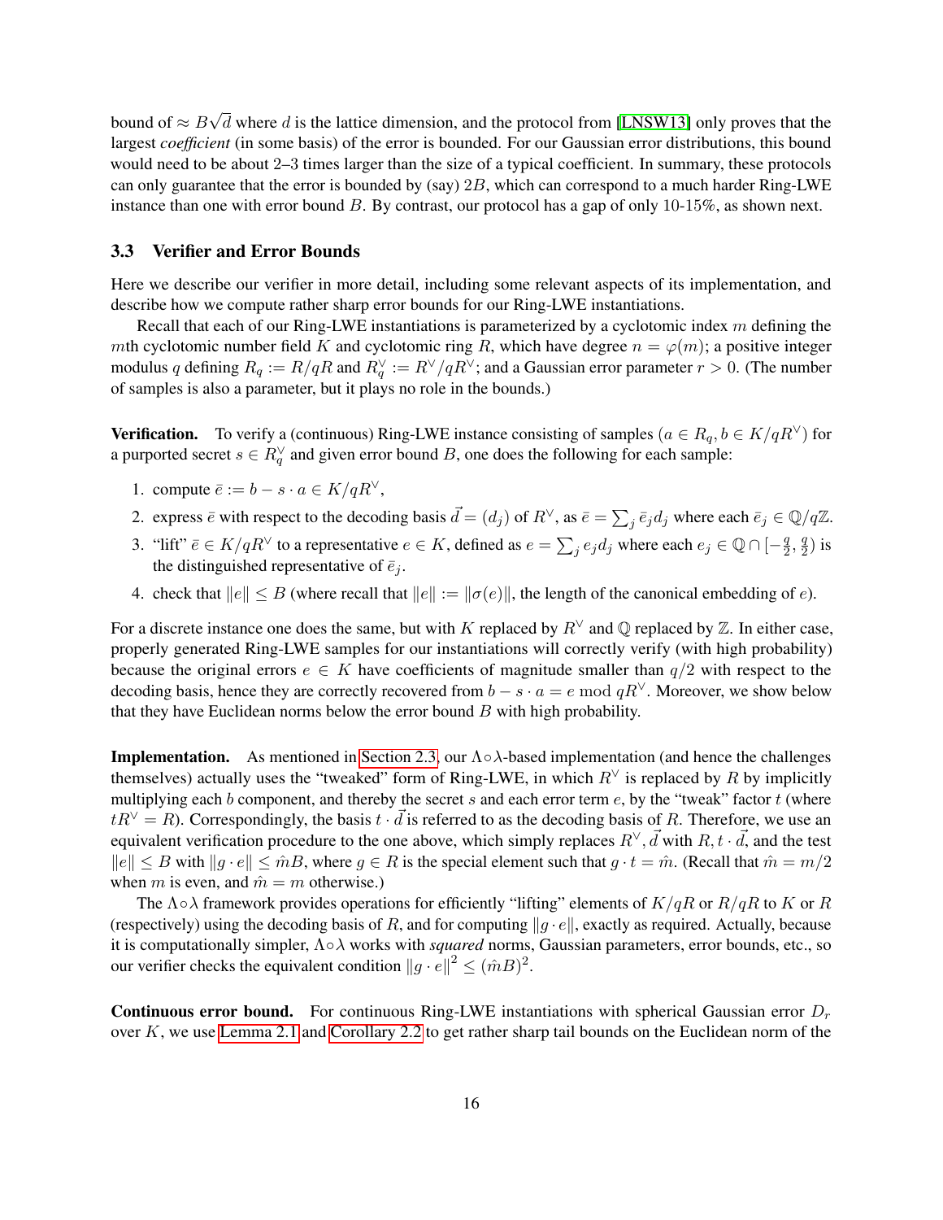bound of $\approx B\sqrt{d}$ where $d$ is the lattice dimension, and the protocol from [LNSW13] only proves that the largest *coefficient* (in some basis) of the error is bounded. For our Gaussian error distributions, this bound would need to be about 2–3 times larger than the size of a typical coefficient. In summary, these protocols can only guarantee that the error is bounded by (say) $2B$, which can correspond to a much harder Ring-LWE instance than one with error bound $B$. By contrast, our protocol has a gap of only 10-15%, as shown next.

### 3.3 Verifier and Error Bounds

Here we describe our verifier in more detail, including some relevant aspects of its implementation, and describe how we compute rather sharp error bounds for our Ring-LWE instantiations.

Recall that each of our Ring-LWE instantiations is parameterized by a cyclotomic index $m$ defining the $m$th cyclotomic number field $K$ and cyclotomic ring $R$, which have degree $n = \varphi(m)$; a positive integer modulus $q$ defining $R_q := R/qR$ and $R_q^\vee := R^\vee/qR^\vee$; and a Gaussian error parameter $r > 0$. (The number of samples is also a parameter, but it plays no role in the bounds.)

**Verification.** To verify a (continuous) Ring-LWE instance consisting of samples $(a \in R_q, b \in K/qR^\vee)$ for a purported secret $s \in R_q^\vee$ and given error bound $B$, one does the following for each sample:

1. compute $\bar{e} := b - s \cdot a \in K/qR^\vee$,
2. express $\bar{e}$ with respect to the decoding basis $\vec{d} = (d_j)$ of $R^\vee$, as $\bar{e} = \sum_j \bar{e}_j d_j$ where each $\bar{e}_j \in \mathbb{Q}/q\mathbb{Z}$.
3. "lift" $\bar{e} \in K/qR^\vee$ to a representative $e \in K$, defined as $e = \sum_j e_j d_j$ where each $e_j \in \mathbb{Q} \cap [-\frac{q}{2}, \frac{q}{2})$ is the distinguished representative of $\bar{e}_j$.
4. check that $\|e\| \leq B$ (where recall that $\|e\| := \|\sigma(e)\|$, the length of the canonical embedding of $e$).

For a discrete instance one does the same, but with $K$ replaced by $R^\vee$ and $\mathbb{Q}$ replaced by $\mathbb{Z}$. In either case, properly generated Ring-LWE samples for our instantiations will correctly verify (with high probability) because the original errors $e \in K$ have coefficients of magnitude smaller than $q/2$ with respect to the decoding basis, hence they are correctly recovered from $b - s \cdot a = e \bmod qR^\vee$. Moreover, we show below that they have Euclidean norms below the error bound $B$ with high probability.

**Implementation.** As mentioned in Section 2.3, our $\Lambda \circ \lambda$-based implementation (and hence the challenges themselves) actually uses the "tweaked" form of Ring-LWE, in which $R^\vee$ is replaced by $R$ by implicitly multiplying each $b$ component, and thereby the secret $s$ and each error term $e$, by the "tweak" factor $t$ (where $tR^\vee = R$). Correspondingly, the basis $t \cdot \vec{d}$ is referred to as the decoding basis of $R$. Therefore, we use an equivalent verification procedure to the one above, which simply replaces $R^\vee, \vec{d}$ with $R, t \cdot \vec{d}$, and the test $\|e\| \leq B$ with $\|g \cdot e\| \leq \hat{m}B$, where $g \in R$ is the special element such that $g \cdot t = \hat{m}$. (Recall that $\hat{m} = m/2$ when $m$ is even, and $\hat{m} = m$ otherwise.)

The $\Lambda \circ \lambda$ framework provides operations for efficiently "lifting" elements of $K/qR$ or $R/qR$ to $K$ or $R$ (respectively) using the decoding basis of $R$, and for computing $\|g \cdot e\|$, exactly as required. Actually, because it is computationally simpler, $\Lambda \circ \lambda$ works with *squared* norms, Gaussian parameters, error bounds, etc., so our verifier checks the equivalent condition $\|g \cdot e\|^2 \leq (\hat{m}B)^2$.

**Continuous error bound.** For continuous Ring-LWE instantiations with spherical Gaussian error $D_r$ over $K$, we use Lemma 2.1 and Corollary 2.2 to get rather sharp tail bounds on the Euclidean norm of the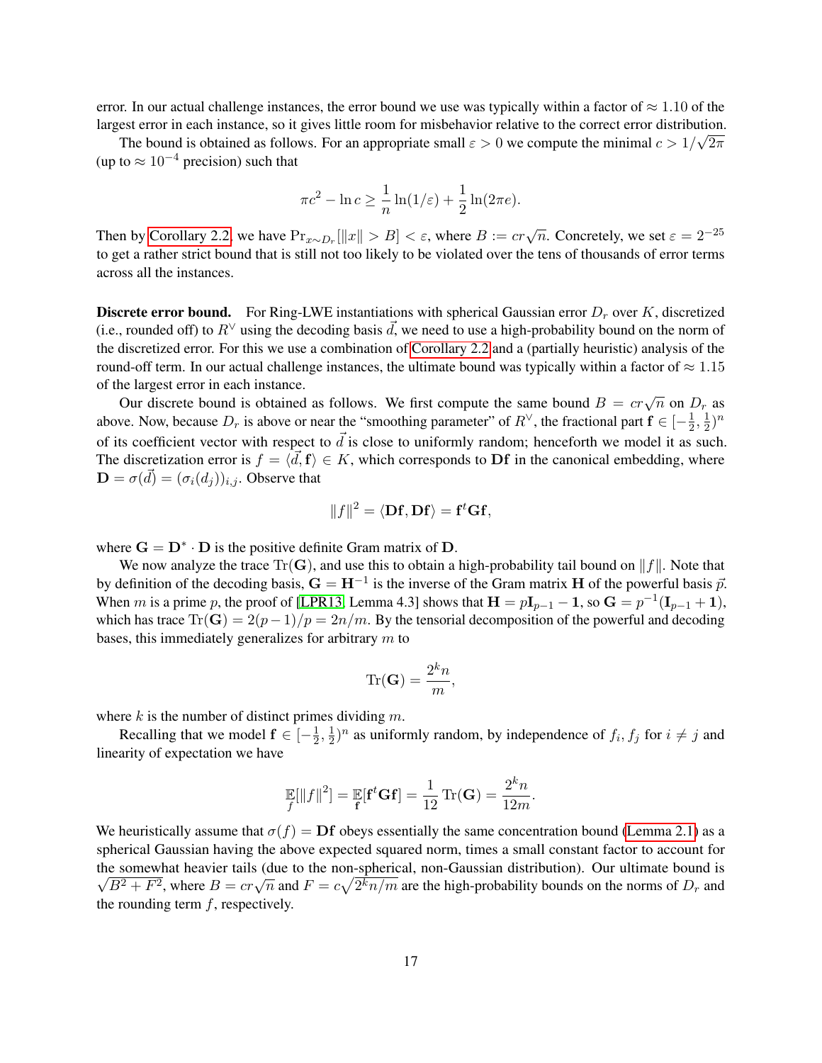error. In our actual challenge instances, the error bound we use was typically within a factor of $\approx 1.10$ of the largest error in each instance, so it gives little room for misbehavior relative to the correct error distribution.

The bound is obtained as follows. For an appropriate small $\varepsilon > 0$ we compute the minimal $c > 1/\sqrt{2\pi}$ (up to $\approx 10^{-4}$ precision) such that

$$\pi c^2 - \ln c \geq \frac{1}{n} \ln(1/\varepsilon) + \frac{1}{2} \ln(2\pi e).$$

Then by Corollary 2.2, we have $\Pr_{x \sim D_r}[\|x\| > B] < \varepsilon$, where $B := cr\sqrt{n}$. Concretely, we set $\varepsilon = 2^{-25}$ to get a rather strict bound that is still not too likely to be violated over the tens of thousands of error terms across all the instances.

**Discrete error bound.** For Ring-LWE instantiations with spherical Gaussian error $D_r$ over $K$, discretized (i.e., rounded off) to $R^\vee$ using the decoding basis $\vec{d}$, we need to use a high-probability bound on the norm of the discretized error. For this we use a combination of Corollary 2.2 and a (partially heuristic) analysis of the round-off term. In our actual challenge instances, the ultimate bound was typically within a factor of $\approx 1.15$ of the largest error in each instance.

Our discrete bound is obtained as follows. We first compute the same bound $B = cr\sqrt{n}$ on $D_r$ as above. Now, because $D_r$ is above or near the "smoothing parameter" of $R^\vee$, the fractional part $\mathbf{f} \in [-\frac{1}{2}, \frac{1}{2})^n$ of its coefficient vector with respect to $\vec{d}$ is close to uniformly random; henceforth we model it as such. The discretization error is $f = \langle \vec{d}, \mathbf{f} \rangle \in K$, which corresponds to $\mathbf{Df}$ in the canonical embedding, where $\mathbf{D} = \sigma(\vec{d}) = (\sigma_i(d_j))_{i,j}$. Observe that

$$\|f\|^2 = \langle \mathbf{Df}, \mathbf{Df} \rangle = \mathbf{f}^t \mathbf{G} \mathbf{f},$$

where $\mathbf{G} = \mathbf{D}^* \cdot \mathbf{D}$ is the positive definite Gram matrix of $\mathbf{D}$.

We now analyze the trace $\operatorname{Tr}(\mathbf{G})$, and use this to obtain a high-probability tail bound on $\|f\|$. Note that by definition of the decoding basis, $\mathbf{G} = \mathbf{H}^{-1}$ is the inverse of the Gram matrix $\mathbf{H}$ of the powerful basis $\vec{p}$. When $m$ is a prime $p$, the proof of [LPR13, Lemma 4.3] shows that $\mathbf{H} = p\mathbf{I}_{p-1} - \mathbf{1}$, so $\mathbf{G} = p^{-1}(\mathbf{I}_{p-1} + \mathbf{1})$, which has trace $\operatorname{Tr}(\mathbf{G}) = 2(p-1)/p = 2n/m$. By the tensorial decomposition of the powerful and decoding bases, this immediately generalizes for arbitrary $m$ to

$$\operatorname{Tr}(\mathbf{G}) = \frac{2^k n}{m},$$

where $k$ is the number of distinct primes dividing $m$.

Recalling that we model $\mathbf{f} \in [-\frac{1}{2}, \frac{1}{2})^n$ as uniformly random, by independence of $f_i, f_j$ for $i \neq j$ and linearity of expectation we have

$$\mathop{\mathbb{E}}_{f}[\|f\|^2] = \mathop{\mathbb{E}}_{\mathbf{f}}[\mathbf{f}^t \mathbf{G} \mathbf{f}] = \frac{1}{12} \operatorname{Tr}(\mathbf{G}) = \frac{2^k n}{12m}.$$

We heuristically assume that $\sigma(f) = \mathbf{Df}$ obeys essentially the same concentration bound (Lemma 2.1) as a spherical Gaussian having the above expected squared norm, times a small constant factor to account for the somewhat heavier tails (due to the non-spherical, non-Gaussian distribution). Our ultimate bound is $\sqrt{B^2 + F^2}$, where $B = cr\sqrt{n}$ and $F = c\sqrt{2^k n/m}$ are the high-probability bounds on the norms of $D_r$ and the rounding term $f$, respectively.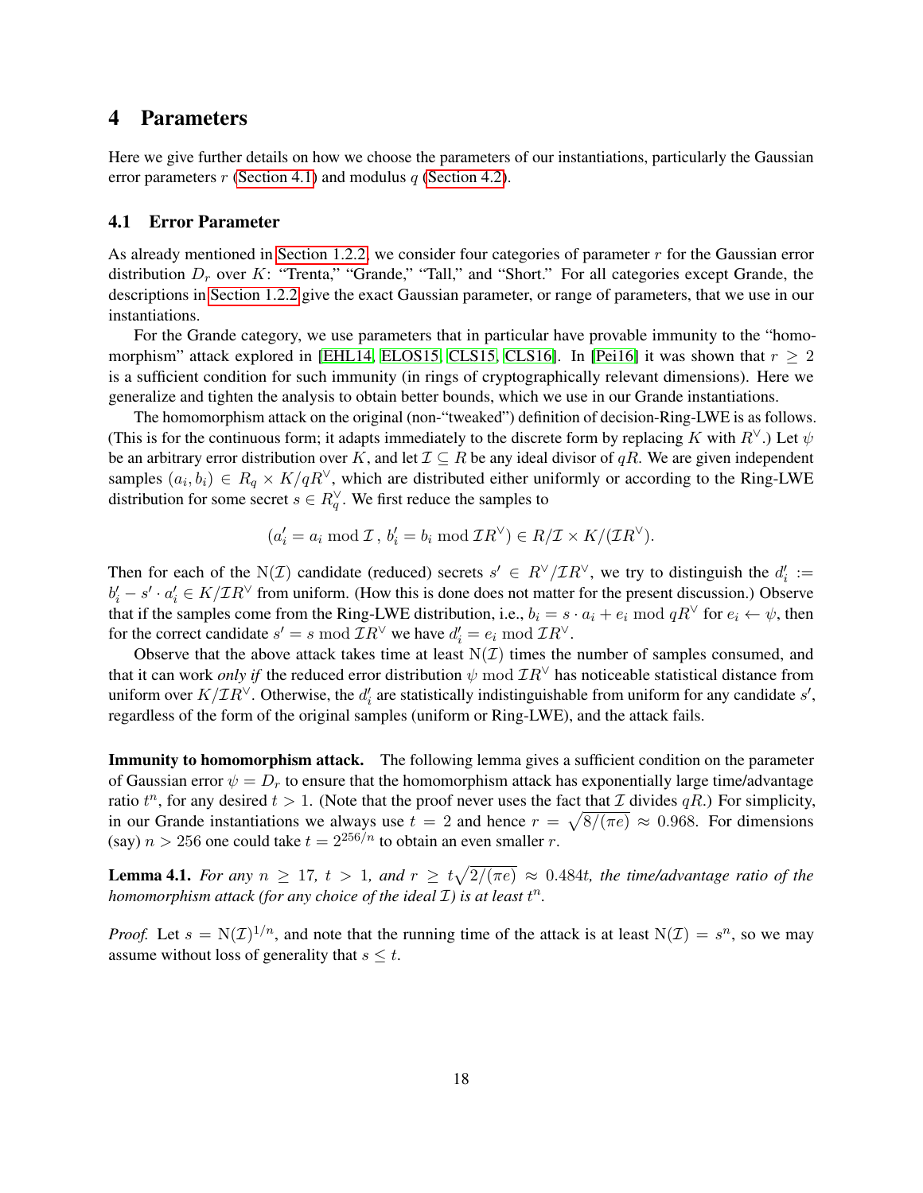# 4 Parameters

Here we give further details on how we choose the parameters of our instantiations, particularly the Gaussian error parameters $r$ (Section 4.1) and modulus $q$ (Section 4.2).

## 4.1 Error Parameter

As already mentioned in Section 1.2.2, we consider four categories of parameter $r$ for the Gaussian error distribution $D_r$ over $K$: "Trenta," "Grande," "Tall," and "Short." For all categories except Grande, the descriptions in Section 1.2.2 give the exact Gaussian parameter, or range of parameters, that we use in our instantiations.

For the Grande category, we use parameters that in particular have provable immunity to the "homomorphism" attack explored in [EHL14, ELOS15, CLS15, CLS16]. In [Pei16] it was shown that $r \geq 2$ is a sufficient condition for such immunity (in rings of cryptographically relevant dimensions). Here we generalize and tighten the analysis to obtain better bounds, which we use in our Grande instantiations.

The homomorphism attack on the original (non-"tweaked") definition of decision-Ring-LWE is as follows. (This is for the continuous form; it adapts immediately to the discrete form by replacing $K$ with $R^\vee$.) Let $\psi$ be an arbitrary error distribution over $K$, and let $\mathcal{I} \subseteq R$ be any ideal divisor of $qR$. We are given independent samples $(a_i, b_i) \in R_q \times K/qR^\vee$, which are distributed either uniformly or according to the Ring-LWE distribution for some secret $s \in R_q^\vee$. We first reduce the samples to

$$(a_i' = a_i \bmod \mathcal{I}\,,\; b_i' = b_i \bmod \mathcal{I}R^\vee) \in R/\mathcal{I} \times K/(\mathcal{I}R^\vee).$$

Then for each of the $\mathrm{N}(\mathcal{I})$ candidate (reduced) secrets $s' \in R^\vee/\mathcal{I}R^\vee$, we try to distinguish the $d_i' := b_i' - s' \cdot a_i' \in K/\mathcal{I}R^\vee$ from uniform. (How this is done does not matter for the present discussion.) Observe that if the samples come from the Ring-LWE distribution, i.e., $b_i = s \cdot a_i + e_i \bmod qR^\vee$ for $e_i \leftarrow \psi$, then for the correct candidate $s' = s \bmod \mathcal{I}R^\vee$ we have $d_i' = e_i \bmod \mathcal{I}R^\vee$.

Observe that the above attack takes time at least $\mathrm{N}(\mathcal{I})$ times the number of samples consumed, and that it can work *only if* the reduced error distribution $\psi \bmod \mathcal{I}R^\vee$ has noticeable statistical distance from uniform over $K/\mathcal{I}R^\vee$. Otherwise, the $d_i'$ are statistically indistinguishable from uniform for any candidate $s'$, regardless of the form of the original samples (uniform or Ring-LWE), and the attack fails.

**Immunity to homomorphism attack.** The following lemma gives a sufficient condition on the parameter of Gaussian error $\psi = D_r$ to ensure that the homomorphism attack has exponentially large time/advantage ratio $t^n$, for any desired $t > 1$. (Note that the proof never uses the fact that $\mathcal{I}$ divides $qR$.) For simplicity, in our Grande instantiations we always use $t = 2$ and hence $r = \sqrt{8/(\pi e)} \approx 0.968$. For dimensions (say) $n > 256$ one could take $t = 2^{256/n}$ to obtain an even smaller $r$.

**Lemma 4.1.** *For any $n \geq 17$, $t > 1$, and $r \geq t\sqrt{2/(\pi e)} \approx 0.484t$, the time/advantage ratio of the homomorphism attack (for any choice of the ideal $\mathcal{I}$) is at least $t^n$.*

*Proof.* Let $s = \mathrm{N}(\mathcal{I})^{1/n}$, and note that the running time of the attack is at least $\mathrm{N}(\mathcal{I}) = s^n$, so we may assume without loss of generality that $s \leq t$.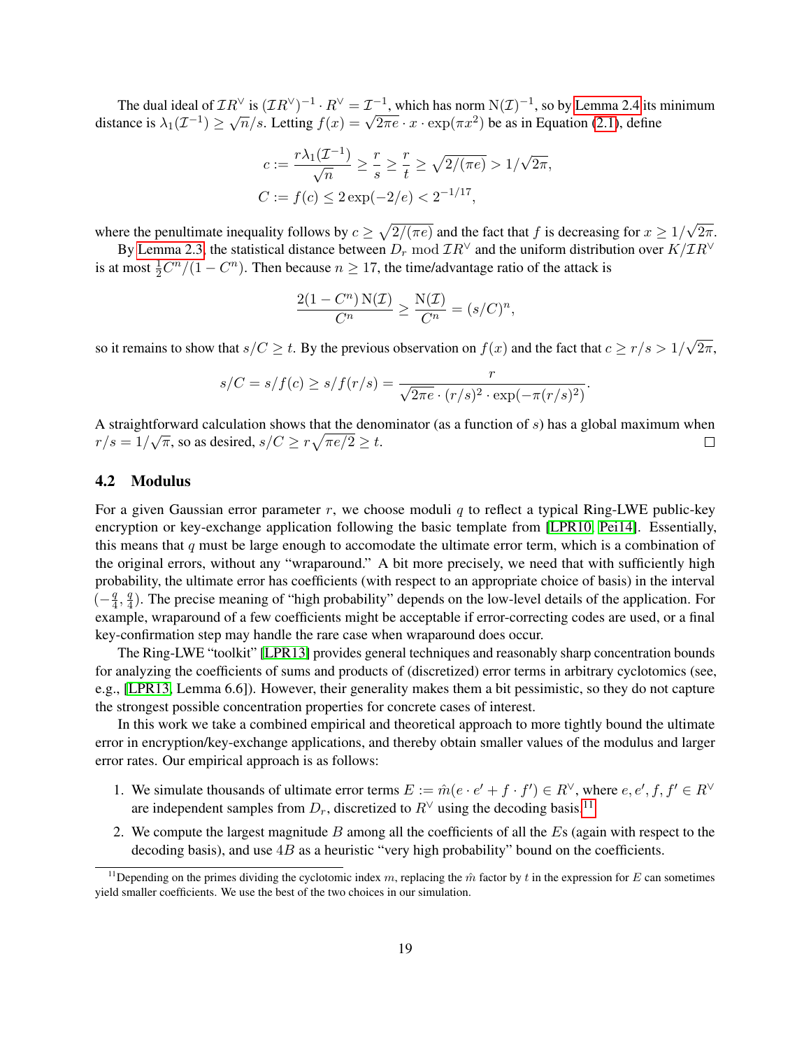The dual ideal of $\mathcal{I}R^\vee$ is $(\mathcal{I}R^\vee)^{-1} \cdot R^\vee = \mathcal{I}^{-1}$, which has norm $\mathrm{N}(\mathcal{I})^{-1}$, so by Lemma 2.4 its minimum distance is $\lambda_1(\mathcal{I}^{-1}) \geq \sqrt{n}/s$. Letting $f(x) = \sqrt{2\pi e} \cdot x \cdot \exp(\pi x^2)$ be as in Equation (2.1), define

$$c := \frac{r\lambda_1(\mathcal{I}^{-1})}{\sqrt{n}} \geq \frac{r}{s} \geq \frac{r}{t} \geq \sqrt{2/(\pi e)} > 1/\sqrt{2\pi},$$
$$C := f(c) \leq 2\exp(-2/e) < 2^{-1/17},$$

where the penultimate inequality follows by $c \geq \sqrt{2/(\pi e)}$ and the fact that $f$ is decreasing for $x \geq 1/\sqrt{2\pi}$.

By Lemma 2.3, the statistical distance between $D_r \bmod \mathcal{I}R^\vee$ and the uniform distribution over $K/\mathcal{I}R^\vee$ is at most $\frac{1}{2}C^n/(1-C^n)$. Then because $n \geq 17$, the time/advantage ratio of the attack is

$$\frac{2(1-C^n)\,\mathrm{N}(\mathcal{I})}{C^n} \geq \frac{\mathrm{N}(\mathcal{I})}{C^n} = (s/C)^n,$$

so it remains to show that $s/C \geq t$. By the previous observation on $f(x)$ and the fact that $c \geq r/s > 1/\sqrt{2\pi}$,

$$s/C = s/f(c) \geq s/f(r/s) = \frac{r}{\sqrt{2\pi e} \cdot (r/s)^2 \cdot \exp(-\pi(r/s)^2)}.$$

A straightforward calculation shows that the denominator (as a function of $s$) has a global maximum when $r/s = 1/\sqrt{\pi}$, so as desired, $s/C \geq r\sqrt{\pi e/2} \geq t$. $\square$

## 4.2 Modulus

For a given Gaussian error parameter $r$, we choose moduli $q$ to reflect a typical Ring-LWE public-key encryption or key-exchange application following the basic template from [LPR10, Pei14]. Essentially, this means that $q$ must be large enough to accomodate the ultimate error term, which is a combination of the original errors, without any "wraparound." A bit more precisely, we need that with sufficiently high probability, the ultimate error has coefficients (with respect to an appropriate choice of basis) in the interval $(-\frac{q}{4}, \frac{q}{4})$. The precise meaning of "high probability" depends on the low-level details of the application. For example, wraparound of a few coefficients might be acceptable if error-correcting codes are used, or a final key-confirmation step may handle the rare case when wraparound does occur.

The Ring-LWE "toolkit" [LPR13] provides general techniques and reasonably sharp concentration bounds for analyzing the coefficients of sums and products of (discretized) error terms in arbitrary cyclotomics (see, e.g., [LPR13, Lemma 6.6]). However, their generality makes them a bit pessimistic, so they do not capture the strongest possible concentration properties for concrete cases of interest.

In this work we take a combined empirical and theoretical approach to more tightly bound the ultimate error in encryption/key-exchange applications, and thereby obtain smaller values of the modulus and larger error rates. Our empirical approach is as follows:

1. We simulate thousands of ultimate error terms $E := \hat{m}(e \cdot e' + f \cdot f') \in R^\vee$, where $e, e', f, f' \in R^\vee$ are independent samples from $D_r$, discretized to $R^\vee$ using the decoding basis.[11]
2. We compute the largest magnitude $B$ among all the coefficients of all the $E$s (again with respect to the decoding basis), and use $4B$ as a heuristic "very high probability" bound on the coefficients.

[11] Depending on the primes dividing the cyclotomic index $m$, replacing the $\hat{m}$ factor by $t$ in the expression for $E$ can sometimes yield smaller coefficients. We use the best of the two choices in our simulation.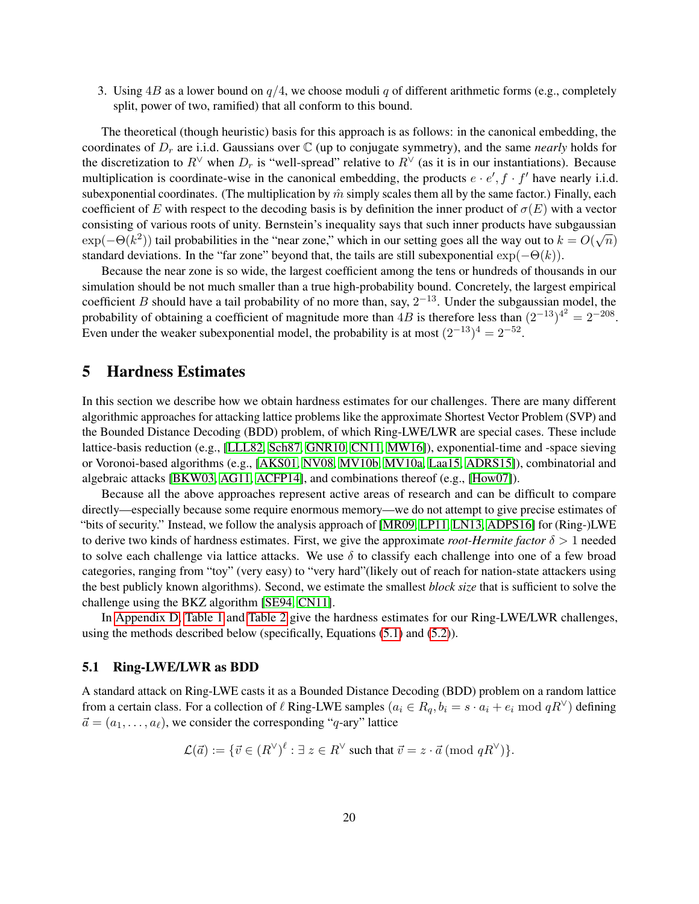3. Using $4B$ as a lower bound on $q/4$, we choose moduli $q$ of different arithmetic forms (e.g., completely split, power of two, ramified) that all conform to this bound.

The theoretical (though heuristic) basis for this approach is as follows: in the canonical embedding, the coordinates of $D_r$ are i.i.d. Gaussians over $\mathbb{C}$ (up to conjugate symmetry), and the same *nearly* holds for the discretization to $R^\vee$ when $D_r$ is "well-spread" relative to $R^\vee$ (as it is in our instantiations). Because multiplication is coordinate-wise in the canonical embedding, the products $e \cdot e', f \cdot f'$ have nearly i.i.d. subexponential coordinates. (The multiplication by $\hat{m}$ simply scales them all by the same factor.) Finally, each coefficient of $E$ with respect to the decoding basis is by definition the inner product of $\sigma(E)$ with a vector consisting of various roots of unity. Bernstein's inequality says that such inner products have subgaussian $\exp(-\Theta(k^2))$ tail probabilities in the "near zone," which in our setting goes all the way out to $k = O(\sqrt{n})$ standard deviations. In the "far zone" beyond that, the tails are still subexponential $\exp(-\Theta(k))$.

Because the near zone is so wide, the largest coefficient among the tens or hundreds of thousands in our simulation should be not much smaller than a true high-probability bound. Concretely, the largest empirical coefficient $B$ should have a tail probability of no more than, say, $2^{-13}$. Under the subgaussian model, the probability of obtaining a coefficient of magnitude more than $4B$ is therefore less than $(2^{-13})^{4^2} = 2^{-208}$. Even under the weaker subexponential model, the probability is at most $(2^{-13})^4 = 2^{-52}$.

# 5 Hardness Estimates

In this section we describe how we obtain hardness estimates for our challenges. There are many different algorithmic approaches for attacking lattice problems like the approximate Shortest Vector Problem (SVP) and the Bounded Distance Decoding (BDD) problem, of which Ring-LWE/LWR are special cases. These include lattice-basis reduction (e.g., [LLL82, Sch87, GNR10, CN11, MW16]), exponential-time and -space sieving or Voronoi-based algorithms (e.g., [AKS01, NV08, MV10b, MV10a, Laa15, ADRS15]), combinatorial and algebraic attacks [BKW03, AG11, ACFP14], and combinations thereof (e.g., [How07]).

Because all the above approaches represent active areas of research and can be difficult to compare directly—especially because some require enormous memory—we do not attempt to give precise estimates of "bits of security." Instead, we follow the analysis approach of [MR09, LP11, LN13, ADPS16] for (Ring-)LWE to derive two kinds of hardness estimates. First, we give the approximate *root-Hermite factor* $\delta > 1$ needed to solve each challenge via lattice attacks. We use $\delta$ to classify each challenge into one of a few broad categories, ranging from "toy" (very easy) to "very hard"(likely out of reach for nation-state attackers using the best publicly known algorithms). Second, we estimate the smallest *block size* that is sufficient to solve the challenge using the BKZ algorithm [SE94, CN11].

In Appendix D, Table 1 and Table 2 give the hardness estimates for our Ring-LWE/LWR challenges, using the methods described below (specifically, Equations (5.1) and (5.2)).

## 5.1 Ring-LWE/LWR as BDD

A standard attack on Ring-LWE casts it as a Bounded Distance Decoding (BDD) problem on a random lattice from a certain class. For a collection of $\ell$ Ring-LWE samples $(a_i \in R_q, b_i = s \cdot a_i + e_i \bmod qR^\vee)$ defining $\vec{a} = (a_1, \ldots, a_\ell)$, we consider the corresponding "$q$-ary" lattice

$$\mathcal{L}(\vec{a}) := \{\vec{v} \in (R^\vee)^\ell : \exists\, z \in R^\vee \text{ such that } \vec{v} = z \cdot \vec{a} \pmod{qR^\vee}\}.$$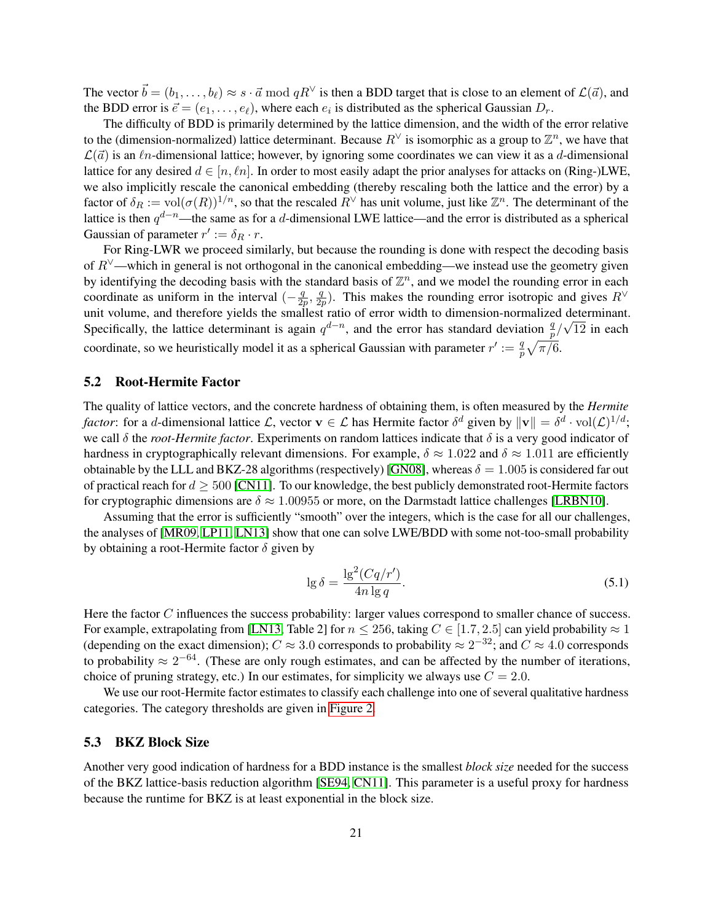The vector $\vec{b} = (b_1, \ldots, b_\ell) \approx s \cdot \vec{a} \bmod qR^\vee$ is then a BDD target that is close to an element of $\mathcal{L}(\vec{a})$, and the BDD error is $\vec{e} = (e_1, \ldots, e_\ell)$, where each $e_i$ is distributed as the spherical Gaussian $D_r$.

The difficulty of BDD is primarily determined by the lattice dimension, and the width of the error relative to the (dimension-normalized) lattice determinant. Because $R^\vee$ is isomorphic as a group to $\mathbb{Z}^n$, we have that $\mathcal{L}(\vec{a})$ is an $\ell n$-dimensional lattice; however, by ignoring some coordinates we can view it as a $d$-dimensional lattice for any desired $d \in [n, \ell n]$. In order to most easily adapt the prior analyses for attacks on (Ring-)LWE, we also implicitly rescale the canonical embedding (thereby rescaling both the lattice and the error) by a factor of $\delta_R := \mathrm{vol}(\sigma(R))^{1/n}$, so that the rescaled $R^\vee$ has unit volume, just like $\mathbb{Z}^n$. The determinant of the lattice is then $q^{d-n}$—the same as for a $d$-dimensional LWE lattice—and the error is distributed as a spherical Gaussian of parameter $r' := \delta_R \cdot r$.

For Ring-LWR we proceed similarly, but because the rounding is done with respect the decoding basis of $R^\vee$—which in general is not orthogonal in the canonical embedding—we instead use the geometry given by identifying the decoding basis with the standard basis of $\mathbb{Z}^n$, and we model the rounding error in each coordinate as uniform in the interval $(-\frac{q}{2p}, \frac{q}{2p})$. This makes the rounding error isotropic and gives $R^\vee$ unit volume, and therefore yields the smallest ratio of error width to dimension-normalized determinant. Specifically, the lattice determinant is again $q^{d-n}$, and the error has standard deviation $\frac{q}{p}/\sqrt{12}$ in each coordinate, so we heuristically model it as a spherical Gaussian with parameter $r' := \frac{q}{p}\sqrt{\pi/6}$.

## 5.2 Root-Hermite Factor

The quality of lattice vectors, and the concrete hardness of obtaining them, is often measured by the *Hermite factor*: for a $d$-dimensional lattice $\mathcal{L}$, vector $\mathbf{v} \in \mathcal{L}$ has Hermite factor $\delta^d$ given by $\|\mathbf{v}\| = \delta^d \cdot \mathrm{vol}(\mathcal{L})^{1/d}$; we call $\delta$ the *root-Hermite factor*. Experiments on random lattices indicate that $\delta$ is a very good indicator of hardness in cryptographically relevant dimensions. For example, $\delta \approx 1.022$ and $\delta \approx 1.011$ are efficiently obtainable by the LLL and BKZ-28 algorithms (respectively) [GN08], whereas $\delta = 1.005$ is considered far out of practical reach for $d \geq 500$ [CN11]. To our knowledge, the best publicly demonstrated root-Hermite factors for cryptographic dimensions are $\delta \approx 1.00955$ or more, on the Darmstadt lattice challenges [LRBN10].

Assuming that the error is sufficiently "smooth" over the integers, which is the case for all our challenges, the analyses of [MR09, LP11, LN13] show that one can solve LWE/BDD with some not-too-small probability by obtaining a root-Hermite factor $\delta$ given by

$$\lg \delta = \frac{\lg^2(Cq/r')}{4n \lg q}. \tag{5.1}$$

Here the factor $C$ influences the success probability: larger values correspond to smaller chance of success. For example, extrapolating from [LN13, Table 2] for $n \leq 256$, taking $C \in [1.7, 2.5]$ can yield probability $\approx 1$ (depending on the exact dimension); $C \approx 3.0$ corresponds to probability $\approx 2^{-32}$; and $C \approx 4.0$ corresponds to probability $\approx 2^{-64}$. (These are only rough estimates, and can be affected by the number of iterations, choice of pruning strategy, etc.) In our estimates, for simplicity we always use $C = 2.0$.

We use our root-Hermite factor estimates to classify each challenge into one of several qualitative hardness categories. The category thresholds are given in Figure 2.

## 5.3 BKZ Block Size

Another very good indication of hardness for a BDD instance is the smallest *block size* needed for the success of the BKZ lattice-basis reduction algorithm [SE94, CN11]. This parameter is a useful proxy for hardness because the runtime for BKZ is at least exponential in the block size.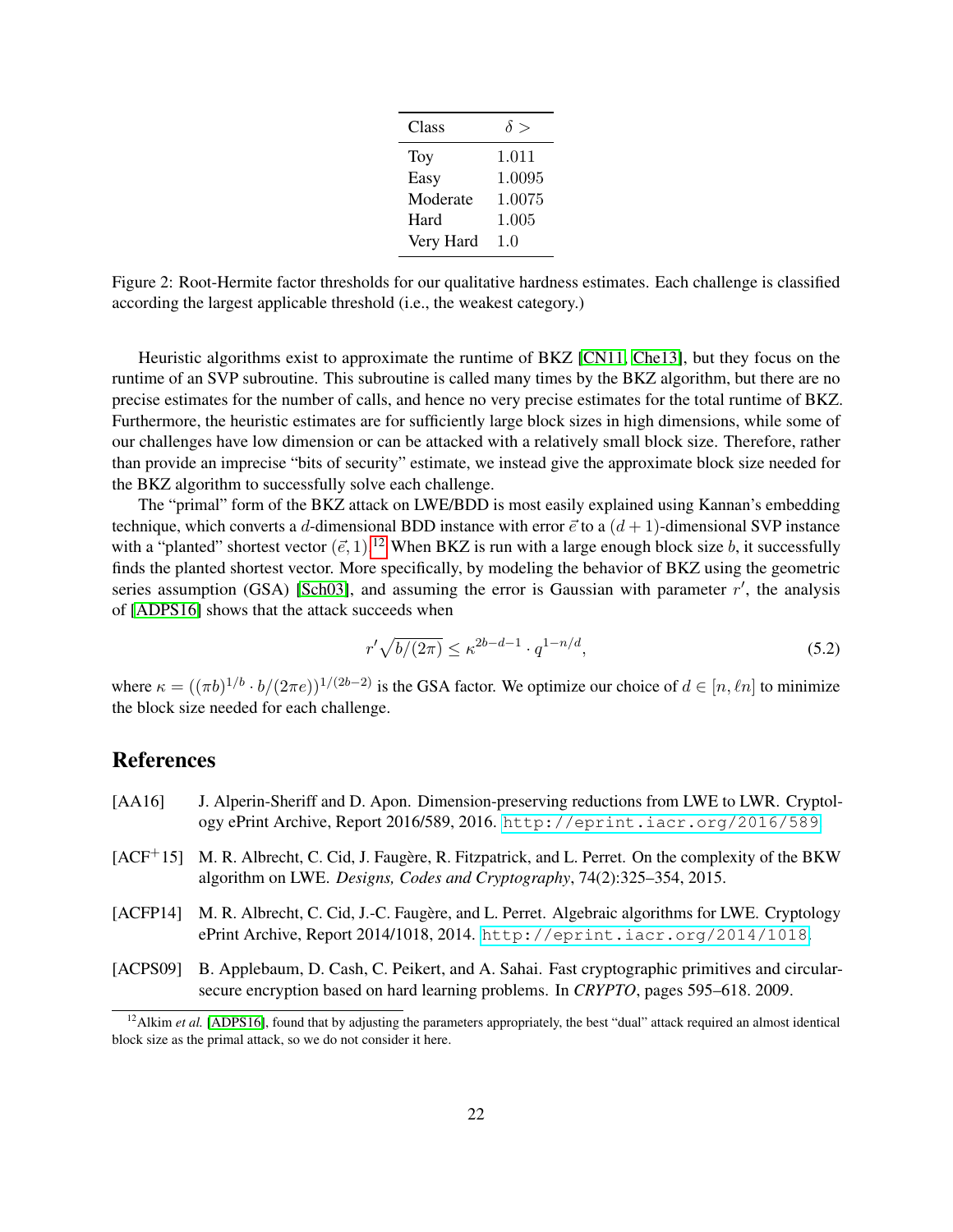| Class | $\delta >$ |
|---|---|
| Toy | 1.011 |
| Easy | 1.0095 |
| Moderate | 1.0075 |
| Hard | 1.005 |
| Very Hard | 1.0 |

Figure 2: Root-Hermite factor thresholds for our qualitative hardness estimates. Each challenge is classified according the largest applicable threshold (i.e., the weakest category.)

Heuristic algorithms exist to approximate the runtime of BKZ [CN11, Che13], but they focus on the runtime of an SVP subroutine. This subroutine is called many times by the BKZ algorithm, but there are no precise estimates for the number of calls, and hence no very precise estimates for the total runtime of BKZ. Furthermore, the heuristic estimates are for sufficiently large block sizes in high dimensions, while some of our challenges have low dimension or can be attacked with a relatively small block size. Therefore, rather than provide an imprecise "bits of security" estimate, we instead give the approximate block size needed for the BKZ algorithm to successfully solve each challenge.

The "primal" form of the BKZ attack on LWE/BDD is most easily explained using Kannan's embedding technique, which converts a $d$-dimensional BDD instance with error $\vec{e}$ to a $(d+1)$-dimensional SVP instance with a "planted" shortest vector $(\vec{e}, 1)$.[12] When BKZ is run with a large enough block size $b$, it successfully finds the planted shortest vector. More specifically, by modeling the behavior of BKZ using the geometric series assumption (GSA) [Sch03], and assuming the error is Gaussian with parameter $r'$, the analysis of [ADPS16] shows that the attack succeeds when

$$r'\sqrt{b/(2\pi)} \leq \kappa^{2b-d-1} \cdot q^{1-n/d}, \tag{5.2}$$

where $\kappa = ((\pi b)^{1/b} \cdot b/(2\pi e))^{1/(2b-2)}$ is the GSA factor. We optimize our choice of $d \in [n, \ell n]$ to minimize the block size needed for each challenge.

# References

[AA16] J. Alperin-Sheriff and D. Apon. Dimension-preserving reductions from LWE to LWR. Cryptology ePrint Archive, Report 2016/589, 2016. http://eprint.iacr.org/2016/589.

[ACF+15] M. R. Albrecht, C. Cid, J. Faugère, R. Fitzpatrick, and L. Perret. On the complexity of the BKW algorithm on LWE. *Designs, Codes and Cryptography*, 74(2):325–354, 2015.

[ACFP14] M. R. Albrecht, C. Cid, J.-C. Faugère, and L. Perret. Algebraic algorithms for LWE. Cryptology ePrint Archive, Report 2014/1018, 2014. http://eprint.iacr.org/2014/1018.

[ACPS09] B. Applebaum, D. Cash, C. Peikert, and A. Sahai. Fast cryptographic primitives and circular-secure encryption based on hard learning problems. In *CRYPTO*, pages 595–618. 2009.

[12] Alkim *et al.* [ADPS16], found that by adjusting the parameters appropriately, the best "dual" attack required an almost identical block size as the primal attack, so we do not consider it here.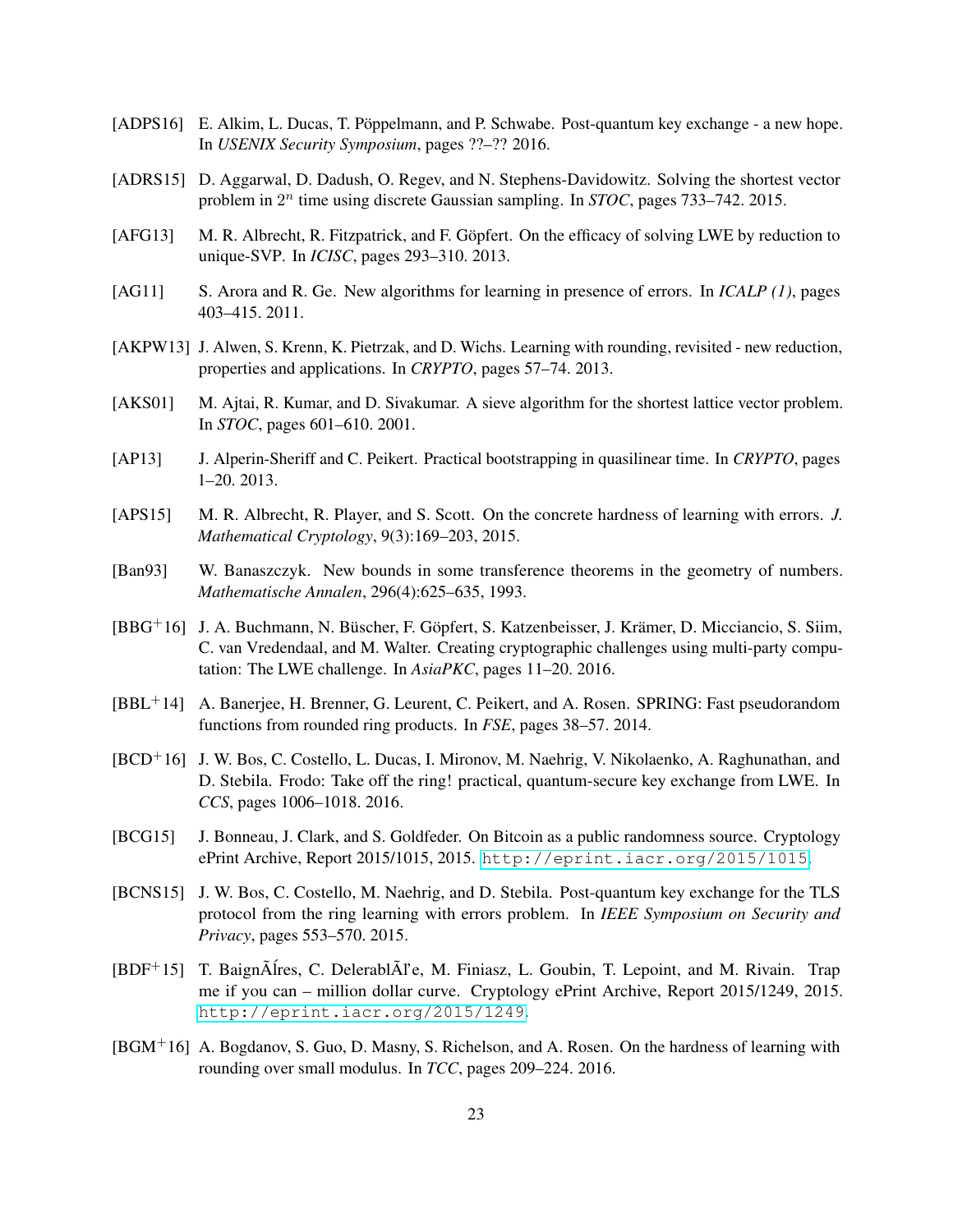[ADPS16] E. Alkim, L. Ducas, T. Pöppelmann, and P. Schwabe. Post-quantum key exchange - a new hope. In *USENIX Security Symposium*, pages ??–?? 2016.

[ADRS15] D. Aggarwal, D. Dadush, O. Regev, and N. Stephens-Davidowitz. Solving the shortest vector problem in $2^n$ time using discrete Gaussian sampling. In *STOC*, pages 733–742. 2015.

[AFG13] M. R. Albrecht, R. Fitzpatrick, and F. Göpfert. On the efficacy of solving LWE by reduction to unique-SVP. In *ICISC*, pages 293–310. 2013.

[AG11] S. Arora and R. Ge. New algorithms for learning in presence of errors. In *ICALP (1)*, pages 403–415. 2011.

[AKPW13] J. Alwen, S. Krenn, K. Pietrzak, and D. Wichs. Learning with rounding, revisited - new reduction, properties and applications. In *CRYPTO*, pages 57–74. 2013.

[AKS01] M. Ajtai, R. Kumar, and D. Sivakumar. A sieve algorithm for the shortest lattice vector problem. In *STOC*, pages 601–610. 2001.

[AP13] J. Alperin-Sheriff and C. Peikert. Practical bootstrapping in quasilinear time. In *CRYPTO*, pages 1–20. 2013.

[APS15] M. R. Albrecht, R. Player, and S. Scott. On the concrete hardness of learning with errors. *J. Mathematical Cryptology*, 9(3):169–203, 2015.

[Ban93] W. Banaszczyk. New bounds in some transference theorems in the geometry of numbers. *Mathematische Annalen*, 296(4):625–635, 1993.

[BBG+16] J. A. Buchmann, N. Büscher, F. Göpfert, S. Katzenbeisser, J. Krämer, D. Micciancio, S. Siim, C. van Vredendaal, and M. Walter. Creating cryptographic challenges using multi-party computation: The LWE challenge. In *AsiaPKC*, pages 11–20. 2016.

[BBL+14] A. Banerjee, H. Brenner, G. Leurent, C. Peikert, and A. Rosen. SPRING: Fast pseudorandom functions from rounded ring products. In *FSE*, pages 38–57. 2014.

[BCD+16] J. W. Bos, C. Costello, L. Ducas, I. Mironov, M. Naehrig, V. Nikolaenko, A. Raghunathan, and D. Stebila. Frodo: Take off the ring! practical, quantum-secure key exchange from LWE. In *CCS*, pages 1006–1018. 2016.

[BCG15] J. Bonneau, J. Clark, and S. Goldfeder. On Bitcoin as a public randomness source. Cryptology ePrint Archive, Report 2015/1015, 2015. http://eprint.iacr.org/2015/1015.

[BCNS15] J. W. Bos, C. Costello, M. Naehrig, and D. Stebila. Post-quantum key exchange for the TLS protocol from the ring learning with errors problem. In *IEEE Symposium on Security and Privacy*, pages 553–570. 2015.

[BDF+15] T. BaignÃÍres, C. DelerablÃľe, M. Finiasz, L. Goubin, T. Lepoint, and M. Rivain. Trap me if you can – million dollar curve. Cryptology ePrint Archive, Report 2015/1249, 2015. http://eprint.iacr.org/2015/1249.

[BGM+16] A. Bogdanov, S. Guo, D. Masny, S. Richelson, and A. Rosen. On the hardness of learning with rounding over small modulus. In *TCC*, pages 209–224. 2016.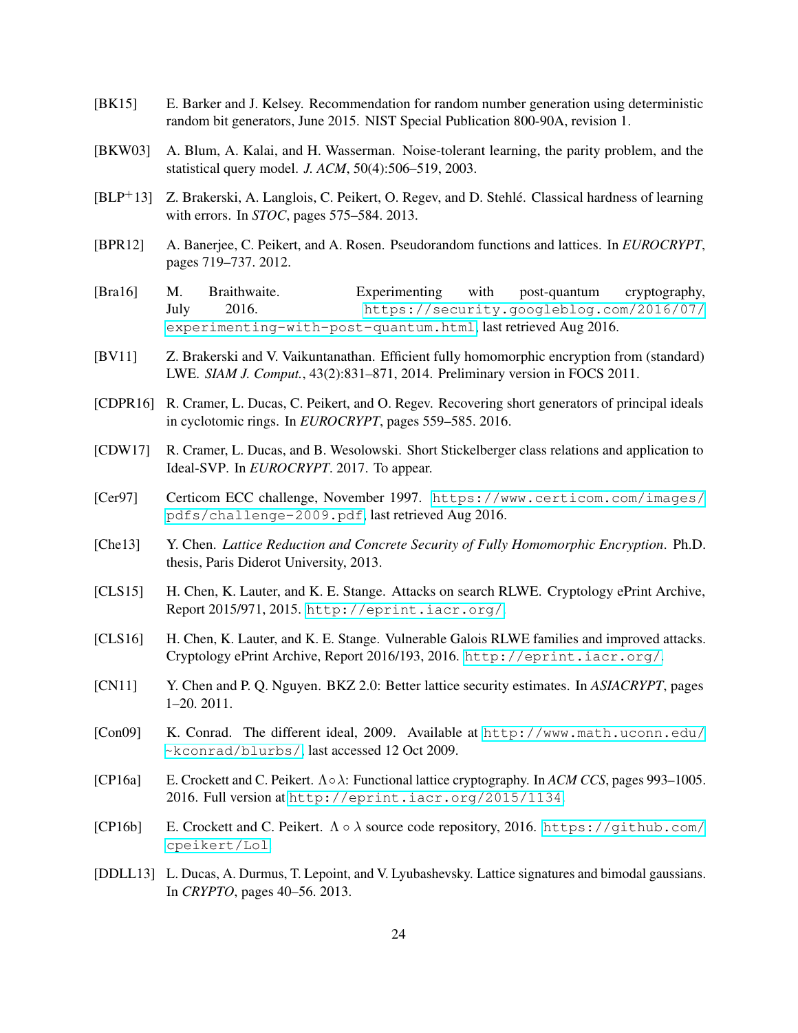[BK15] E. Barker and J. Kelsey. Recommendation for random number generation using deterministic random bit generators, June 2015. NIST Special Publication 800-90A, revision 1.

[BKW03] A. Blum, A. Kalai, and H. Wasserman. Noise-tolerant learning, the parity problem, and the statistical query model. *J. ACM*, 50(4):506–519, 2003.

[BLP+13] Z. Brakerski, A. Langlois, C. Peikert, O. Regev, and D. Stehlé. Classical hardness of learning with errors. In *STOC*, pages 575–584. 2013.

[BPR12] A. Banerjee, C. Peikert, and A. Rosen. Pseudorandom functions and lattices. In *EUROCRYPT*, pages 719–737. 2012.

[Bra16] M. Braithwaite. Experimenting with post-quantum cryptography, July 2016. `https://security.googleblog.com/2016/07/experimenting-with-post-quantum.html`, last retrieved Aug 2016.

[BV11] Z. Brakerski and V. Vaikuntanathan. Efficient fully homomorphic encryption from (standard) LWE. *SIAM J. Comput.*, 43(2):831–871, 2014. Preliminary version in FOCS 2011.

[CDPR16] R. Cramer, L. Ducas, C. Peikert, and O. Regev. Recovering short generators of principal ideals in cyclotomic rings. In *EUROCRYPT*, pages 559–585. 2016.

[CDW17] R. Cramer, L. Ducas, and B. Wesolowski. Short Stickelberger class relations and application to Ideal-SVP. In *EUROCRYPT*. 2017. To appear.

[Cer97] Certicom ECC challenge, November 1997. `https://www.certicom.com/images/pdfs/challenge-2009.pdf`, last retrieved Aug 2016.

[Che13] Y. Chen. *Lattice Reduction and Concrete Security of Fully Homomorphic Encryption*. Ph.D. thesis, Paris Diderot University, 2013.

[CLS15] H. Chen, K. Lauter, and K. E. Stange. Attacks on search RLWE. Cryptology ePrint Archive, Report 2015/971, 2015. `http://eprint.iacr.org/`.

[CLS16] H. Chen, K. Lauter, and K. E. Stange. Vulnerable Galois RLWE families and improved attacks. Cryptology ePrint Archive, Report 2016/193, 2016. `http://eprint.iacr.org/`.

[CN11] Y. Chen and P. Q. Nguyen. BKZ 2.0: Better lattice security estimates. In *ASIACRYPT*, pages 1–20. 2011.

[Con09] K. Conrad. The different ideal, 2009. Available at `http://www.math.uconn.edu/~kconrad/blurbs/`, last accessed 12 Oct 2009.

[CP16a] E. Crockett and C. Peikert. $\Lambda \circ \lambda$: Functional lattice cryptography. In *ACM CCS*, pages 993–1005. 2016. Full version at `http://eprint.iacr.org/2015/1134`.

[CP16b] E. Crockett and C. Peikert. $\Lambda \circ \lambda$ source code repository, 2016. `https://github.com/cpeikert/Lol`.

[DDLL13] L. Ducas, A. Durmus, T. Lepoint, and V. Lyubashevsky. Lattice signatures and bimodal gaussians. In *CRYPTO*, pages 40–56. 2013.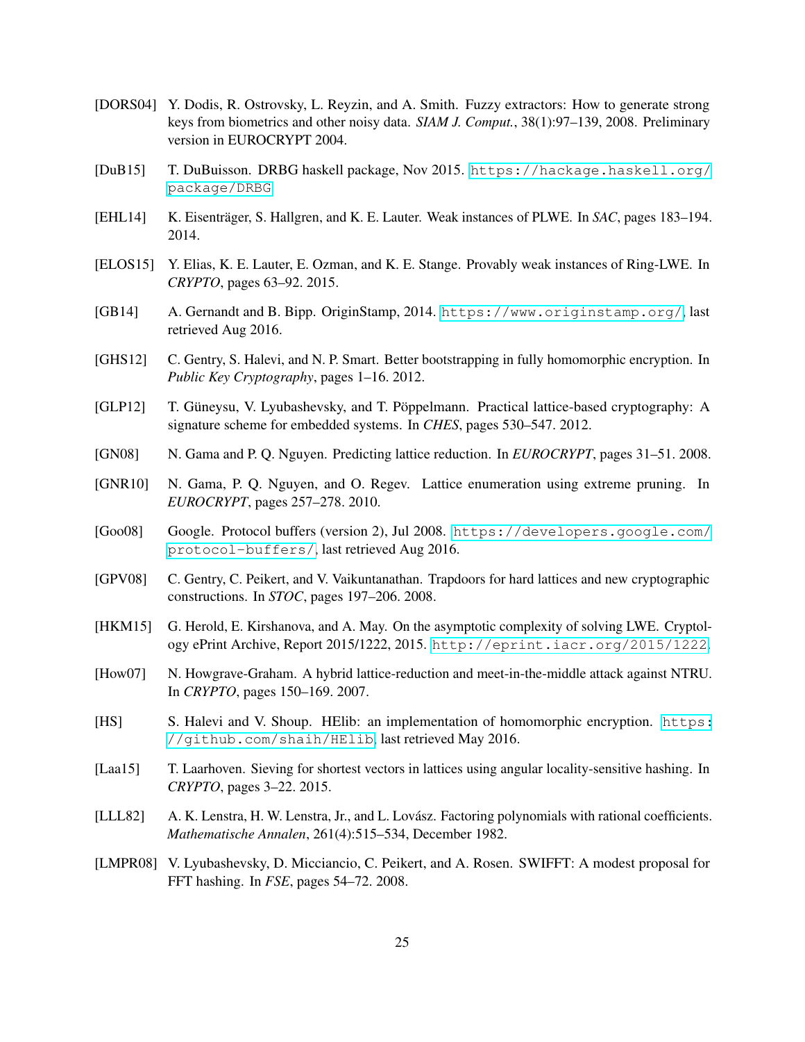[DORS04] Y. Dodis, R. Ostrovsky, L. Reyzin, and A. Smith. Fuzzy extractors: How to generate strong keys from biometrics and other noisy data. *SIAM J. Comput.*, 38(1):97–139, 2008. Preliminary version in EUROCRYPT 2004.

[DuB15] T. DuBuisson. DRBG haskell package, Nov 2015. https://hackage.haskell.org/package/DRBG.

[EHL14] K. Eisenträger, S. Hallgren, and K. E. Lauter. Weak instances of PLWE. In *SAC*, pages 183–194. 2014.

[ELOS15] Y. Elias, K. E. Lauter, E. Ozman, and K. E. Stange. Provably weak instances of Ring-LWE. In *CRYPTO*, pages 63–92. 2015.

[GB14] A. Gernandt and B. Bipp. OriginStamp, 2014. https://www.originstamp.org/, last retrieved Aug 2016.

[GHS12] C. Gentry, S. Halevi, and N. P. Smart. Better bootstrapping in fully homomorphic encryption. In *Public Key Cryptography*, pages 1–16. 2012.

[GLP12] T. Güneysu, V. Lyubashevsky, and T. Pöppelmann. Practical lattice-based cryptography: A signature scheme for embedded systems. In *CHES*, pages 530–547. 2012.

[GN08] N. Gama and P. Q. Nguyen. Predicting lattice reduction. In *EUROCRYPT*, pages 31–51. 2008.

[GNR10] N. Gama, P. Q. Nguyen, and O. Regev. Lattice enumeration using extreme pruning. In *EUROCRYPT*, pages 257–278. 2010.

[Goo08] Google. Protocol buffers (version 2), Jul 2008. https://developers.google.com/protocol-buffers/, last retrieved Aug 2016.

[GPV08] C. Gentry, C. Peikert, and V. Vaikuntanathan. Trapdoors for hard lattices and new cryptographic constructions. In *STOC*, pages 197–206. 2008.

[HKM15] G. Herold, E. Kirshanova, and A. May. On the asymptotic complexity of solving LWE. Cryptology ePrint Archive, Report 2015/1222, 2015. http://eprint.iacr.org/2015/1222.

[How07] N. Howgrave-Graham. A hybrid lattice-reduction and meet-in-the-middle attack against NTRU. In *CRYPTO*, pages 150–169. 2007.

[HS] S. Halevi and V. Shoup. HElib: an implementation of homomorphic encryption. https://github.com/shaih/HElib, last retrieved May 2016.

[Laa15] T. Laarhoven. Sieving for shortest vectors in lattices using angular locality-sensitive hashing. In *CRYPTO*, pages 3–22. 2015.

[LLL82] A. K. Lenstra, H. W. Lenstra, Jr., and L. Lovász. Factoring polynomials with rational coefficients. *Mathematische Annalen*, 261(4):515–534, December 1982.

[LMPR08] V. Lyubashevsky, D. Micciancio, C. Peikert, and A. Rosen. SWIFFT: A modest proposal for FFT hashing. In *FSE*, pages 54–72. 2008.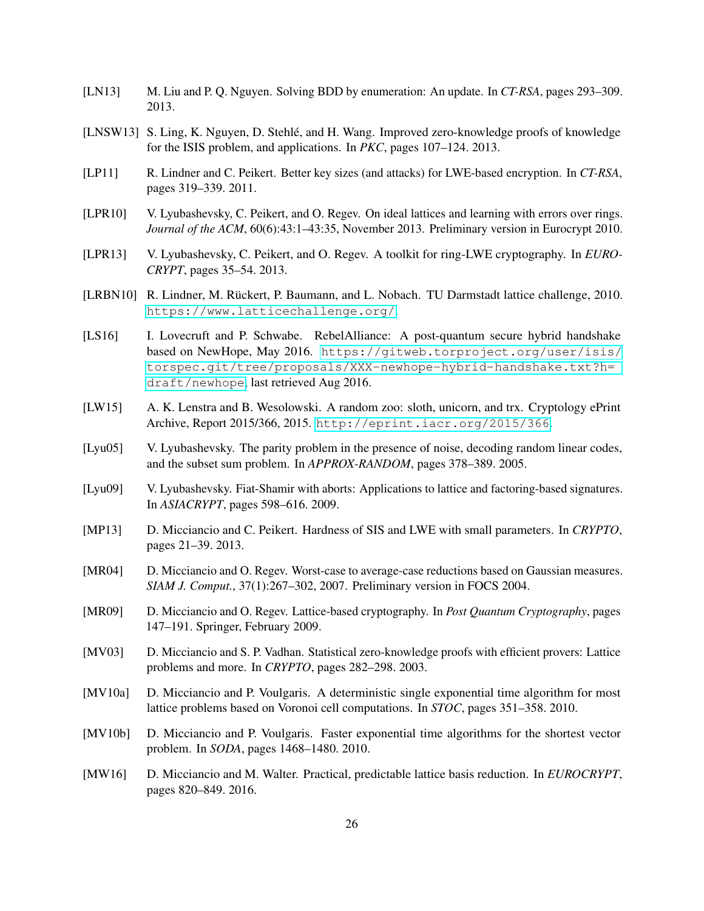[LN13] M. Liu and P. Q. Nguyen. Solving BDD by enumeration: An update. In *CT-RSA*, pages 293–309. 2013.

[LNSW13] S. Ling, K. Nguyen, D. Stehlé, and H. Wang. Improved zero-knowledge proofs of knowledge for the ISIS problem, and applications. In *PKC*, pages 107–124. 2013.

[LP11] R. Lindner and C. Peikert. Better key sizes (and attacks) for LWE-based encryption. In *CT-RSA*, pages 319–339. 2011.

[LPR10] V. Lyubashevsky, C. Peikert, and O. Regev. On ideal lattices and learning with errors over rings. *Journal of the ACM*, 60(6):43:1–43:35, November 2013. Preliminary version in Eurocrypt 2010.

[LPR13] V. Lyubashevsky, C. Peikert, and O. Regev. A toolkit for ring-LWE cryptography. In *EUROCRYPT*, pages 35–54. 2013.

[LRBN10] R. Lindner, M. Rückert, P. Baumann, and L. Nobach. TU Darmstadt lattice challenge, 2010. https://www.latticechallenge.org/.

[LS16] I. Lovecruft and P. Schwabe. RebelAlliance: A post-quantum secure hybrid handshake based on NewHope, May 2016. https://gitweb.torproject.org/user/isis/torspec.git/tree/proposals/XXX-newhope-hybrid-handshake.txt?h=draft/newhope, last retrieved Aug 2016.

[LW15] A. K. Lenstra and B. Wesolowski. A random zoo: sloth, unicorn, and trx. Cryptology ePrint Archive, Report 2015/366, 2015. http://eprint.iacr.org/2015/366.

[Lyu05] V. Lyubashevsky. The parity problem in the presence of noise, decoding random linear codes, and the subset sum problem. In *APPROX-RANDOM*, pages 378–389. 2005.

[Lyu09] V. Lyubashevsky. Fiat-Shamir with aborts: Applications to lattice and factoring-based signatures. In *ASIACRYPT*, pages 598–616. 2009.

[MP13] D. Micciancio and C. Peikert. Hardness of SIS and LWE with small parameters. In *CRYPTO*, pages 21–39. 2013.

[MR04] D. Micciancio and O. Regev. Worst-case to average-case reductions based on Gaussian measures. *SIAM J. Comput.*, 37(1):267–302, 2007. Preliminary version in FOCS 2004.

[MR09] D. Micciancio and O. Regev. Lattice-based cryptography. In *Post Quantum Cryptography*, pages 147–191. Springer, February 2009.

[MV03] D. Micciancio and S. P. Vadhan. Statistical zero-knowledge proofs with efficient provers: Lattice problems and more. In *CRYPTO*, pages 282–298. 2003.

[MV10a] D. Micciancio and P. Voulgaris. A deterministic single exponential time algorithm for most lattice problems based on Voronoi cell computations. In *STOC*, pages 351–358. 2010.

[MV10b] D. Micciancio and P. Voulgaris. Faster exponential time algorithms for the shortest vector problem. In *SODA*, pages 1468–1480. 2010.

[MW16] D. Micciancio and M. Walter. Practical, predictable lattice basis reduction. In *EUROCRYPT*, pages 820–849. 2016.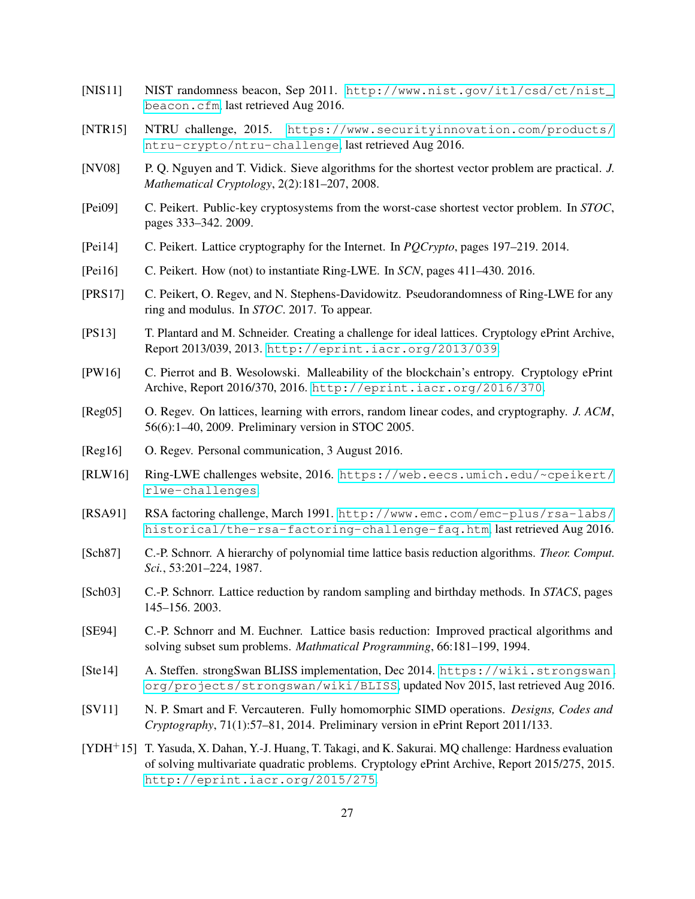[NIS11] NIST randomness beacon, Sep 2011. http://www.nist.gov/itl/csd/ct/nist_beacon.cfm, last retrieved Aug 2016.

[NTR15] NTRU challenge, 2015. https://www.securityinnovation.com/products/ntru-crypto/ntru-challenge, last retrieved Aug 2016.

[NV08] P. Q. Nguyen and T. Vidick. Sieve algorithms for the shortest vector problem are practical. *J. Mathematical Cryptology*, 2(2):181–207, 2008.

[Pei09] C. Peikert. Public-key cryptosystems from the worst-case shortest vector problem. In *STOC*, pages 333–342. 2009.

[Pei14] C. Peikert. Lattice cryptography for the Internet. In *PQCrypto*, pages 197–219. 2014.

[Pei16] C. Peikert. How (not) to instantiate Ring-LWE. In *SCN*, pages 411–430. 2016.

[PRS17] C. Peikert, O. Regev, and N. Stephens-Davidowitz. Pseudorandomness of Ring-LWE for any ring and modulus. In *STOC*. 2017. To appear.

[PS13] T. Plantard and M. Schneider. Creating a challenge for ideal lattices. Cryptology ePrint Archive, Report 2013/039, 2013. http://eprint.iacr.org/2013/039.

[PW16] C. Pierrot and B. Wesolowski. Malleability of the blockchain's entropy. Cryptology ePrint Archive, Report 2016/370, 2016. http://eprint.iacr.org/2016/370.

[Reg05] O. Regev. On lattices, learning with errors, random linear codes, and cryptography. *J. ACM*, 56(6):1–40, 2009. Preliminary version in STOC 2005.

[Reg16] O. Regev. Personal communication, 3 August 2016.

[RLW16] Ring-LWE challenges website, 2016. https://web.eecs.umich.edu/~cpeikert/rlwe-challenges.

[RSA91] RSA factoring challenge, March 1991. http://www.emc.com/emc-plus/rsa-labs/historical/the-rsa-factoring-challenge-faq.htm, last retrieved Aug 2016.

[Sch87] C.-P. Schnorr. A hierarchy of polynomial time lattice basis reduction algorithms. *Theor. Comput. Sci.*, 53:201–224, 1987.

[Sch03] C.-P. Schnorr. Lattice reduction by random sampling and birthday methods. In *STACS*, pages 145–156. 2003.

[SE94] C.-P. Schnorr and M. Euchner. Lattice basis reduction: Improved practical algorithms and solving subset sum problems. *Mathmatical Programming*, 66:181–199, 1994.

[Ste14] A. Steffen. strongSwan BLISS implementation, Dec 2014. https://wiki.strongswan.org/projects/strongswan/wiki/BLISS, updated Nov 2015, last retrieved Aug 2016.

[SV11] N. P. Smart and F. Vercauteren. Fully homomorphic SIMD operations. *Designs, Codes and Cryptography*, 71(1):57–81, 2014. Preliminary version in ePrint Report 2011/133.

[YDH+15] T. Yasuda, X. Dahan, Y.-J. Huang, T. Takagi, and K. Sakurai. MQ challenge: Hardness evaluation of solving multivariate quadratic problems. Cryptology ePrint Archive, Report 2015/275, 2015. http://eprint.iacr.org/2015/275.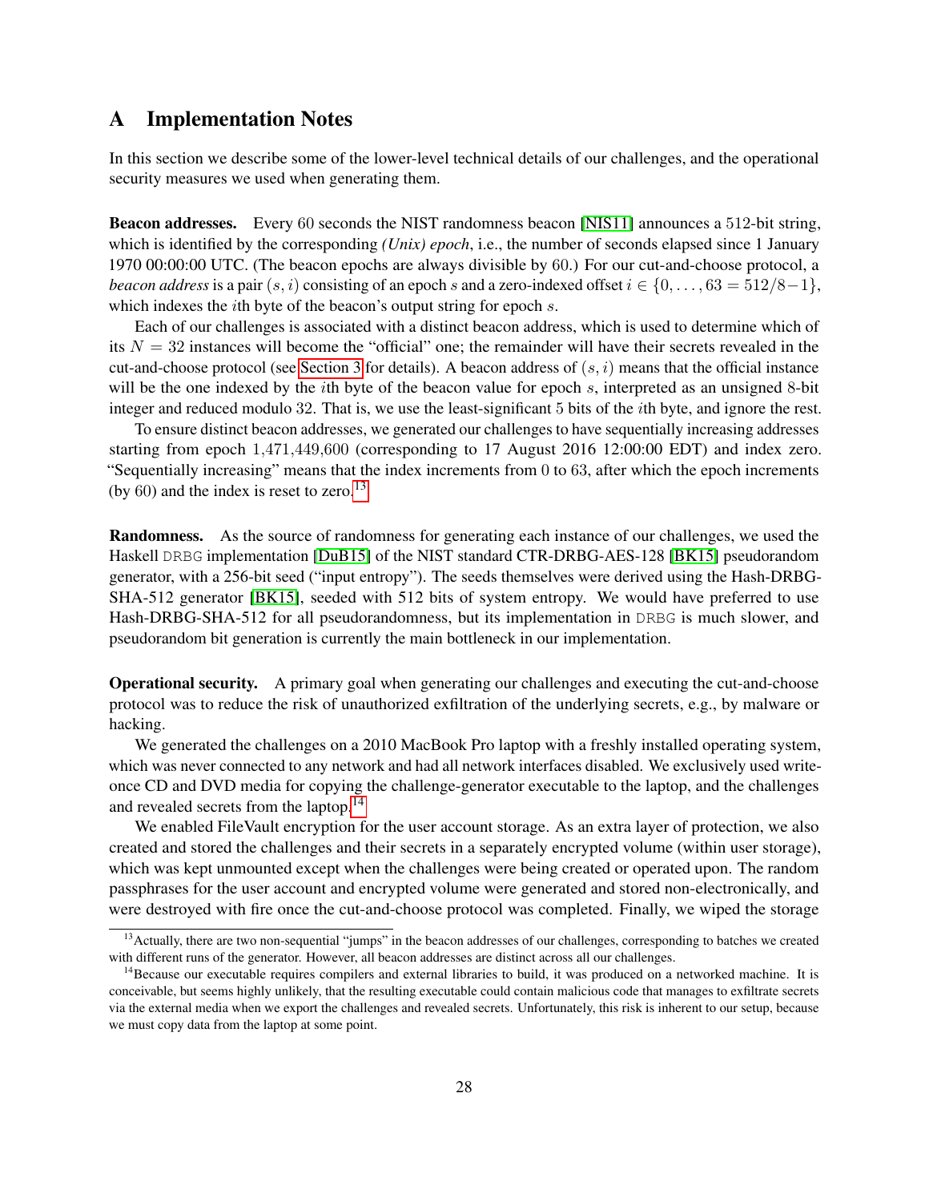# A Implementation Notes

In this section we describe some of the lower-level technical details of our challenges, and the operational security measures we used when generating them.

**Beacon addresses.** Every 60 seconds the NIST randomness beacon [NIS11] announces a 512-bit string, which is identified by the corresponding *(Unix) epoch*, i.e., the number of seconds elapsed since 1 January 1970 00:00:00 UTC. (The beacon epochs are always divisible by 60.) For our cut-and-choose protocol, a *beacon address* is a pair $(s, i)$ consisting of an epoch $s$ and a zero-indexed offset $i \in \{0, \ldots, 63 = 512/8 - 1\}$, which indexes the $i$th byte of the beacon's output string for epoch $s$.

Each of our challenges is associated with a distinct beacon address, which is used to determine which of its $N = 32$ instances will become the "official" one; the remainder will have their secrets revealed in the cut-and-choose protocol (see Section 3 for details). A beacon address of $(s, i)$ means that the official instance will be the one indexed by the $i$th byte of the beacon value for epoch $s$, interpreted as an unsigned 8-bit integer and reduced modulo 32. That is, we use the least-significant 5 bits of the $i$th byte, and ignore the rest.

To ensure distinct beacon addresses, we generated our challenges to have sequentially increasing addresses starting from epoch 1,471,449,600 (corresponding to 17 August 2016 12:00:00 EDT) and index zero. "Sequentially increasing" means that the index increments from 0 to 63, after which the epoch increments (by 60) and the index is reset to zero.[13]

**Randomness.** As the source of randomness for generating each instance of our challenges, we used the Haskell DRBG implementation [DuB15] of the NIST standard CTR-DRBG-AES-128 [BK15] pseudorandom generator, with a 256-bit seed ("input entropy"). The seeds themselves were derived using the Hash-DRBG-SHA-512 generator [BK15], seeded with 512 bits of system entropy. We would have preferred to use Hash-DRBG-SHA-512 for all pseudorandomness, but its implementation in DRBG is much slower, and pseudorandom bit generation is currently the main bottleneck in our implementation.

**Operational security.** A primary goal when generating our challenges and executing the cut-and-choose protocol was to reduce the risk of unauthorized exfiltration of the underlying secrets, e.g., by malware or hacking.

We generated the challenges on a 2010 MacBook Pro laptop with a freshly installed operating system, which was never connected to any network and had all network interfaces disabled. We exclusively used write-once CD and DVD media for copying the challenge-generator executable to the laptop, and the challenges and revealed secrets from the laptop.[14]

We enabled FileVault encryption for the user account storage. As an extra layer of protection, we also created and stored the challenges and their secrets in a separately encrypted volume (within user storage), which was kept unmounted except when the challenges were being created or operated upon. The random passphrases for the user account and encrypted volume were generated and stored non-electronically, and were destroyed with fire once the cut-and-choose protocol was completed. Finally, we wiped the storage

[13] Actually, there are two non-sequential "jumps" in the beacon addresses of our challenges, corresponding to batches we created with different runs of the generator. However, all beacon addresses are distinct across all our challenges.

[14] Because our executable requires compilers and external libraries to build, it was produced on a networked machine. It is conceivable, but seems highly unlikely, that the resulting executable could contain malicious code that manages to exfiltrate secrets via the external media when we export the challenges and revealed secrets. Unfortunately, this risk is inherent to our setup, because we must copy data from the laptop at some point.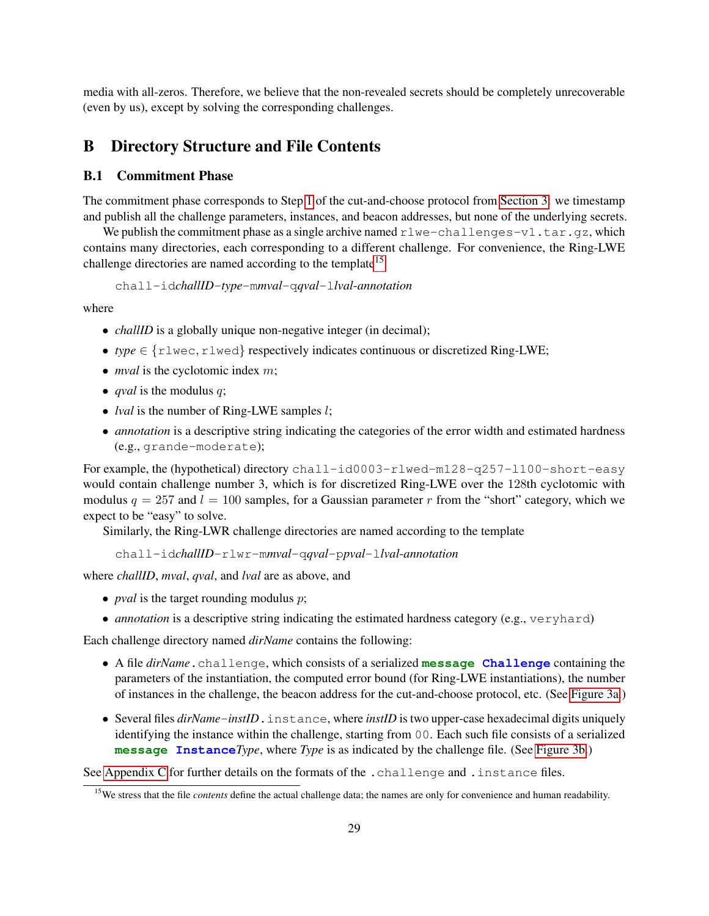media with all-zeros. Therefore, we believe that the non-revealed secrets should be completely unrecoverable (even by us), except by solving the corresponding challenges.

# B Directory Structure and File Contents

## B.1 Commitment Phase

The commitment phase corresponds to Step 1 of the cut-and-choose protocol from Section 3: we timestamp and publish all the challenge parameters, instances, and beacon addresses, but none of the underlying secrets.

We publish the commitment phase as a single archive named `rlwe-challenges-v1.tar.gz`, which contains many directories, each corresponding to a different challenge. For convenience, the Ring-LWE challenge directories are named according to the template[15]

`chall-id`*challID*`-`*type*`-m`*mval*`-q`*qval*`-l`*lval*`-`*annotation*

where

- *challID* is a globally unique non-negative integer (in decimal);
- *type* $\in$ {`rlwec`, `rlwed`} respectively indicates continuous or discretized Ring-LWE;
- *mval* is the cyclotomic index $m$;
- *qval* is the modulus $q$;
- *lval* is the number of Ring-LWE samples $l$;
- *annotation* is a descriptive string indicating the categories of the error width and estimated hardness (e.g., `grande-moderate`);

For example, the (hypothetical) directory `chall-id0003-rlwed-m128-q257-l100-short-easy` would contain challenge number 3, which is for discretized Ring-LWE over the 128th cyclotomic with modulus $q = 257$ and $l = 100$ samples, for a Gaussian parameter $r$ from the "short" category, which we expect to be "easy" to solve.

Similarly, the Ring-LWR challenge directories are named according to the template

`chall-id`*challID*`-rlwr-m`*mval*`-q`*qval*`-p`*pval*`-l`*lval*`-`*annotation*

where *challID*, *mval*, *qval*, and *lval* are as above, and

- *pval* is the target rounding modulus $p$;
- *annotation* is a descriptive string indicating the estimated hardness category (e.g., `veryhard`)

Each challenge directory named *dirName* contains the following:

- A file *dirName*`.challenge`, which consists of a serialized **message Challenge** containing the parameters of the instantiation, the computed error bound (for Ring-LWE instantiations), the number of instances in the challenge, the beacon address for the cut-and-choose protocol, etc. (See Figure 3a.)
- Several files *dirName*`-`*instID*`.instance`, where *instID* is two upper-case hexadecimal digits uniquely identifying the instance within the challenge, starting from `00`. Each such file consists of a serialized **message Instance***Type*, where *Type* is as indicated by the challenge file. (See Figure 3b.)

See Appendix C for further details on the formats of the `.challenge` and `.instance` files.

[15] We stress that the file *contents* define the actual challenge data; the names are only for convenience and human readability.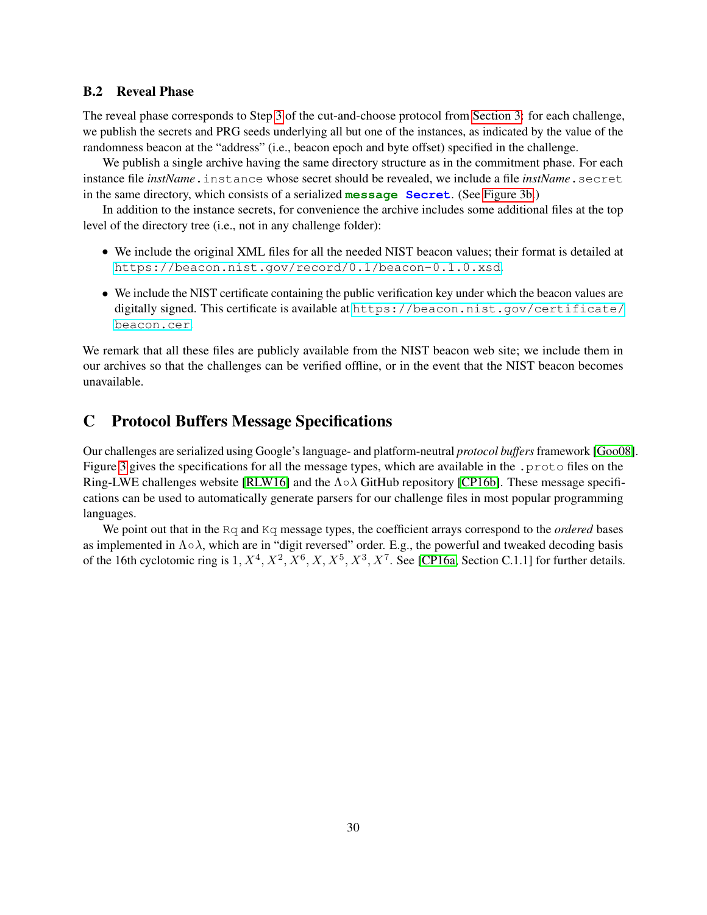### B.2 Reveal Phase

The reveal phase corresponds to Step 3 of the cut-and-choose protocol from Section 3: for each challenge, we publish the secrets and PRG seeds underlying all but one of the instances, as indicated by the value of the randomness beacon at the "address" (i.e., beacon epoch and byte offset) specified in the challenge.

We publish a single archive having the same directory structure as in the commitment phase. For each instance file *instName*`.instance` whose secret should be revealed, we include a file *instName*`.secret` in the same directory, which consists of a serialized **`message`** **`Secret`**. (See Figure 3b.)

In addition to the instance secrets, for convenience the archive includes some additional files at the top level of the directory tree (i.e., not in any challenge folder):

- We include the original XML files for all the needed NIST beacon values; their format is detailed at `https://beacon.nist.gov/record/0.1/beacon-0.1.0.xsd`.
- We include the NIST certificate containing the public verification key under which the beacon values are digitally signed. This certificate is available at `https://beacon.nist.gov/certificate/beacon.cer`.

We remark that all these files are publicly available from the NIST beacon web site; we include them in our archives so that the challenges can be verified offline, or in the event that the NIST beacon becomes unavailable.

## C Protocol Buffers Message Specifications

Our challenges are serialized using Google's language- and platform-neutral *protocol buffers* framework [Goo08]. Figure 3 gives the specifications for all the message types, which are available in the `.proto` files on the Ring-LWE challenges website [RLW16] and the $\Lambda\circ\lambda$ GitHub repository [CP16b]. These message specifications can be used to automatically generate parsers for our challenge files in most popular programming languages.

We point out that in the `Rq` and `Kq` message types, the coefficient arrays correspond to the *ordered* bases as implemented in $\Lambda\circ\lambda$, which are in "digit reversed" order. E.g., the powerful and tweaked decoding basis of the 16th cyclotomic ring is $1, X^4, X^2, X^6, X, X^5, X^3, X^7$. See [CP16a, Section C.1.1] for further details.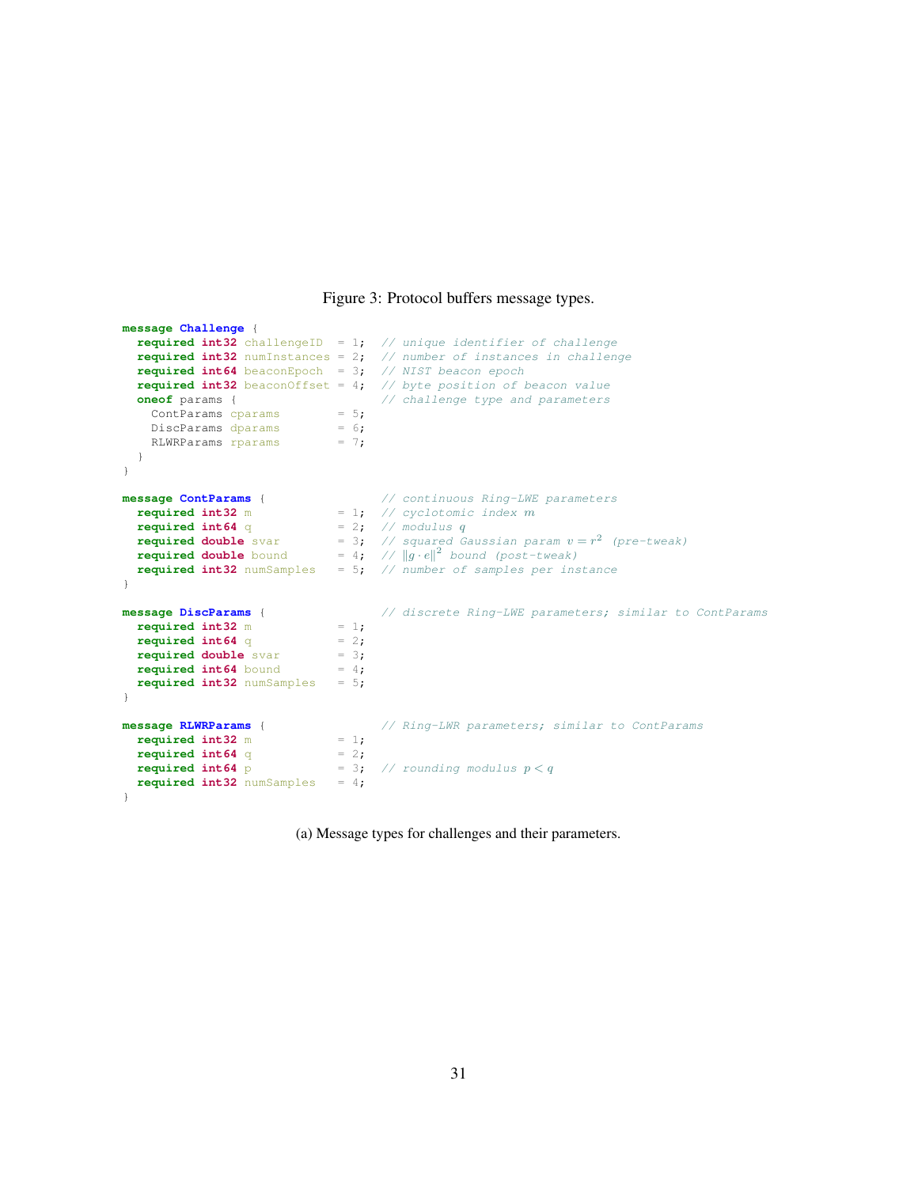Figure 3: Protocol buffers message types.

```
message Challenge {
  required int32 challengeID  = 1;  // unique identifier of challenge
  required int32 numInstances = 2;  // number of instances in challenge
  required int64 beaconEpoch  = 3;  // NIST beacon epoch
  required int32 beaconOffset = 4;  // byte position of beacon value
  oneof params {                    // challenge type and parameters
    ContParams cparams        = 5;
    DiscParams dparams        = 6;
    RLWRParams rparams        = 7;
  }
}

message ContParams {                // continuous Ring-LWE parameters
  required int32 m            = 1;  // cyclotomic index m
  required int64 q            = 2;  // modulus q
  required double svar        = 3;  // squared Gaussian param v = r^2 (pre-tweak)
  required double bound       = 4;  // ||g·e||^2 bound (post-tweak)
  required int32 numSamples   = 5;  // number of samples per instance
}

message DiscParams {                // discrete Ring-LWE parameters; similar to ContParams
  required int32 m            = 1;
  required int64 q            = 2;
  required double svar        = 3;
  required int64 bound        = 4;
  required int32 numSamples   = 5;
}

message RLWRParams {                // Ring-LWR parameters; similar to ContParams
  required int32 m            = 1;
  required int64 q            = 2;
  required int64 p            = 3;  // rounding modulus p < q
  required int32 numSamples   = 4;
}
```

(a) Message types for challenges and their parameters.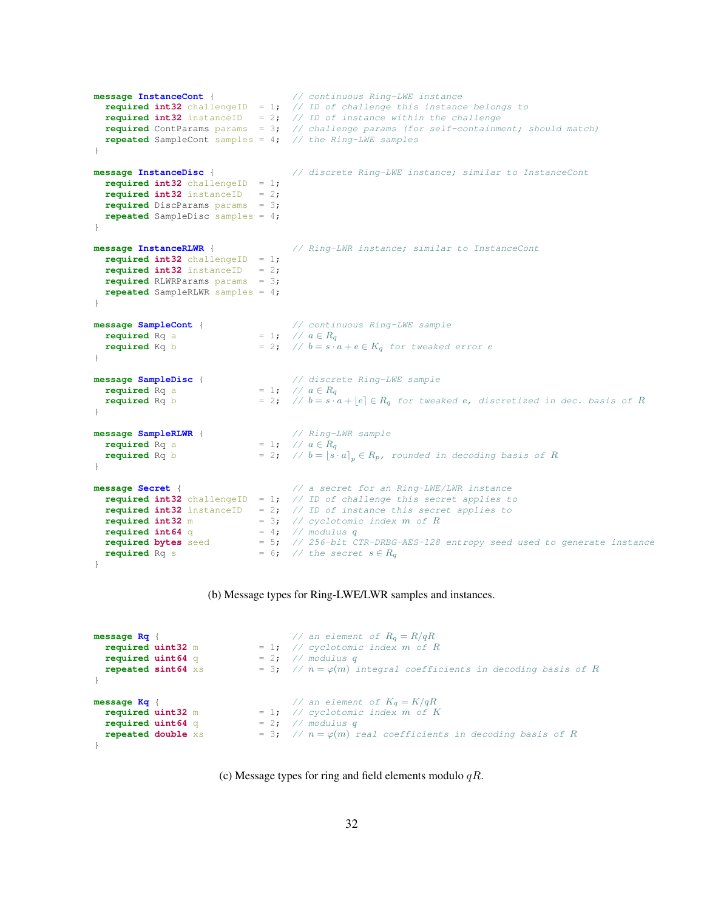```
message InstanceCont {              // continuous Ring-LWE instance
  required int32 challengeID  = 1;  // ID of challenge this instance belongs to
  required int32 instanceID   = 2;  // ID of instance within the challenge
  required ContParams params  = 3;  // challenge params (for self-containment; should match)
  repeated SampleCont samples = 4;  // the Ring-LWE samples
}

message InstanceDisc {              // discrete Ring-LWE instance; similar to InstanceCont
  required int32 challengeID  = 1;
  required int32 instanceID   = 2;
  required DiscParams params  = 3;
  repeated SampleDisc samples = 4;
}

message InstanceRLWR {              // Ring-LWR instance; similar to InstanceCont
  required int32 challengeID  = 1;
  required int32 instanceID   = 2;
  required RLWRParams params  = 3;
  repeated SampleRLWR samples = 4;
}

message SampleCont {                // continuous Ring-LWE sample
  required Rq a               = 1;  // a ∈ R_q
  required Kq b               = 2;  // b = s·a + e ∈ K_q for tweaked error e
}

message SampleDisc {                // discrete Ring-LWE sample
  required Rq a               = 1;  // a ∈ R_q
  required Rq b               = 2;  // b = s·a + ⌊e⌉ ∈ R_q for tweaked e, discretized in dec. basis of R
}

message SampleRLWR {                // Ring-LWR sample
  required Rq a               = 1;  // a ∈ R_q
  required Rq b               = 2;  // b = ⌊s·a⌉_p ∈ R_p, rounded in decoding basis of R
}

message Secret {                    // a secret for an Ring-LWE/LWR instance
  required int32 challengeID  = 1;  // ID of challenge this secret applies to
  required int32 instanceID   = 2;  // ID of instance this secret applies to
  required int32 m            = 3;  // cyclotomic index m of R
  required int64 q            = 4;  // modulus q
  required bytes seed         = 5;  // 256-bit CTR-DRBG-AES-128 entropy seed used to generate instance
  required Rq s               = 6;  // the secret s ∈ R_q
}
```

(b) Message types for Ring-LWE/LWR samples and instances.

```
message Rq {                        // an element of R_q = R/qR
  required uint32 m           = 1;  // cyclotomic index m of R
  required uint64 q           = 2;  // modulus q
  repeated sint64 xs          = 3;  // n = φ(m) integral coefficients in decoding basis of R
}

message Kq {                        // an element of K_q = K/qR
  required uint32 m           = 1;  // cyclotomic index m of K
  required uint64 q           = 2;  // modulus q
  repeated double xs          = 3;  // n = φ(m) real coefficients in decoding basis of R
}
```

(c) Message types for ring and field elements modulo $qR$.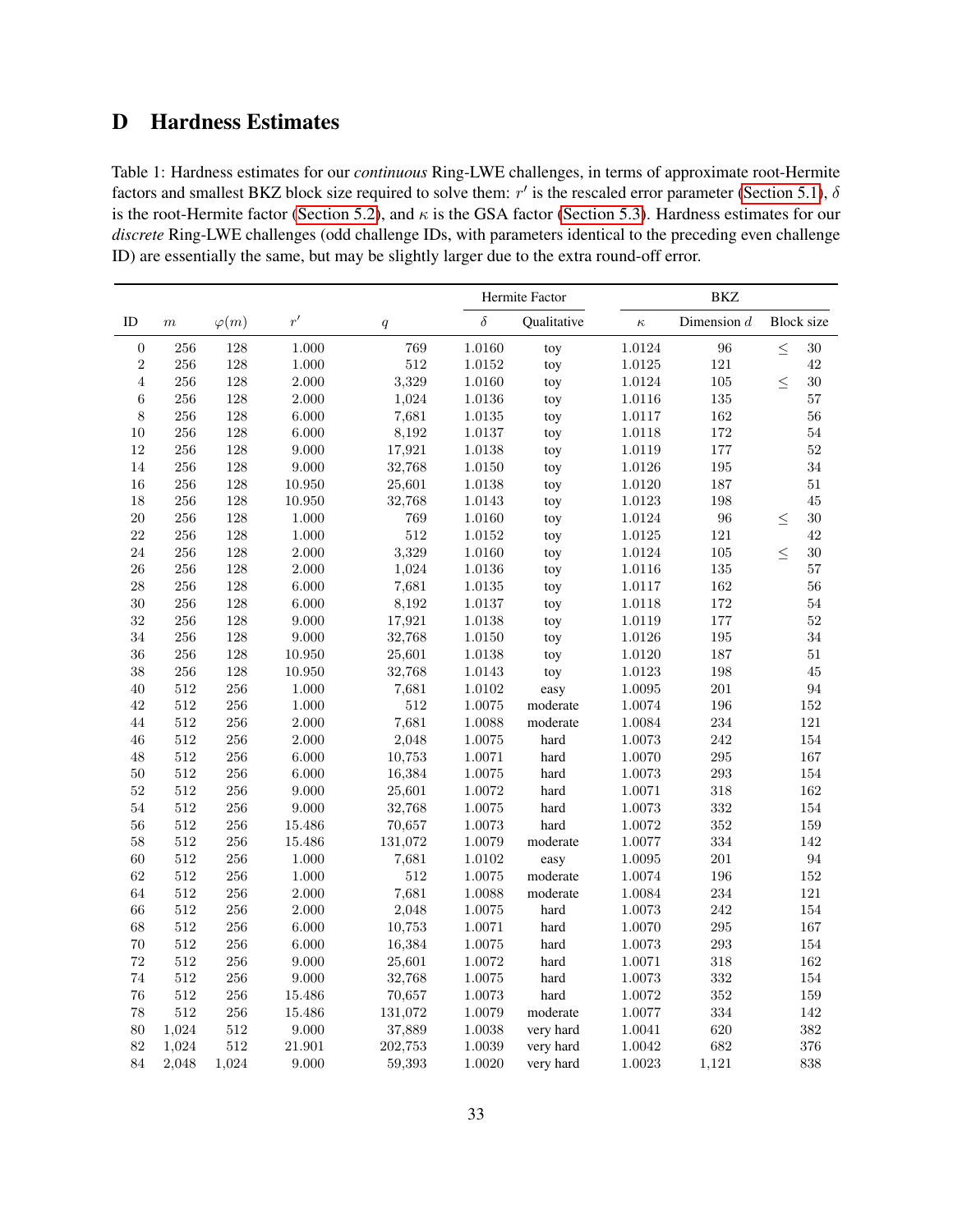# D Hardness Estimates

Table 1: Hardness estimates for our *continuous* Ring-LWE challenges, in terms of approximate root-Hermite factors and smallest BKZ block size required to solve them: $r'$ is the rescaled error parameter (Section 5.1), $\delta$ is the root-Hermite factor (Section 5.2), and $\kappa$ is the GSA factor (Section 5.3). Hardness estimates for our *discrete* Ring-LWE challenges (odd challenge IDs, with parameters identical to the preceding even challenge ID) are essentially the same, but may be slightly larger due to the extra round-off error.

| | | | | | Hermite Factor | | BKZ | | |
|---|---|---|---|---|---|---|---|---|---|
| ID | $m$ | $\varphi(m)$ | $r'$ | $q$ | $\delta$ | Qualitative | $\kappa$ | Dimension $d$ | Block size |
| 0 | 256 | 128 | 1.000 | 769 | 1.0160 | toy | 1.0124 | 96 | $\leq$ 30 |
| 2 | 256 | 128 | 1.000 | 512 | 1.0152 | toy | 1.0125 | 121 | 42 |
| 4 | 256 | 128 | 2.000 | 3,329 | 1.0160 | toy | 1.0124 | 105 | $\leq$ 30 |
| 6 | 256 | 128 | 2.000 | 1,024 | 1.0136 | toy | 1.0116 | 135 | 57 |
| 8 | 256 | 128 | 6.000 | 7,681 | 1.0135 | toy | 1.0117 | 162 | 56 |
| 10 | 256 | 128 | 6.000 | 8,192 | 1.0137 | toy | 1.0118 | 172 | 54 |
| 12 | 256 | 128 | 9.000 | 17,921 | 1.0138 | toy | 1.0119 | 177 | 52 |
| 14 | 256 | 128 | 9.000 | 32,768 | 1.0150 | toy | 1.0126 | 195 | 34 |
| 16 | 256 | 128 | 10.950 | 25,601 | 1.0138 | toy | 1.0120 | 187 | 51 |
| 18 | 256 | 128 | 10.950 | 32,768 | 1.0143 | toy | 1.0123 | 198 | 45 |
| 20 | 256 | 128 | 1.000 | 769 | 1.0160 | toy | 1.0124 | 96 | $\leq$ 30 |
| 22 | 256 | 128 | 1.000 | 512 | 1.0152 | toy | 1.0125 | 121 | 42 |
| 24 | 256 | 128 | 2.000 | 3,329 | 1.0160 | toy | 1.0124 | 105 | $\leq$ 30 |
| 26 | 256 | 128 | 2.000 | 1,024 | 1.0136 | toy | 1.0116 | 135 | 57 |
| 28 | 256 | 128 | 6.000 | 7,681 | 1.0135 | toy | 1.0117 | 162 | 56 |
| 30 | 256 | 128 | 6.000 | 8,192 | 1.0137 | toy | 1.0118 | 172 | 54 |
| 32 | 256 | 128 | 9.000 | 17,921 | 1.0138 | toy | 1.0119 | 177 | 52 |
| 34 | 256 | 128 | 9.000 | 32,768 | 1.0150 | toy | 1.0126 | 195 | 34 |
| 36 | 256 | 128 | 10.950 | 25,601 | 1.0138 | toy | 1.0120 | 187 | 51 |
| 38 | 256 | 128 | 10.950 | 32,768 | 1.0143 | toy | 1.0123 | 198 | 45 |
| 40 | 512 | 256 | 1.000 | 7,681 | 1.0102 | easy | 1.0095 | 201 | 94 |
| 42 | 512 | 256 | 1.000 | 512 | 1.0075 | moderate | 1.0074 | 196 | 152 |
| 44 | 512 | 256 | 2.000 | 7,681 | 1.0088 | moderate | 1.0084 | 234 | 121 |
| 46 | 512 | 256 | 2.000 | 2,048 | 1.0075 | hard | 1.0073 | 242 | 154 |
| 48 | 512 | 256 | 6.000 | 10,753 | 1.0071 | hard | 1.0070 | 295 | 167 |
| 50 | 512 | 256 | 6.000 | 16,384 | 1.0075 | hard | 1.0073 | 293 | 154 |
| 52 | 512 | 256 | 9.000 | 25,601 | 1.0072 | hard | 1.0071 | 318 | 162 |
| 54 | 512 | 256 | 9.000 | 32,768 | 1.0075 | hard | 1.0073 | 332 | 154 |
| 56 | 512 | 256 | 15.486 | 70,657 | 1.0073 | hard | 1.0072 | 352 | 159 |
| 58 | 512 | 256 | 15.486 | 131,072 | 1.0079 | moderate | 1.0077 | 334 | 142 |
| 60 | 512 | 256 | 1.000 | 7,681 | 1.0102 | easy | 1.0095 | 201 | 94 |
| 62 | 512 | 256 | 1.000 | 512 | 1.0075 | moderate | 1.0074 | 196 | 152 |
| 64 | 512 | 256 | 2.000 | 7,681 | 1.0088 | moderate | 1.0084 | 234 | 121 |
| 66 | 512 | 256 | 2.000 | 2,048 | 1.0075 | hard | 1.0073 | 242 | 154 |
| 68 | 512 | 256 | 6.000 | 10,753 | 1.0071 | hard | 1.0070 | 295 | 167 |
| 70 | 512 | 256 | 6.000 | 16,384 | 1.0075 | hard | 1.0073 | 293 | 154 |
| 72 | 512 | 256 | 9.000 | 25,601 | 1.0072 | hard | 1.0071 | 318 | 162 |
| 74 | 512 | 256 | 9.000 | 32,768 | 1.0075 | hard | 1.0073 | 332 | 154 |
| 76 | 512 | 256 | 15.486 | 70,657 | 1.0073 | hard | 1.0072 | 352 | 159 |
| 78 | 512 | 256 | 15.486 | 131,072 | 1.0079 | moderate | 1.0077 | 334 | 142 |
| 80 | 1,024 | 512 | 9.000 | 37,889 | 1.0038 | very hard | 1.0041 | 620 | 382 |
| 82 | 1,024 | 512 | 21.901 | 202,753 | 1.0039 | very hard | 1.0042 | 682 | 376 |
| 84 | 2,048 | 1,024 | 9.000 | 59,393 | 1.0020 | very hard | 1.0023 | 1,121 | 838 |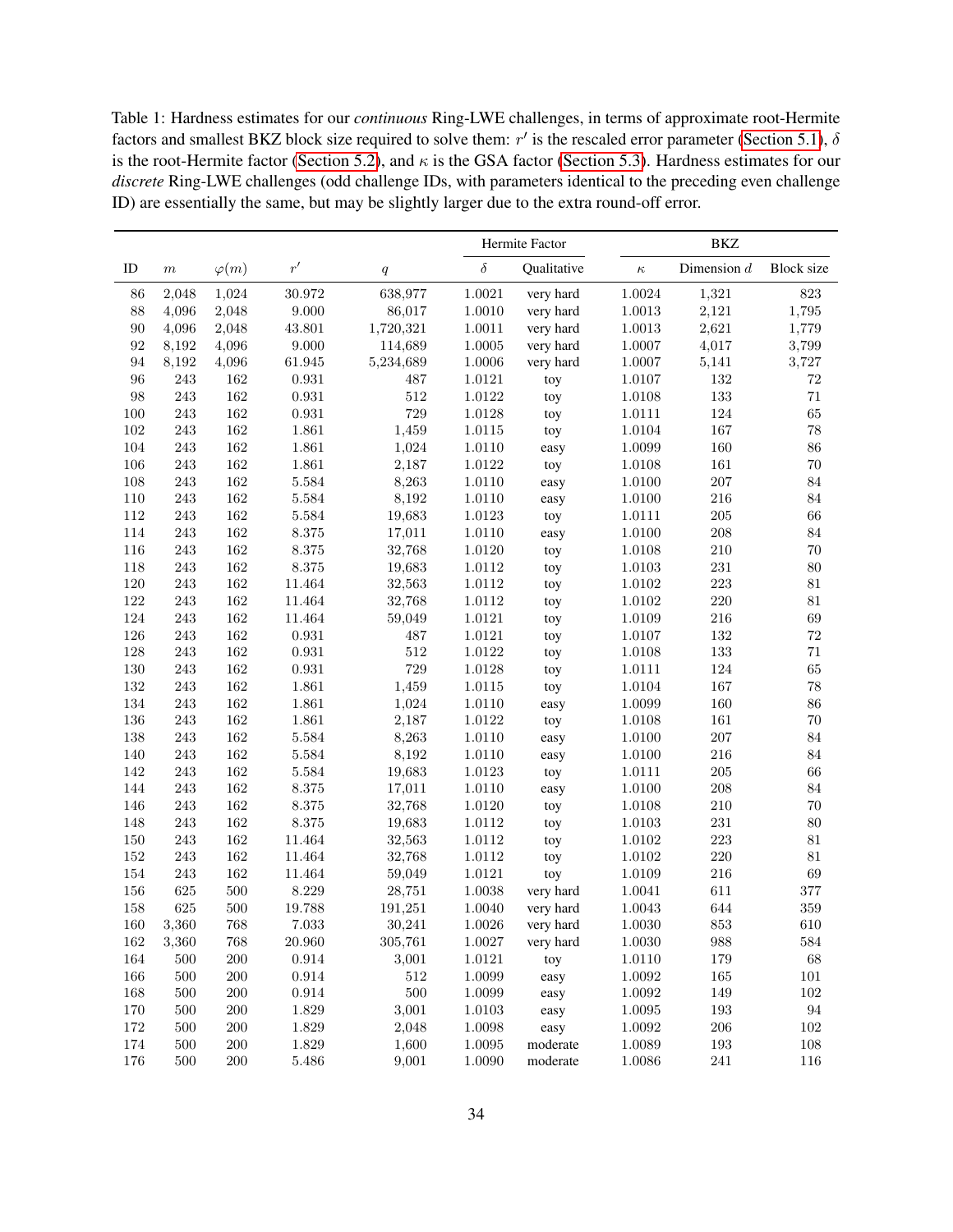Table 1: Hardness estimates for our *continuous* Ring-LWE challenges, in terms of approximate root-Hermite factors and smallest BKZ block size required to solve them: $r'$ is the rescaled error parameter (Section 5.1), $\delta$ is the root-Hermite factor (Section 5.2), and $\kappa$ is the GSA factor (Section 5.3). Hardness estimates for our *discrete* Ring-LWE challenges (odd challenge IDs, with parameters identical to the preceding even challenge ID) are essentially the same, but may be slightly larger due to the extra round-off error.

| | | | | | Hermite Factor | | BKZ | | |
|---|---|---|---|---|---|---|---|---|---|
| ID | $m$ | $\varphi(m)$ | $r'$ | $q$ | $\delta$ | Qualitative | $\kappa$ | Dimension $d$ | Block size |
| 86 | 2,048 | 1,024 | 30.972 | 638,977 | 1.0021 | very hard | 1.0024 | 1,321 | 823 |
| 88 | 4,096 | 2,048 | 9.000 | 86,017 | 1.0010 | very hard | 1.0013 | 2,121 | 1,795 |
| 90 | 4,096 | 2,048 | 43.801 | 1,720,321 | 1.0011 | very hard | 1.0013 | 2,621 | 1,779 |
| 92 | 8,192 | 4,096 | 9.000 | 114,689 | 1.0005 | very hard | 1.0007 | 4,017 | 3,799 |
| 94 | 8,192 | 4,096 | 61.945 | 5,234,689 | 1.0006 | very hard | 1.0007 | 5,141 | 3,727 |
| 96 | 243 | 162 | 0.931 | 487 | 1.0121 | toy | 1.0107 | 132 | 72 |
| 98 | 243 | 162 | 0.931 | 512 | 1.0122 | toy | 1.0108 | 133 | 71 |
| 100 | 243 | 162 | 0.931 | 729 | 1.0128 | toy | 1.0111 | 124 | 65 |
| 102 | 243 | 162 | 1.861 | 1,459 | 1.0115 | toy | 1.0104 | 167 | 78 |
| 104 | 243 | 162 | 1.861 | 1,024 | 1.0110 | easy | 1.0099 | 160 | 86 |
| 106 | 243 | 162 | 1.861 | 2,187 | 1.0122 | toy | 1.0108 | 161 | 70 |
| 108 | 243 | 162 | 5.584 | 8,263 | 1.0110 | easy | 1.0100 | 207 | 84 |
| 110 | 243 | 162 | 5.584 | 8,192 | 1.0110 | easy | 1.0100 | 216 | 84 |
| 112 | 243 | 162 | 5.584 | 19,683 | 1.0123 | toy | 1.0111 | 205 | 66 |
| 114 | 243 | 162 | 8.375 | 17,011 | 1.0110 | easy | 1.0100 | 208 | 84 |
| 116 | 243 | 162 | 8.375 | 32,768 | 1.0120 | toy | 1.0108 | 210 | 70 |
| 118 | 243 | 162 | 8.375 | 19,683 | 1.0112 | toy | 1.0103 | 231 | 80 |
| 120 | 243 | 162 | 11.464 | 32,563 | 1.0112 | toy | 1.0102 | 223 | 81 |
| 122 | 243 | 162 | 11.464 | 32,768 | 1.0112 | toy | 1.0102 | 220 | 81 |
| 124 | 243 | 162 | 11.464 | 59,049 | 1.0121 | toy | 1.0109 | 216 | 69 |
| 126 | 243 | 162 | 0.931 | 487 | 1.0121 | toy | 1.0107 | 132 | 72 |
| 128 | 243 | 162 | 0.931 | 512 | 1.0122 | toy | 1.0108 | 133 | 71 |
| 130 | 243 | 162 | 0.931 | 729 | 1.0128 | toy | 1.0111 | 124 | 65 |
| 132 | 243 | 162 | 1.861 | 1,459 | 1.0115 | toy | 1.0104 | 167 | 78 |
| 134 | 243 | 162 | 1.861 | 1,024 | 1.0110 | easy | 1.0099 | 160 | 86 |
| 136 | 243 | 162 | 1.861 | 2,187 | 1.0122 | toy | 1.0108 | 161 | 70 |
| 138 | 243 | 162 | 5.584 | 8,263 | 1.0110 | easy | 1.0100 | 207 | 84 |
| 140 | 243 | 162 | 5.584 | 8,192 | 1.0110 | easy | 1.0100 | 216 | 84 |
| 142 | 243 | 162 | 5.584 | 19,683 | 1.0123 | toy | 1.0111 | 205 | 66 |
| 144 | 243 | 162 | 8.375 | 17,011 | 1.0110 | easy | 1.0100 | 208 | 84 |
| 146 | 243 | 162 | 8.375 | 32,768 | 1.0120 | toy | 1.0108 | 210 | 70 |
| 148 | 243 | 162 | 8.375 | 19,683 | 1.0112 | toy | 1.0103 | 231 | 80 |
| 150 | 243 | 162 | 11.464 | 32,563 | 1.0112 | toy | 1.0102 | 223 | 81 |
| 152 | 243 | 162 | 11.464 | 32,768 | 1.0112 | toy | 1.0102 | 220 | 81 |
| 154 | 243 | 162 | 11.464 | 59,049 | 1.0121 | toy | 1.0109 | 216 | 69 |
| 156 | 625 | 500 | 8.229 | 28,751 | 1.0038 | very hard | 1.0041 | 611 | 377 |
| 158 | 625 | 500 | 19.788 | 191,251 | 1.0040 | very hard | 1.0043 | 644 | 359 |
| 160 | 3,360 | 768 | 7.033 | 30,241 | 1.0026 | very hard | 1.0030 | 853 | 610 |
| 162 | 3,360 | 768 | 20.960 | 305,761 | 1.0027 | very hard | 1.0030 | 988 | 584 |
| 164 | 500 | 200 | 0.914 | 3,001 | 1.0121 | toy | 1.0110 | 179 | 68 |
| 166 | 500 | 200 | 0.914 | 512 | 1.0099 | easy | 1.0092 | 165 | 101 |
| 168 | 500 | 200 | 0.914 | 500 | 1.0099 | easy | 1.0092 | 149 | 102 |
| 170 | 500 | 200 | 1.829 | 3,001 | 1.0103 | easy | 1.0095 | 193 | 94 |
| 172 | 500 | 200 | 1.829 | 2,048 | 1.0098 | easy | 1.0092 | 206 | 102 |
| 174 | 500 | 200 | 1.829 | 1,600 | 1.0095 | moderate | 1.0089 | 193 | 108 |
| 176 | 500 | 200 | 5.486 | 9,001 | 1.0090 | moderate | 1.0086 | 241 | 116 |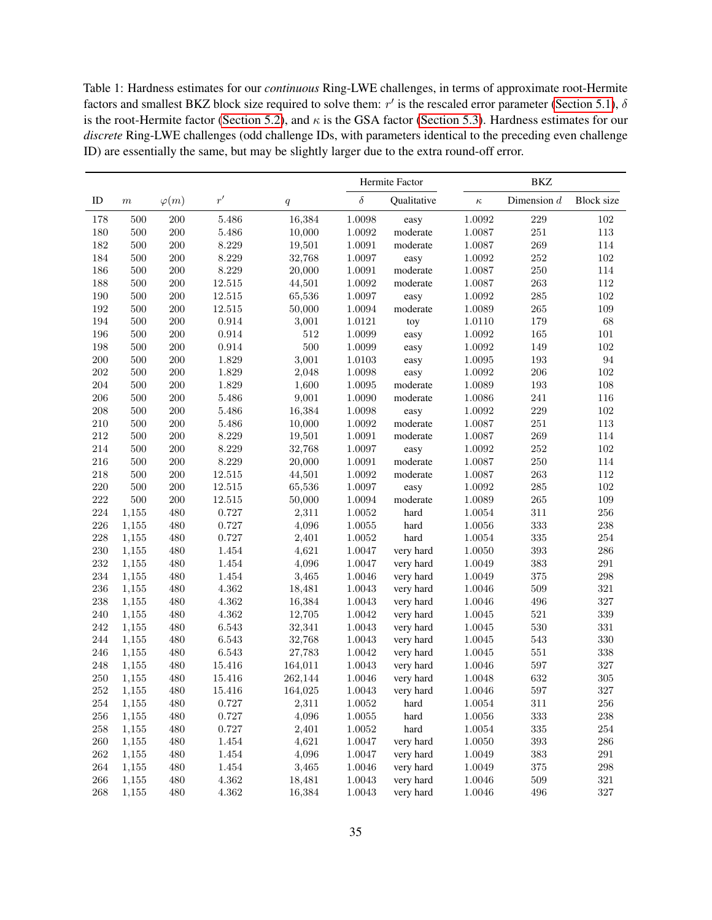Table 1: Hardness estimates for our *continuous* Ring-LWE challenges, in terms of approximate root-Hermite factors and smallest BKZ block size required to solve them: $r'$ is the rescaled error parameter (Section 5.1), $\delta$ is the root-Hermite factor (Section 5.2), and $\kappa$ is the GSA factor (Section 5.3). Hardness estimates for our *discrete* Ring-LWE challenges (odd challenge IDs, with parameters identical to the preceding even challenge ID) are essentially the same, but may be slightly larger due to the extra round-off error.

| | | | | | Hermite Factor | | BKZ | | |
|---|---|---|---|---|---|---|---|---|---|
| ID | $m$ | $\varphi(m)$ | $r'$ | $q$ | $\delta$ | Qualitative | $\kappa$ | Dimension $d$ | Block size |
| 178 | 500 | 200 | 5.486 | 16,384 | 1.0098 | easy | 1.0092 | 229 | 102 |
| 180 | 500 | 200 | 5.486 | 10,000 | 1.0092 | moderate | 1.0087 | 251 | 113 |
| 182 | 500 | 200 | 8.229 | 19,501 | 1.0091 | moderate | 1.0087 | 269 | 114 |
| 184 | 500 | 200 | 8.229 | 32,768 | 1.0097 | easy | 1.0092 | 252 | 102 |
| 186 | 500 | 200 | 8.229 | 20,000 | 1.0091 | moderate | 1.0087 | 250 | 114 |
| 188 | 500 | 200 | 12.515 | 44,501 | 1.0092 | moderate | 1.0087 | 263 | 112 |
| 190 | 500 | 200 | 12.515 | 65,536 | 1.0097 | easy | 1.0092 | 285 | 102 |
| 192 | 500 | 200 | 12.515 | 50,000 | 1.0094 | moderate | 1.0089 | 265 | 109 |
| 194 | 500 | 200 | 0.914 | 3,001 | 1.0121 | toy | 1.0110 | 179 | 68 |
| 196 | 500 | 200 | 0.914 | 512 | 1.0099 | easy | 1.0092 | 165 | 101 |
| 198 | 500 | 200 | 0.914 | 500 | 1.0099 | easy | 1.0092 | 149 | 102 |
| 200 | 500 | 200 | 1.829 | 3,001 | 1.0103 | easy | 1.0095 | 193 | 94 |
| 202 | 500 | 200 | 1.829 | 2,048 | 1.0098 | easy | 1.0092 | 206 | 102 |
| 204 | 500 | 200 | 1.829 | 1,600 | 1.0095 | moderate | 1.0089 | 193 | 108 |
| 206 | 500 | 200 | 5.486 | 9,001 | 1.0090 | moderate | 1.0086 | 241 | 116 |
| 208 | 500 | 200 | 5.486 | 16,384 | 1.0098 | easy | 1.0092 | 229 | 102 |
| 210 | 500 | 200 | 5.486 | 10,000 | 1.0092 | moderate | 1.0087 | 251 | 113 |
| 212 | 500 | 200 | 8.229 | 19,501 | 1.0091 | moderate | 1.0087 | 269 | 114 |
| 214 | 500 | 200 | 8.229 | 32,768 | 1.0097 | easy | 1.0092 | 252 | 102 |
| 216 | 500 | 200 | 8.229 | 20,000 | 1.0091 | moderate | 1.0087 | 250 | 114 |
| 218 | 500 | 200 | 12.515 | 44,501 | 1.0092 | moderate | 1.0087 | 263 | 112 |
| 220 | 500 | 200 | 12.515 | 65,536 | 1.0097 | easy | 1.0092 | 285 | 102 |
| 222 | 500 | 200 | 12.515 | 50,000 | 1.0094 | moderate | 1.0089 | 265 | 109 |
| 224 | 1,155 | 480 | 0.727 | 2,311 | 1.0052 | hard | 1.0054 | 311 | 256 |
| 226 | 1,155 | 480 | 0.727 | 4,096 | 1.0055 | hard | 1.0056 | 333 | 238 |
| 228 | 1,155 | 480 | 0.727 | 2,401 | 1.0052 | hard | 1.0054 | 335 | 254 |
| 230 | 1,155 | 480 | 1.454 | 4,621 | 1.0047 | very hard | 1.0050 | 393 | 286 |
| 232 | 1,155 | 480 | 1.454 | 4,096 | 1.0047 | very hard | 1.0049 | 383 | 291 |
| 234 | 1,155 | 480 | 1.454 | 3,465 | 1.0046 | very hard | 1.0049 | 375 | 298 |
| 236 | 1,155 | 480 | 4.362 | 18,481 | 1.0043 | very hard | 1.0046 | 509 | 321 |
| 238 | 1,155 | 480 | 4.362 | 16,384 | 1.0043 | very hard | 1.0046 | 496 | 327 |
| 240 | 1,155 | 480 | 4.362 | 12,705 | 1.0042 | very hard | 1.0045 | 521 | 339 |
| 242 | 1,155 | 480 | 6.543 | 32,341 | 1.0043 | very hard | 1.0045 | 530 | 331 |
| 244 | 1,155 | 480 | 6.543 | 32,768 | 1.0043 | very hard | 1.0045 | 543 | 330 |
| 246 | 1,155 | 480 | 6.543 | 27,783 | 1.0042 | very hard | 1.0045 | 551 | 338 |
| 248 | 1,155 | 480 | 15.416 | 164,011 | 1.0043 | very hard | 1.0046 | 597 | 327 |
| 250 | 1,155 | 480 | 15.416 | 262,144 | 1.0046 | very hard | 1.0048 | 632 | 305 |
| 252 | 1,155 | 480 | 15.416 | 164,025 | 1.0043 | very hard | 1.0046 | 597 | 327 |
| 254 | 1,155 | 480 | 0.727 | 2,311 | 1.0052 | hard | 1.0054 | 311 | 256 |
| 256 | 1,155 | 480 | 0.727 | 4,096 | 1.0055 | hard | 1.0056 | 333 | 238 |
| 258 | 1,155 | 480 | 0.727 | 2,401 | 1.0052 | hard | 1.0054 | 335 | 254 |
| 260 | 1,155 | 480 | 1.454 | 4,621 | 1.0047 | very hard | 1.0050 | 393 | 286 |
| 262 | 1,155 | 480 | 1.454 | 4,096 | 1.0047 | very hard | 1.0049 | 383 | 291 |
| 264 | 1,155 | 480 | 1.454 | 3,465 | 1.0046 | very hard | 1.0049 | 375 | 298 |
| 266 | 1,155 | 480 | 4.362 | 18,481 | 1.0043 | very hard | 1.0046 | 509 | 321 |
| 268 | 1,155 | 480 | 4.362 | 16,384 | 1.0043 | very hard | 1.0046 | 496 | 327 |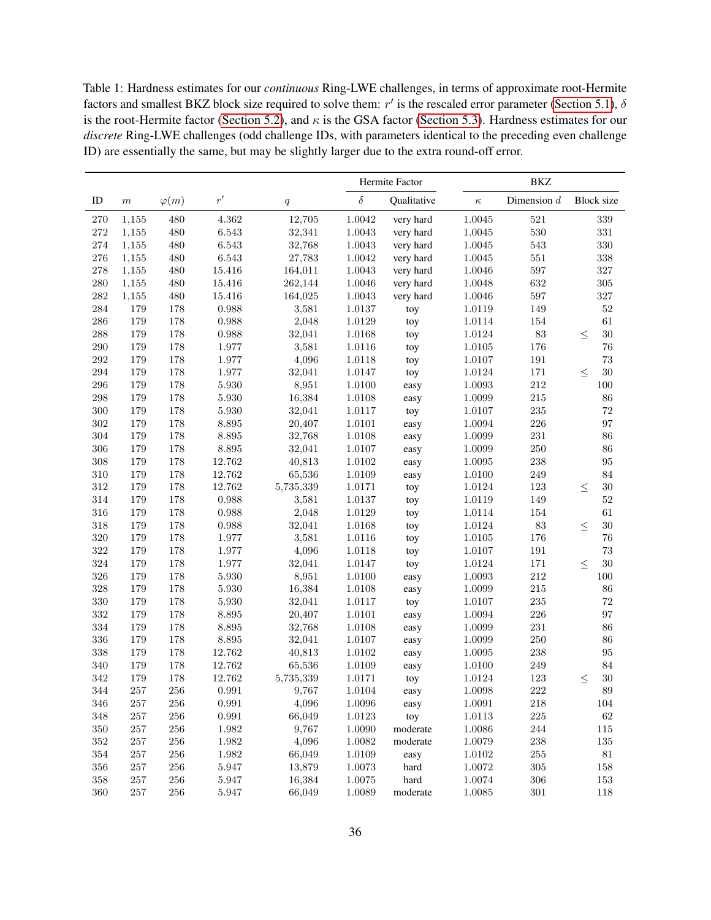Table 1: Hardness estimates for our *continuous* Ring-LWE challenges, in terms of approximate root-Hermite factors and smallest BKZ block size required to solve them: $r'$ is the rescaled error parameter (Section 5.1), $\delta$ is the root-Hermite factor (Section 5.2), and $\kappa$ is the GSA factor (Section 5.3). Hardness estimates for our *discrete* Ring-LWE challenges (odd challenge IDs, with parameters identical to the preceding even challenge ID) are essentially the same, but may be slightly larger due to the extra round-off error.

| | | | | | Hermite Factor | | BKZ | | |
|---|---|---|---|---|---|---|---|---|---|
| ID | $m$ | $\varphi(m)$ | $r'$ | $q$ | $\delta$ | Qualitative | $\kappa$ | Dimension $d$ | Block size |
| 270 | 1,155 | 480 | 4.362 | 12,705 | 1.0042 | very hard | 1.0045 | 521 | 339 |
| 272 | 1,155 | 480 | 6.543 | 32,341 | 1.0043 | very hard | 1.0045 | 530 | 331 |
| 274 | 1,155 | 480 | 6.543 | 32,768 | 1.0043 | very hard | 1.0045 | 543 | 330 |
| 276 | 1,155 | 480 | 6.543 | 27,783 | 1.0042 | very hard | 1.0045 | 551 | 338 |
| 278 | 1,155 | 480 | 15.416 | 164,011 | 1.0043 | very hard | 1.0046 | 597 | 327 |
| 280 | 1,155 | 480 | 15.416 | 262,144 | 1.0046 | very hard | 1.0048 | 632 | 305 |
| 282 | 1,155 | 480 | 15.416 | 164,025 | 1.0043 | very hard | 1.0046 | 597 | 327 |
| 284 | 179 | 178 | 0.988 | 3,581 | 1.0137 | toy | 1.0119 | 149 | 52 |
| 286 | 179 | 178 | 0.988 | 2,048 | 1.0129 | toy | 1.0114 | 154 | 61 |
| 288 | 179 | 178 | 0.988 | 32,041 | 1.0168 | toy | 1.0124 | 83 | $\leq$ 30 |
| 290 | 179 | 178 | 1.977 | 3,581 | 1.0116 | toy | 1.0105 | 176 | 76 |
| 292 | 179 | 178 | 1.977 | 4,096 | 1.0118 | toy | 1.0107 | 191 | 73 |
| 294 | 179 | 178 | 1.977 | 32,041 | 1.0147 | toy | 1.0124 | 171 | $\leq$ 30 |
| 296 | 179 | 178 | 5.930 | 8,951 | 1.0100 | easy | 1.0093 | 212 | 100 |
| 298 | 179 | 178 | 5.930 | 16,384 | 1.0108 | easy | 1.0099 | 215 | 86 |
| 300 | 179 | 178 | 5.930 | 32,041 | 1.0117 | toy | 1.0107 | 235 | 72 |
| 302 | 179 | 178 | 8.895 | 20,407 | 1.0101 | easy | 1.0094 | 226 | 97 |
| 304 | 179 | 178 | 8.895 | 32,768 | 1.0108 | easy | 1.0099 | 231 | 86 |
| 306 | 179 | 178 | 8.895 | 32,041 | 1.0107 | easy | 1.0099 | 250 | 86 |
| 308 | 179 | 178 | 12.762 | 40,813 | 1.0102 | easy | 1.0095 | 238 | 95 |
| 310 | 179 | 178 | 12.762 | 65,536 | 1.0109 | easy | 1.0100 | 249 | 84 |
| 312 | 179 | 178 | 12.762 | 5,735,339 | 1.0171 | toy | 1.0124 | 123 | $\leq$ 30 |
| 314 | 179 | 178 | 0.988 | 3,581 | 1.0137 | toy | 1.0119 | 149 | 52 |
| 316 | 179 | 178 | 0.988 | 2,048 | 1.0129 | toy | 1.0114 | 154 | 61 |
| 318 | 179 | 178 | 0.988 | 32,041 | 1.0168 | toy | 1.0124 | 83 | $\leq$ 30 |
| 320 | 179 | 178 | 1.977 | 3,581 | 1.0116 | toy | 1.0105 | 176 | 76 |
| 322 | 179 | 178 | 1.977 | 4,096 | 1.0118 | toy | 1.0107 | 191 | 73 |
| 324 | 179 | 178 | 1.977 | 32,041 | 1.0147 | toy | 1.0124 | 171 | $\leq$ 30 |
| 326 | 179 | 178 | 5.930 | 8,951 | 1.0100 | easy | 1.0093 | 212 | 100 |
| 328 | 179 | 178 | 5.930 | 16,384 | 1.0108 | easy | 1.0099 | 215 | 86 |
| 330 | 179 | 178 | 5.930 | 32,041 | 1.0117 | toy | 1.0107 | 235 | 72 |
| 332 | 179 | 178 | 8.895 | 20,407 | 1.0101 | easy | 1.0094 | 226 | 97 |
| 334 | 179 | 178 | 8.895 | 32,768 | 1.0108 | easy | 1.0099 | 231 | 86 |
| 336 | 179 | 178 | 8.895 | 32,041 | 1.0107 | easy | 1.0099 | 250 | 86 |
| 338 | 179 | 178 | 12.762 | 40,813 | 1.0102 | easy | 1.0095 | 238 | 95 |
| 340 | 179 | 178 | 12.762 | 65,536 | 1.0109 | easy | 1.0100 | 249 | 84 |
| 342 | 179 | 178 | 12.762 | 5,735,339 | 1.0171 | toy | 1.0124 | 123 | $\leq$ 30 |
| 344 | 257 | 256 | 0.991 | 9,767 | 1.0104 | easy | 1.0098 | 222 | 89 |
| 346 | 257 | 256 | 0.991 | 4,096 | 1.0096 | easy | 1.0091 | 218 | 104 |
| 348 | 257 | 256 | 0.991 | 66,049 | 1.0123 | toy | 1.0113 | 225 | 62 |
| 350 | 257 | 256 | 1.982 | 9,767 | 1.0090 | moderate | 1.0086 | 244 | 115 |
| 352 | 257 | 256 | 1.982 | 4,096 | 1.0082 | moderate | 1.0079 | 238 | 135 |
| 354 | 257 | 256 | 1.982 | 66,049 | 1.0109 | easy | 1.0102 | 255 | 81 |
| 356 | 257 | 256 | 5.947 | 13,879 | 1.0073 | hard | 1.0072 | 305 | 158 |
| 358 | 257 | 256 | 5.947 | 16,384 | 1.0075 | hard | 1.0074 | 306 | 153 |
| 360 | 257 | 256 | 5.947 | 66,049 | 1.0089 | moderate | 1.0085 | 301 | 118 |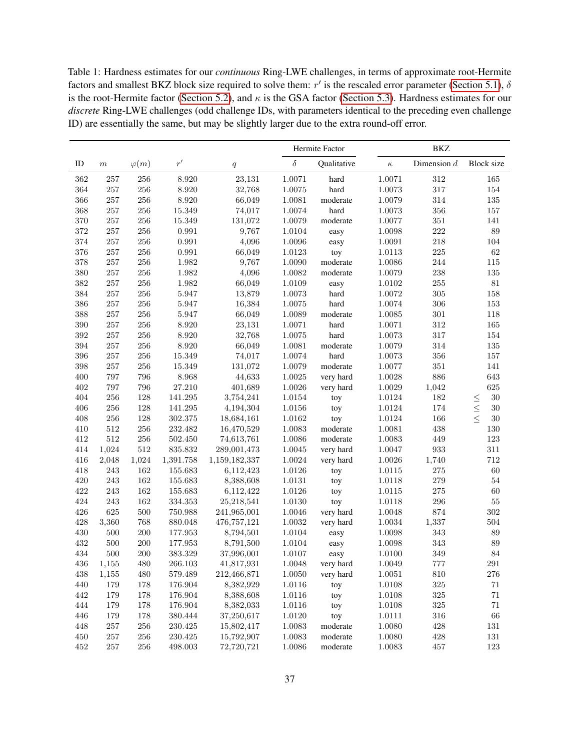Table 1: Hardness estimates for our *continuous* Ring-LWE challenges, in terms of approximate root-Hermite factors and smallest BKZ block size required to solve them: $r'$ is the rescaled error parameter (Section 5.1), $\delta$ is the root-Hermite factor (Section 5.2), and $\kappa$ is the GSA factor (Section 5.3). Hardness estimates for our *discrete* Ring-LWE challenges (odd challenge IDs, with parameters identical to the preceding even challenge ID) are essentially the same, but may be slightly larger due to the extra round-off error.

| | | | | | Hermite Factor | | BKZ | | |
|---|---|---|---|---|---|---|---|---|---|
| ID | $m$ | $\varphi(m)$ | $r'$ | $q$ | $\delta$ | Qualitative | $\kappa$ | Dimension $d$ | Block size |
| 362 | 257 | 256 | 8.920 | 23,131 | 1.0071 | hard | 1.0071 | 312 | 165 |
| 364 | 257 | 256 | 8.920 | 32,768 | 1.0075 | hard | 1.0073 | 317 | 154 |
| 366 | 257 | 256 | 8.920 | 66,049 | 1.0081 | moderate | 1.0079 | 314 | 135 |
| 368 | 257 | 256 | 15.349 | 74,017 | 1.0074 | hard | 1.0073 | 356 | 157 |
| 370 | 257 | 256 | 15.349 | 131,072 | 1.0079 | moderate | 1.0077 | 351 | 141 |
| 372 | 257 | 256 | 0.991 | 9,767 | 1.0104 | easy | 1.0098 | 222 | 89 |
| 374 | 257 | 256 | 0.991 | 4,096 | 1.0096 | easy | 1.0091 | 218 | 104 |
| 376 | 257 | 256 | 0.991 | 66,049 | 1.0123 | toy | 1.0113 | 225 | 62 |
| 378 | 257 | 256 | 1.982 | 9,767 | 1.0090 | moderate | 1.0086 | 244 | 115 |
| 380 | 257 | 256 | 1.982 | 4,096 | 1.0082 | moderate | 1.0079 | 238 | 135 |
| 382 | 257 | 256 | 1.982 | 66,049 | 1.0109 | easy | 1.0102 | 255 | 81 |
| 384 | 257 | 256 | 5.947 | 13,879 | 1.0073 | hard | 1.0072 | 305 | 158 |
| 386 | 257 | 256 | 5.947 | 16,384 | 1.0075 | hard | 1.0074 | 306 | 153 |
| 388 | 257 | 256 | 5.947 | 66,049 | 1.0089 | moderate | 1.0085 | 301 | 118 |
| 390 | 257 | 256 | 8.920 | 23,131 | 1.0071 | hard | 1.0071 | 312 | 165 |
| 392 | 257 | 256 | 8.920 | 32,768 | 1.0075 | hard | 1.0073 | 317 | 154 |
| 394 | 257 | 256 | 8.920 | 66,049 | 1.0081 | moderate | 1.0079 | 314 | 135 |
| 396 | 257 | 256 | 15.349 | 74,017 | 1.0074 | hard | 1.0073 | 356 | 157 |
| 398 | 257 | 256 | 15.349 | 131,072 | 1.0079 | moderate | 1.0077 | 351 | 141 |
| 400 | 797 | 796 | 8.968 | 44,633 | 1.0025 | very hard | 1.0028 | 886 | 643 |
| 402 | 797 | 796 | 27.210 | 401,689 | 1.0026 | very hard | 1.0029 | 1,042 | 625 |
| 404 | 256 | 128 | 141.295 | 3,754,241 | 1.0154 | toy | 1.0124 | 182 | $\leq$ 30 |
| 406 | 256 | 128 | 141.295 | 4,194,304 | 1.0156 | toy | 1.0124 | 174 | $\leq$ 30 |
| 408 | 256 | 128 | 302.375 | 18,684,161 | 1.0162 | toy | 1.0124 | 166 | $\leq$ 30 |
| 410 | 512 | 256 | 232.482 | 16,470,529 | 1.0083 | moderate | 1.0081 | 438 | 130 |
| 412 | 512 | 256 | 502.450 | 74,613,761 | 1.0086 | moderate | 1.0083 | 449 | 123 |
| 414 | 1,024 | 512 | 835.832 | 289,001,473 | 1.0045 | very hard | 1.0047 | 933 | 311 |
| 416 | 2,048 | 1,024 | 1,391.758 | 1,159,182,337 | 1.0024 | very hard | 1.0026 | 1,740 | 712 |
| 418 | 243 | 162 | 155.683 | 6,112,423 | 1.0126 | toy | 1.0115 | 275 | 60 |
| 420 | 243 | 162 | 155.683 | 8,388,608 | 1.0131 | toy | 1.0118 | 279 | 54 |
| 422 | 243 | 162 | 155.683 | 6,112,422 | 1.0126 | toy | 1.0115 | 275 | 60 |
| 424 | 243 | 162 | 334.353 | 25,218,541 | 1.0130 | toy | 1.0118 | 296 | 55 |
| 426 | 625 | 500 | 750.988 | 241,965,001 | 1.0046 | very hard | 1.0048 | 874 | 302 |
| 428 | 3,360 | 768 | 880.048 | 476,757,121 | 1.0032 | very hard | 1.0034 | 1,337 | 504 |
| 430 | 500 | 200 | 177.953 | 8,794,501 | 1.0104 | easy | 1.0098 | 343 | 89 |
| 432 | 500 | 200 | 177.953 | 8,791,500 | 1.0104 | easy | 1.0098 | 343 | 89 |
| 434 | 500 | 200 | 383.329 | 37,996,001 | 1.0107 | easy | 1.0100 | 349 | 84 |
| 436 | 1,155 | 480 | 266.103 | 41,817,931 | 1.0048 | very hard | 1.0049 | 777 | 291 |
| 438 | 1,155 | 480 | 579.489 | 212,466,871 | 1.0050 | very hard | 1.0051 | 810 | 276 |
| 440 | 179 | 178 | 176.904 | 8,382,929 | 1.0116 | toy | 1.0108 | 325 | 71 |
| 442 | 179 | 178 | 176.904 | 8,388,608 | 1.0116 | toy | 1.0108 | 325 | 71 |
| 444 | 179 | 178 | 176.904 | 8,382,033 | 1.0116 | toy | 1.0108 | 325 | 71 |
| 446 | 179 | 178 | 380.444 | 37,250,617 | 1.0120 | toy | 1.0111 | 316 | 66 |
| 448 | 257 | 256 | 230.425 | 15,802,417 | 1.0083 | moderate | 1.0080 | 428 | 131 |
| 450 | 257 | 256 | 230.425 | 15,792,907 | 1.0083 | moderate | 1.0080 | 428 | 131 |
| 452 | 257 | 256 | 498.003 | 72,720,721 | 1.0086 | moderate | 1.0083 | 457 | 123 |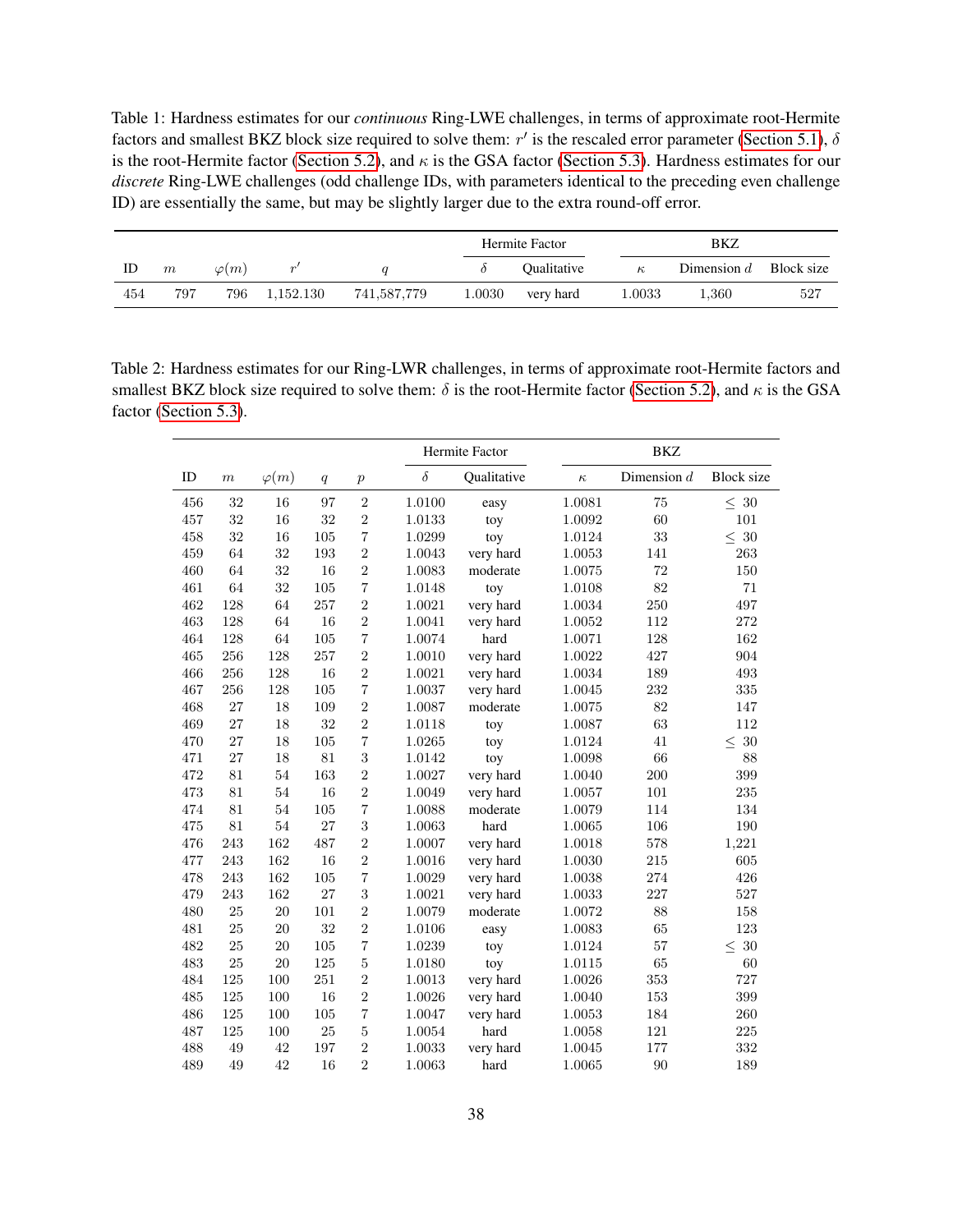Table 1: Hardness estimates for our *continuous* Ring-LWE challenges, in terms of approximate root-Hermite factors and smallest BKZ block size required to solve them: $r'$ is the rescaled error parameter (Section 5.1), $\delta$ is the root-Hermite factor (Section 5.2), and $\kappa$ is the GSA factor (Section 5.3). Hardness estimates for our *discrete* Ring-LWE challenges (odd challenge IDs, with parameters identical to the preceding even challenge ID) are essentially the same, but may be slightly larger due to the extra round-off error.

| | | | | | Hermite Factor | | BKZ | | |
|---|---|---|---|---|---|---|---|---|---|
| ID | $m$ | $\varphi(m)$ | $r'$ | $q$ | $\delta$ | Qualitative | $\kappa$ | Dimension $d$ | Block size |
| 454 | 797 | 796 | 1,152.130 | 741,587,779 | 1.0030 | very hard | 1.0033 | 1,360 | 527 |

Table 2: Hardness estimates for our Ring-LWR challenges, in terms of approximate root-Hermite factors and smallest BKZ block size required to solve them: $\delta$ is the root-Hermite factor (Section 5.2), and $\kappa$ is the GSA factor (Section 5.3).

| | | | | | Hermite Factor | | BKZ | | |
|---|---|---|---|---|---|---|---|---|---|
| ID | $m$ | $\varphi(m)$ | $q$ | $p$ | $\delta$ | Qualitative | $\kappa$ | Dimension $d$ | Block size |
| 456 | 32 | 16 | 97 | 2 | 1.0100 | easy | 1.0081 | 75 | $\leq$ 30 |
| 457 | 32 | 16 | 32 | 2 | 1.0133 | toy | 1.0092 | 60 | 101 |
| 458 | 32 | 16 | 105 | 7 | 1.0299 | toy | 1.0124 | 33 | $\leq$ 30 |
| 459 | 64 | 32 | 193 | 2 | 1.0043 | very hard | 1.0053 | 141 | 263 |
| 460 | 64 | 32 | 16 | 2 | 1.0083 | moderate | 1.0075 | 72 | 150 |
| 461 | 64 | 32 | 105 | 7 | 1.0148 | toy | 1.0108 | 82 | 71 |
| 462 | 128 | 64 | 257 | 2 | 1.0021 | very hard | 1.0034 | 250 | 497 |
| 463 | 128 | 64 | 16 | 2 | 1.0041 | very hard | 1.0052 | 112 | 272 |
| 464 | 128 | 64 | 105 | 7 | 1.0074 | hard | 1.0071 | 128 | 162 |
| 465 | 256 | 128 | 257 | 2 | 1.0010 | very hard | 1.0022 | 427 | 904 |
| 466 | 256 | 128 | 16 | 2 | 1.0021 | very hard | 1.0034 | 189 | 493 |
| 467 | 256 | 128 | 105 | 7 | 1.0037 | very hard | 1.0045 | 232 | 335 |
| 468 | 27 | 18 | 109 | 2 | 1.0087 | moderate | 1.0075 | 82 | 147 |
| 469 | 27 | 18 | 32 | 2 | 1.0118 | toy | 1.0087 | 63 | 112 |
| 470 | 27 | 18 | 105 | 7 | 1.0265 | toy | 1.0124 | 41 | $\leq$ 30 |
| 471 | 27 | 18 | 81 | 3 | 1.0142 | toy | 1.0098 | 66 | 88 |
| 472 | 81 | 54 | 163 | 2 | 1.0027 | very hard | 1.0040 | 200 | 399 |
| 473 | 81 | 54 | 16 | 2 | 1.0049 | very hard | 1.0057 | 101 | 235 |
| 474 | 81 | 54 | 105 | 7 | 1.0088 | moderate | 1.0079 | 114 | 134 |
| 475 | 81 | 54 | 27 | 3 | 1.0063 | hard | 1.0065 | 106 | 190 |
| 476 | 243 | 162 | 487 | 2 | 1.0007 | very hard | 1.0018 | 578 | 1,221 |
| 477 | 243 | 162 | 16 | 2 | 1.0016 | very hard | 1.0030 | 215 | 605 |
| 478 | 243 | 162 | 105 | 7 | 1.0029 | very hard | 1.0038 | 274 | 426 |
| 479 | 243 | 162 | 27 | 3 | 1.0021 | very hard | 1.0033 | 227 | 527 |
| 480 | 25 | 20 | 101 | 2 | 1.0079 | moderate | 1.0072 | 88 | 158 |
| 481 | 25 | 20 | 32 | 2 | 1.0106 | easy | 1.0083 | 65 | 123 |
| 482 | 25 | 20 | 105 | 7 | 1.0239 | toy | 1.0124 | 57 | $\leq$ 30 |
| 483 | 25 | 20 | 125 | 5 | 1.0180 | toy | 1.0115 | 65 | 60 |
| 484 | 125 | 100 | 251 | 2 | 1.0013 | very hard | 1.0026 | 353 | 727 |
| 485 | 125 | 100 | 16 | 2 | 1.0026 | very hard | 1.0040 | 153 | 399 |
| 486 | 125 | 100 | 105 | 7 | 1.0047 | very hard | 1.0053 | 184 | 260 |
| 487 | 125 | 100 | 25 | 5 | 1.0054 | hard | 1.0058 | 121 | 225 |
| 488 | 49 | 42 | 197 | 2 | 1.0033 | very hard | 1.0045 | 177 | 332 |
| 489 | 49 | 42 | 16 | 2 | 1.0063 | hard | 1.0065 | 90 | 189 |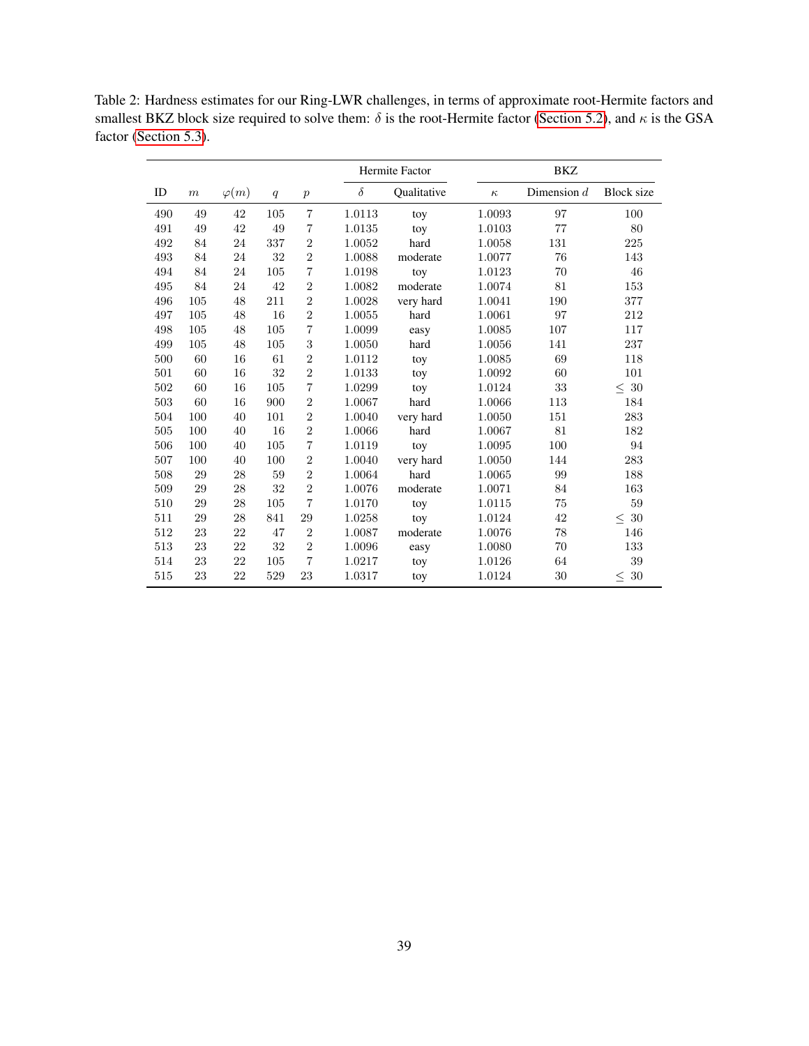Table 2: Hardness estimates for our Ring-LWR challenges, in terms of approximate root-Hermite factors and smallest BKZ block size required to solve them: $\delta$ is the root-Hermite factor (Section 5.2), and $\kappa$ is the GSA factor (Section 5.3).

| | | | | | Hermite Factor | | BKZ | | |
|---|---|---|---|---|---|---|---|---|---|
| ID | $m$ | $\varphi(m)$ | $q$ | $p$ | $\delta$ | Qualitative | $\kappa$ | Dimension $d$ | Block size |
| 490 | 49 | 42 | 105 | 7 | 1.0113 | toy | 1.0093 | 97 | 100 |
| 491 | 49 | 42 | 49 | 7 | 1.0135 | toy | 1.0103 | 77 | 80 |
| 492 | 84 | 24 | 337 | 2 | 1.0052 | hard | 1.0058 | 131 | 225 |
| 493 | 84 | 24 | 32 | 2 | 1.0088 | moderate | 1.0077 | 76 | 143 |
| 494 | 84 | 24 | 105 | 7 | 1.0198 | toy | 1.0123 | 70 | 46 |
| 495 | 84 | 24 | 42 | 2 | 1.0082 | moderate | 1.0074 | 81 | 153 |
| 496 | 105 | 48 | 211 | 2 | 1.0028 | very hard | 1.0041 | 190 | 377 |
| 497 | 105 | 48 | 16 | 2 | 1.0055 | hard | 1.0061 | 97 | 212 |
| 498 | 105 | 48 | 105 | 7 | 1.0099 | easy | 1.0085 | 107 | 117 |
| 499 | 105 | 48 | 105 | 3 | 1.0050 | hard | 1.0056 | 141 | 237 |
| 500 | 60 | 16 | 61 | 2 | 1.0112 | toy | 1.0085 | 69 | 118 |
| 501 | 60 | 16 | 32 | 2 | 1.0133 | toy | 1.0092 | 60 | 101 |
| 502 | 60 | 16 | 105 | 7 | 1.0299 | toy | 1.0124 | 33 | $\leq$ 30 |
| 503 | 60 | 16 | 900 | 2 | 1.0067 | hard | 1.0066 | 113 | 184 |
| 504 | 100 | 40 | 101 | 2 | 1.0040 | very hard | 1.0050 | 151 | 283 |
| 505 | 100 | 40 | 16 | 2 | 1.0066 | hard | 1.0067 | 81 | 182 |
| 506 | 100 | 40 | 105 | 7 | 1.0119 | toy | 1.0095 | 100 | 94 |
| 507 | 100 | 40 | 100 | 2 | 1.0040 | very hard | 1.0050 | 144 | 283 |
| 508 | 29 | 28 | 59 | 2 | 1.0064 | hard | 1.0065 | 99 | 188 |
| 509 | 29 | 28 | 32 | 2 | 1.0076 | moderate | 1.0071 | 84 | 163 |
| 510 | 29 | 28 | 105 | 7 | 1.0170 | toy | 1.0115 | 75 | 59 |
| 511 | 29 | 28 | 841 | 29 | 1.0258 | toy | 1.0124 | 42 | $\leq$ 30 |
| 512 | 23 | 22 | 47 | 2 | 1.0087 | moderate | 1.0076 | 78 | 146 |
| 513 | 23 | 22 | 32 | 2 | 1.0096 | easy | 1.0080 | 70 | 133 |
| 514 | 23 | 22 | 105 | 7 | 1.0217 | toy | 1.0126 | 64 | 39 |
| 515 | 23 | 22 | 529 | 23 | 1.0317 | toy | 1.0124 | 30 | $\leq$ 30 |